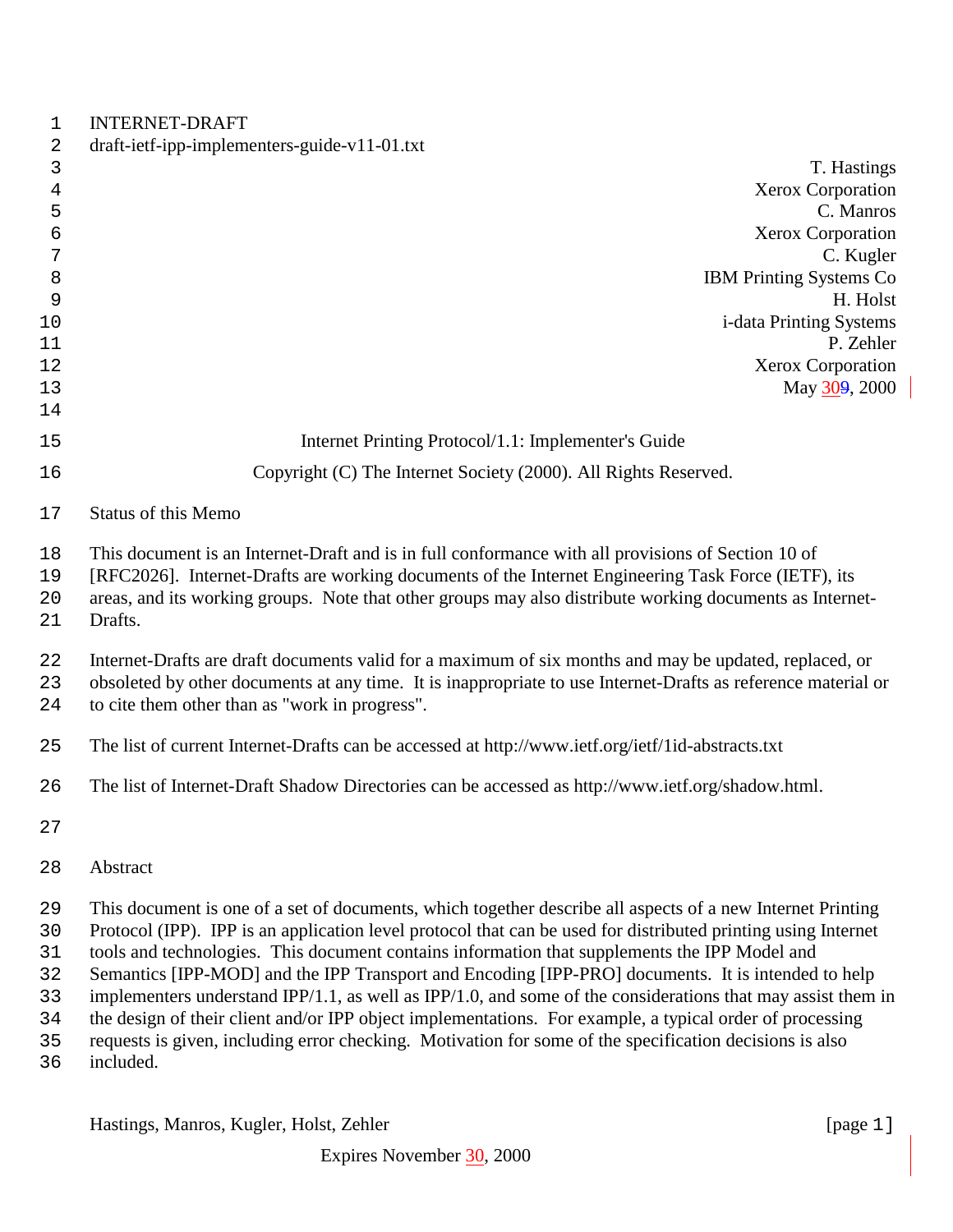INTERNET-DRAFT

draft-ietf-ipp-implementers-guide-v11-01.txt

T. Hastings
Xerox Corporation
C. Manros
Xerox Corporation
C. Kugler
IBM Printing Systems Co
H. Holst
i-data Printing Systems
P. Zehler
Xerox Corporation
May 309, 2000

# Internet Printing Protocol/1.1: Implementer's Guide

Copyright (C) The Internet Society (2000). All Rights Reserved.

## Status of this Memo

This document is an Internet-Draft and is in full conformance with all provisions of Section 10 of [RFC2026]. Internet-Drafts are working documents of the Internet Engineering Task Force (IETF), its areas, and its working groups. Note that other groups may also distribute working documents as Internet-Drafts.

Internet-Drafts are draft documents valid for a maximum of six months and may be updated, replaced, or obsoleted by other documents at any time. It is inappropriate to use Internet-Drafts as reference material or to cite them other than as "work in progress".

The list of current Internet-Drafts can be accessed at http://www.ietf.org/ietf/1id-abstracts.txt

The list of Internet-Draft Shadow Directories can be accessed as http://www.ietf.org/shadow.html.

## Abstract

This document is one of a set of documents, which together describe all aspects of a new Internet Printing Protocol (IPP). IPP is an application level protocol that can be used for distributed printing using Internet tools and technologies. This document contains information that supplements the IPP Model and Semantics [IPP-MOD] and the IPP Transport and Encoding [IPP-PRO] documents. It is intended to help implementers understand IPP/1.1, as well as IPP/1.0, and some of the considerations that may assist them in the design of their client and/or IPP object implementations. For example, a typical order of processing requests is given, including error checking. Motivation for some of the specification decisions is also included.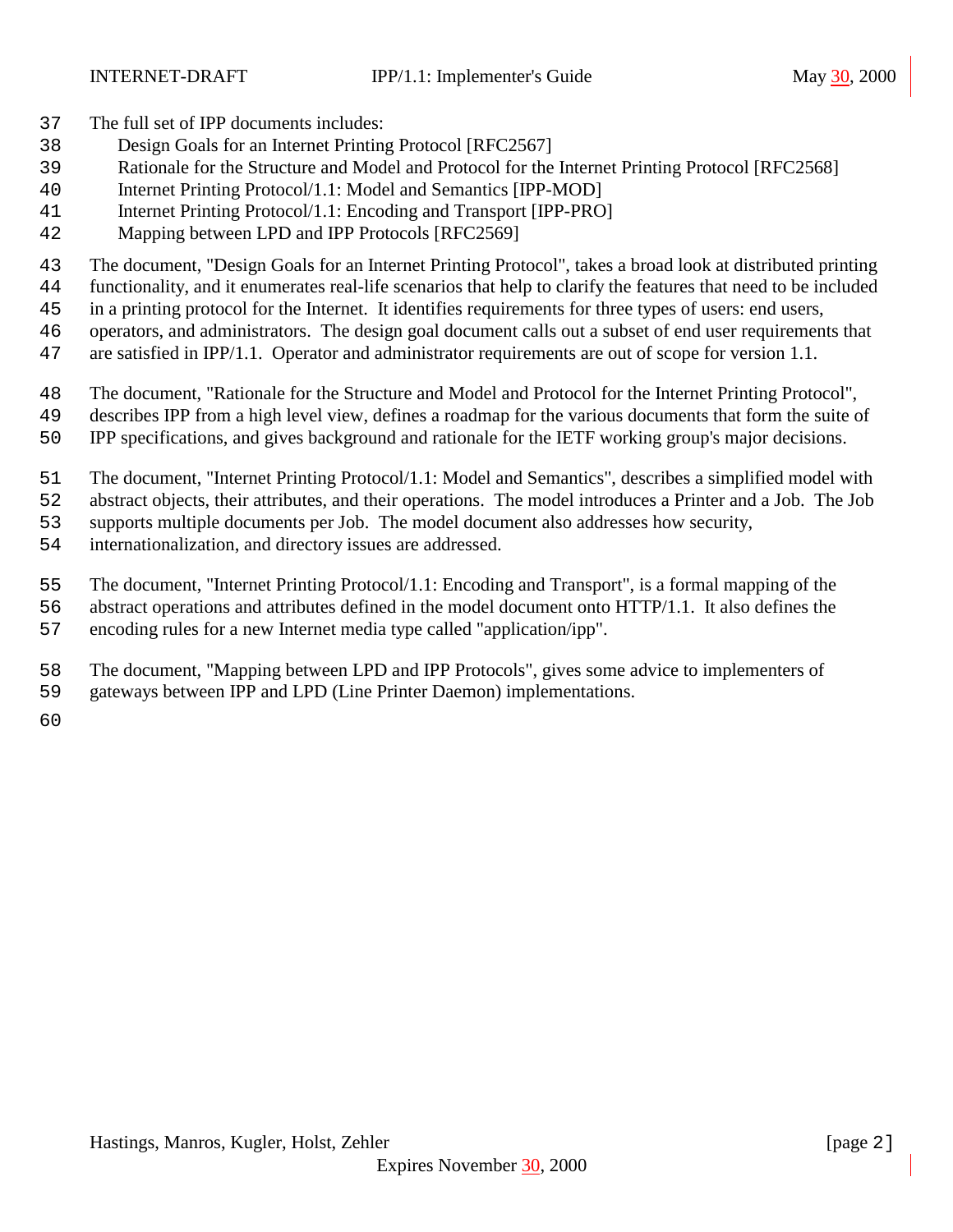The full set of IPP documents includes:

- Design Goals for an Internet Printing Protocol [RFC2567]
- Rationale for the Structure and Model and Protocol for the Internet Printing Protocol [RFC2568]
- Internet Printing Protocol/1.1: Model and Semantics [IPP-MOD]
- Internet Printing Protocol/1.1: Encoding and Transport [IPP-PRO]
- Mapping between LPD and IPP Protocols [RFC2569]

The document, "Design Goals for an Internet Printing Protocol", takes a broad look at distributed printing functionality, and it enumerates real-life scenarios that help to clarify the features that need to be included in a printing protocol for the Internet. It identifies requirements for three types of users: end users, operators, and administrators. The design goal document calls out a subset of end user requirements that are satisfied in IPP/1.1. Operator and administrator requirements are out of scope for version 1.1.

The document, "Rationale for the Structure and Model and Protocol for the Internet Printing Protocol", describes IPP from a high level view, defines a roadmap for the various documents that form the suite of IPP specifications, and gives background and rationale for the IETF working group's major decisions.

The document, "Internet Printing Protocol/1.1: Model and Semantics", describes a simplified model with abstract objects, their attributes, and their operations. The model introduces a Printer and a Job. The Job supports multiple documents per Job. The model document also addresses how security, internationalization, and directory issues are addressed.

The document, "Internet Printing Protocol/1.1: Encoding and Transport", is a formal mapping of the abstract operations and attributes defined in the model document onto HTTP/1.1. It also defines the encoding rules for a new Internet media type called "application/ipp".

The document, "Mapping between LPD and IPP Protocols", gives some advice to implementers of gateways between IPP and LPD (Line Printer Daemon) implementations.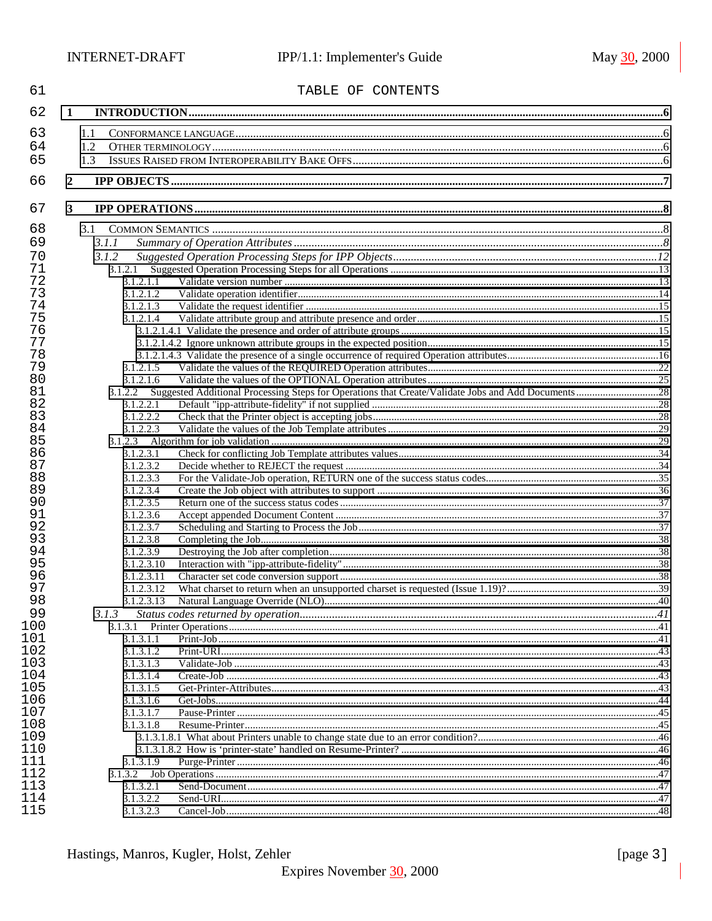TABLE OF CONTENTS

1 INTRODUCTION ....................................................................................................................6

1.1 CONFORMANCE LANGUAGE ....................................................................................................6
1.2 OTHER TERMINOLOGY ............................................................................................................6
1.3 ISSUES RAISED FROM INTEROPERABILITY BAKE OFFS ............................................................6

2 IPP OBJECTS ........................................................................................................................7

3 IPP OPERATIONS ..................................................................................................................8

3.1 COMMON SEMANTICS ..............................................................................................................8
*3.1.1 Summary of Operation Attributes* ..........................................................................................*8*
*3.1.2 Suggested Operation Processing Steps for IPP Objects* .......................................................*12*
3.1.2.1 Suggested Operation Processing Steps for all Operations ..........................................................13
3.1.2.1.1 Validate version number ..................................................................................................13
3.1.2.1.2 Validate operation identifier..............................................................................................14
3.1.2.1.3 Validate the request identifier ............................................................................................15
3.1.2.1.4 Validate attribute group and attribute presence and order.....................................................15
3.1.2.1.4.1 Validate the presence and order of attribute groups ...........................................................15
3.1.2.1.4.2 Ignore unknown attribute groups in the expected position....................................................15
3.1.2.1.4.3 Validate the presence of a single occurrence of required Operation attributes.........................16
3.1.2.1.5 Validate the values of the REQUIRED Operation attributes....................................................22
3.1.2.1.6 Validate the values of the OPTIONAL Operation attributes....................................................25
3.1.2.2 Suggested Additional Processing Steps for Operations that Create/Validate Jobs and Add Documents ..........28
3.1.2.2.1 Default "ipp-attribute-fidelity" if not supplied ........................................................................28
3.1.2.2.2 Check that the Printer object is accepting jobs......................................................................28
3.1.2.2.3 Validate the values of the Job Template attributes ................................................................29
3.1.2.3 Algorithm for job validation ..................................................................................................29
3.1.2.3.1 Check for conflicting Job Template attributes values..............................................................34
3.1.2.3.2 Decide whether to REJECT the request ..............................................................................34
3.1.2.3.3 For the Validate-Job operation, RETURN one of the success status codes.................................35
3.1.2.3.4 Create the Job object with attributes to support ....................................................................36
3.1.2.3.5 Return one of the success status codes ...............................................................................37
3.1.2.3.6 Accept appended Document Content ..................................................................................37
3.1.2.3.7 Scheduling and Starting to Process the Job..........................................................................37
3.1.2.3.8 Completing the Job...........................................................................................................38
3.1.2.3.9 Destroying the Job after completion....................................................................................38
3.1.2.3.10 Interaction with "ipp-attribute-fidelity"..............................................................................38
3.1.2.3.11 Character set code conversion support ...............................................................................38
3.1.2.3.12 What charset to return when an unsupported charset is requested (Issue 1.19)?........................39
3.1.2.3.13 Natural Language Override (NLO).....................................................................................40
*3.1.3 Status codes returned by operation*........................................................................................*41*
3.1.3.1 Printer Operations ..............................................................................................................41
3.1.3.1.1 Print-Job ........................................................................................................................41
3.1.3.1.2 Print-URI........................................................................................................................43
3.1.3.1.3 Validate-Job ...................................................................................................................43
3.1.3.1.4 Create-Job .....................................................................................................................43
3.1.3.1.5 Get-Printer-Attributes.......................................................................................................43
3.1.3.1.6 Get-Jobs.........................................................................................................................44
3.1.3.1.7 Pause-Printer ..................................................................................................................45
3.1.3.1.8 Resume-Printer................................................................................................................45
3.1.3.1.8.1 What about Printers unable to change state due to an error condition?...................................46
3.1.3.1.8.2 How is 'printer-state' handled on Resume-Printer? .............................................................46
3.1.3.1.9 Purge-Printer ..................................................................................................................46
3.1.3.2 Job Operations ...................................................................................................................47
3.1.3.2.1 Send-Document...............................................................................................................47
3.1.3.2.2 Send-URI........................................................................................................................47
3.1.3.2.3 Cancel-Job......................................................................................................................48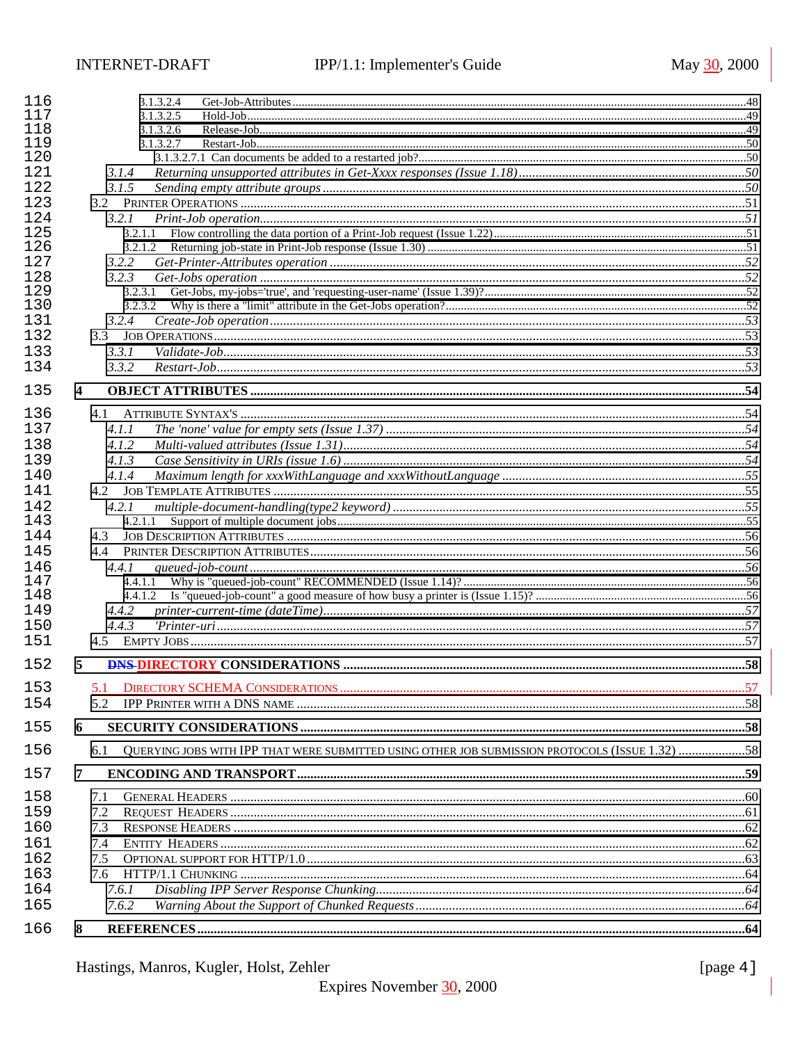3.1.3.2.4 Get-Job-Attributes ....48
3.1.3.2.5 Hold-Job ....49
3.1.3.2.6 Release-Job ....49
3.1.3.2.7 Restart-Job ....50
3.1.3.2.7.1 Can documents be added to a restarted job? ....50
*3.1.4 Returning unsupported attributes in Get-Xxxx responses (Issue 1.18)* ....50
*3.1.5 Sending empty attribute groups* ....50
3.2 PRINTER OPERATIONS ....51
*3.2.1 Print-Job operation* ....51
3.2.1.1 Flow controlling the data portion of a Print-Job request (Issue 1.22) ....51
3.2.1.2 Returning job-state in Print-Job response (Issue 1.30) ....51
*3.2.2 Get-Printer-Attributes operation* ....52
*3.2.3 Get-Jobs operation* ....52
3.2.3.1 Get-Jobs, my-jobs='true', and 'requesting-user-name' (Issue 1.39)? ....52
3.2.3.2 Why is there a "limit" attribute in the Get-Jobs operation? ....52
*3.2.4 Create-Job operation* ....53
3.3 JOB OPERATIONS ....53
*3.3.1 Validate-Job* ....53
*3.3.2 Restart-Job* ....53

**4 OBJECT ATTRIBUTES ....54**

4.1 ATTRIBUTE SYNTAX'S ....54
*4.1.1 The 'none' value for empty sets (Issue 1.37)* ....54
*4.1.2 Multi-valued attributes (Issue 1.31)* ....54
*4.1.3 Case Sensitivity in URIs (issue 1.6)* ....54
*4.1.4 Maximum length for xxxWithLanguage and xxxWithoutLanguage* ....55
4.2 JOB TEMPLATE ATTRIBUTES ....55
*4.2.1 multiple-document-handling(type2 keyword)* ....55
4.2.1.1 Support of multiple document jobs ....55
4.3 JOB DESCRIPTION ATTRIBUTES ....56
4.4 PRINTER DESCRIPTION ATTRIBUTES ....56
*4.4.1 queued-job-count* ....56
4.4.1.1 Why is "queued-job-count" RECOMMENDED (Issue 1.14)? ....56
4.4.1.2 Is "queued-job-count" a good measure of how busy a printer is (Issue 1.15)? ....56
*4.4.2 printer-current-time (dateTime)* ....57
*4.4.3 'Printer-uri* ....57
4.5 EMPTY JOBS ....57

**5 ~~DNS~~ DIRECTORY CONSIDERATIONS ....58**

5.1 DIRECTORY SCHEMA CONSIDERATIONS ....57
5.2 IPP PRINTER WITH A DNS NAME ....58

**6 SECURITY CONSIDERATIONS ....58**

6.1 QUERYING JOBS WITH IPP THAT WERE SUBMITTED USING OTHER JOB SUBMISSION PROTOCOLS (ISSUE 1.32) ....58

**7 ENCODING AND TRANSPORT ....59**

7.1 GENERAL HEADERS ....60
7.2 REQUEST HEADERS ....61
7.3 RESPONSE HEADERS ....62
7.4 ENTITY HEADERS ....62
7.5 OPTIONAL SUPPORT FOR HTTP/1.0 ....63
7.6 HTTP/1.1 CHUNKING ....64
*7.6.1 Disabling IPP Server Response Chunking* ....64
*7.6.2 Warning About the Support of Chunked Requests* ....64

**8 REFERENCES ....64**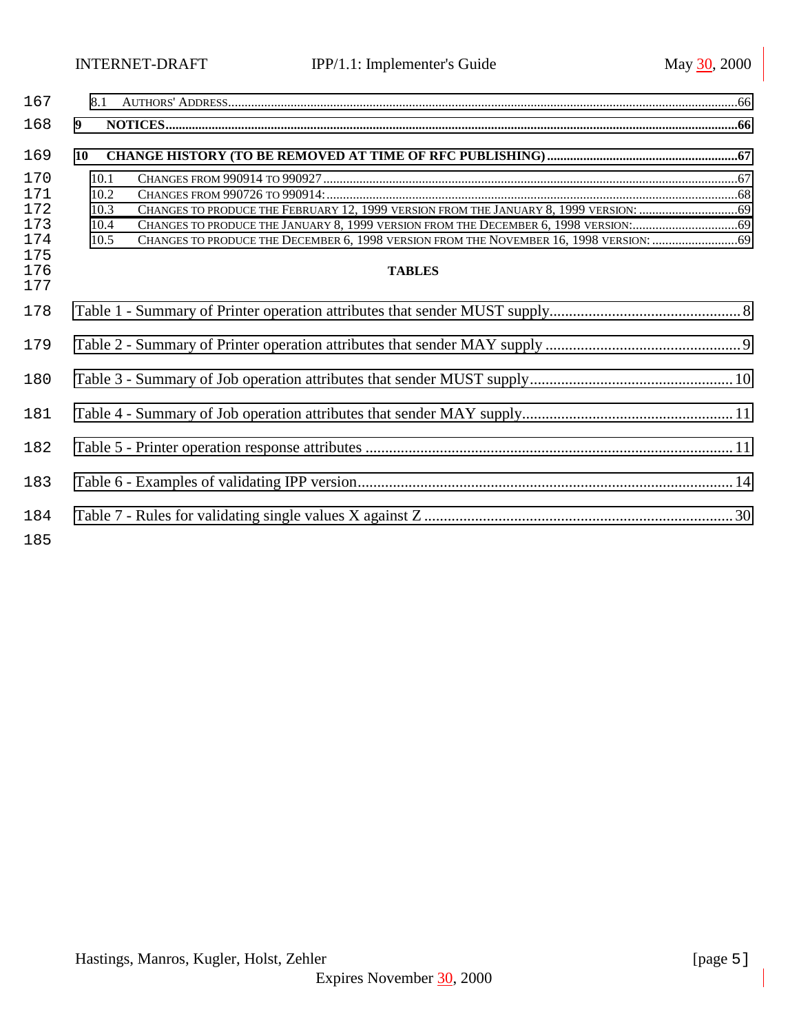8.1 AUTHORS' ADDRESS........................................................................................................................................66

**9 NOTICES..............................................................................................................................................................66**

**10 CHANGE HISTORY (TO BE REMOVED AT TIME OF RFC PUBLISHING)..........................................................67**

10.1 CHANGES FROM 990914 TO 990927..........................................................................................................................67
10.2 CHANGES FROM 990726 TO 990914:.........................................................................................................................68
10.3 CHANGES TO PRODUCE THE FEBRUARY 12, 1999 VERSION FROM THE JANUARY 8, 1999 VERSION: ..............................69
10.4 CHANGES TO PRODUCE THE JANUARY 8, 1999 VERSION FROM THE DECEMBER 6, 1998 VERSION:.................................69
10.5 CHANGES TO PRODUCE THE DECEMBER 6, 1998 VERSION FROM THE NOVEMBER 16, 1998 VERSION: ...........................69

**TABLES**

Table 1 - Summary of Printer operation attributes that sender MUST supply................................................. 8

Table 2 - Summary of Printer operation attributes that sender MAY supply .................................................. 9

Table 3 - Summary of Job operation attributes that sender MUST supply.................................................... 10

Table 4 - Summary of Job operation attributes that sender MAY supply...................................................... 11

Table 5 - Printer operation response attributes ............................................................................................. 11

Table 6 - Examples of validating IPP version................................................................................................ 14

Table 7 - Rules for validating single values X against Z ............................................................................... 30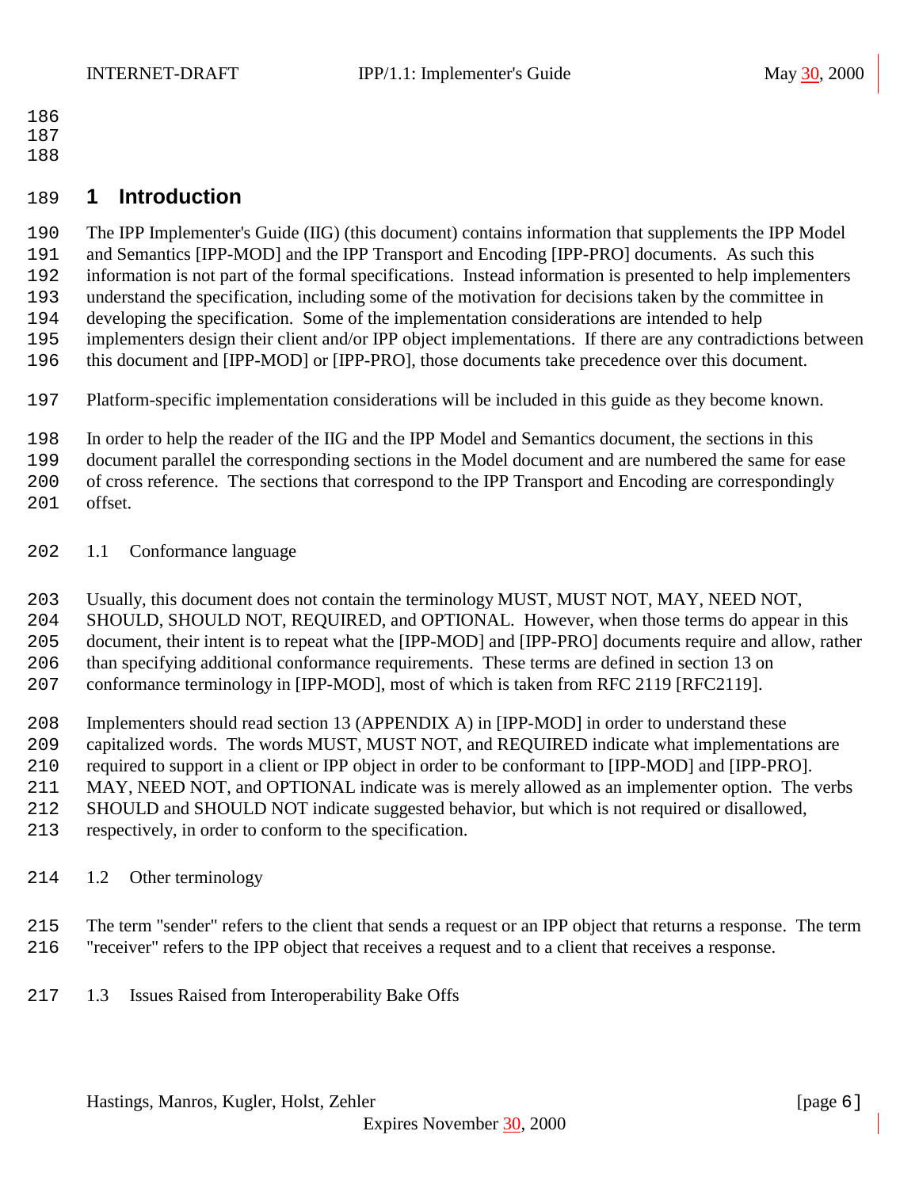# 1 Introduction

The IPP Implementer's Guide (IIG) (this document) contains information that supplements the IPP Model and Semantics [IPP-MOD] and the IPP Transport and Encoding [IPP-PRO] documents. As such this information is not part of the formal specifications. Instead information is presented to help implementers understand the specification, including some of the motivation for decisions taken by the committee in developing the specification. Some of the implementation considerations are intended to help implementers design their client and/or IPP object implementations. If there are any contradictions between this document and [IPP-MOD] or [IPP-PRO], those documents take precedence over this document.

Platform-specific implementation considerations will be included in this guide as they become known.

In order to help the reader of the IIG and the IPP Model and Semantics document, the sections in this document parallel the corresponding sections in the Model document and are numbered the same for ease of cross reference. The sections that correspond to the IPP Transport and Encoding are correspondingly offset.

## 1.1 Conformance language

Usually, this document does not contain the terminology MUST, MUST NOT, MAY, NEED NOT, SHOULD, SHOULD NOT, REQUIRED, and OPTIONAL. However, when those terms do appear in this document, their intent is to repeat what the [IPP-MOD] and [IPP-PRO] documents require and allow, rather than specifying additional conformance requirements. These terms are defined in section 13 on conformance terminology in [IPP-MOD], most of which is taken from RFC 2119 [RFC2119].

Implementers should read section 13 (APPENDIX A) in [IPP-MOD] in order to understand these capitalized words. The words MUST, MUST NOT, and REQUIRED indicate what implementations are required to support in a client or IPP object in order to be conformant to [IPP-MOD] and [IPP-PRO]. MAY, NEED NOT, and OPTIONAL indicate was is merely allowed as an implementer option. The verbs SHOULD and SHOULD NOT indicate suggested behavior, but which is not required or disallowed, respectively, in order to conform to the specification.

## 1.2 Other terminology

The term "sender" refers to the client that sends a request or an IPP object that returns a response. The term "receiver" refers to the IPP object that receives a request and to a client that receives a response.

## 1.3 Issues Raised from Interoperability Bake Offs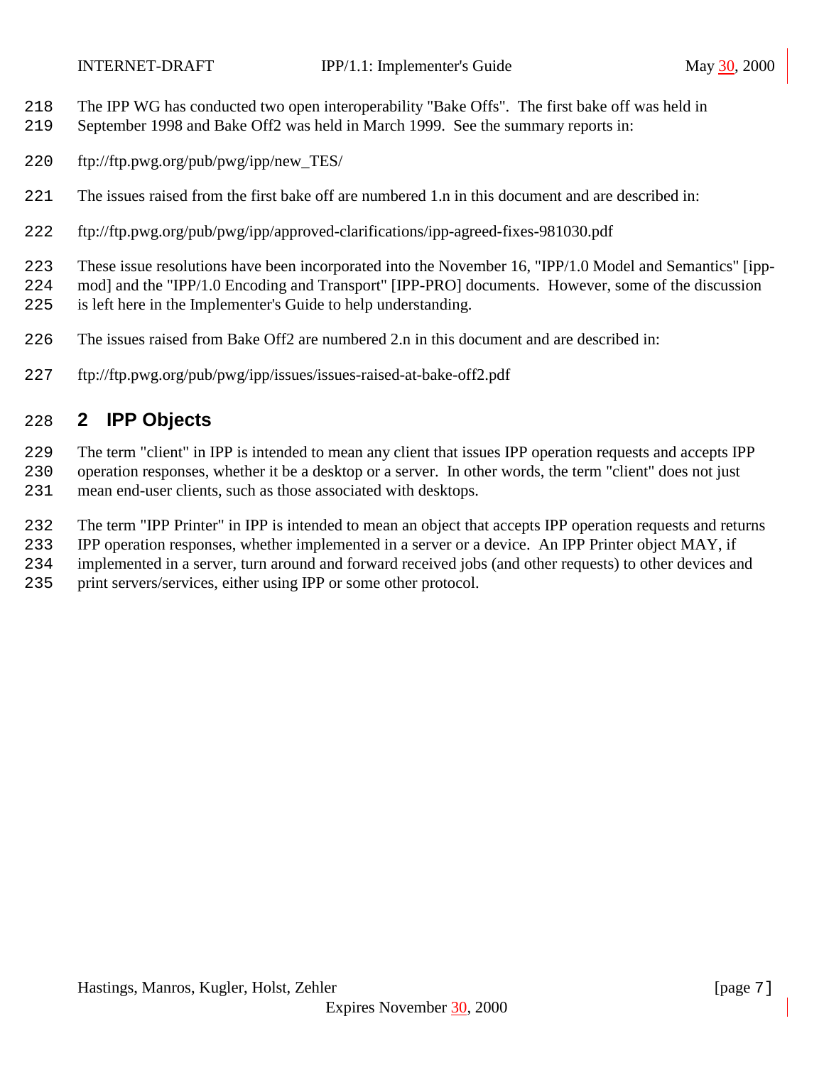The IPP WG has conducted two open interoperability "Bake Offs". The first bake off was held in September 1998 and Bake Off2 was held in March 1999. See the summary reports in:

ftp://ftp.pwg.org/pub/pwg/ipp/new_TES/

The issues raised from the first bake off are numbered 1.n in this document and are described in:

ftp://ftp.pwg.org/pub/pwg/ipp/approved-clarifications/ipp-agreed-fixes-981030.pdf

These issue resolutions have been incorporated into the November 16, "IPP/1.0 Model and Semantics" [ipp-mod] and the "IPP/1.0 Encoding and Transport" [IPP-PRO] documents. However, some of the discussion is left here in the Implementer's Guide to help understanding.

The issues raised from Bake Off2 are numbered 2.n in this document and are described in:

ftp://ftp.pwg.org/pub/pwg/ipp/issues/issues-raised-at-bake-off2.pdf

# 2 IPP Objects

The term "client" in IPP is intended to mean any client that issues IPP operation requests and accepts IPP operation responses, whether it be a desktop or a server. In other words, the term "client" does not just mean end-user clients, such as those associated with desktops.

The term "IPP Printer" in IPP is intended to mean an object that accepts IPP operation requests and returns IPP operation responses, whether implemented in a server or a device. An IPP Printer object MAY, if implemented in a server, turn around and forward received jobs (and other requests) to other devices and print servers/services, either using IPP or some other protocol.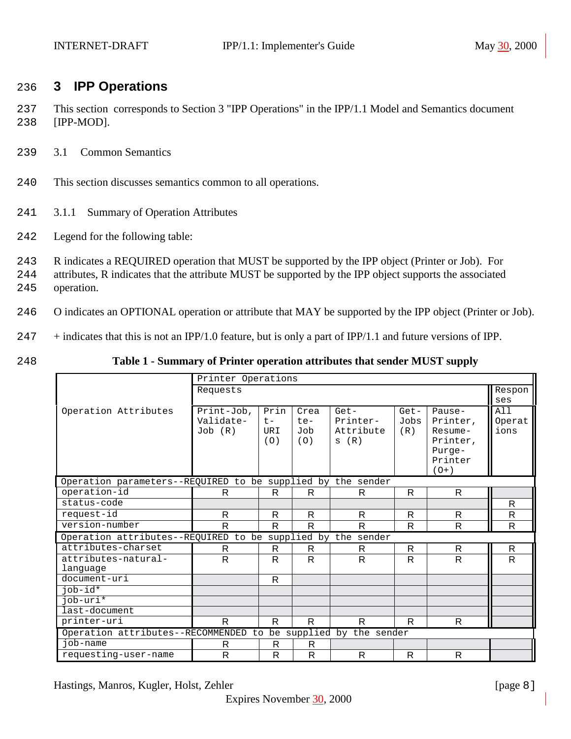# 3 IPP Operations

This section corresponds to Section 3 "IPP Operations" in the IPP/1.1 Model and Semantics document [IPP-MOD].

## 3.1 Common Semantics

This section discusses semantics common to all operations.

### 3.1.1 Summary of Operation Attributes

Legend for the following table:

R indicates a REQUIRED operation that MUST be supported by the IPP object (Printer or Job). For attributes, R indicates that the attribute MUST be supported by the IPP object supports the associated operation.

O indicates an OPTIONAL operation or attribute that MAY be supported by the IPP object (Printer or Job).

+ indicates that this is not an IPP/1.0 feature, but is only a part of IPP/1.1 and future versions of IPP.

**Table 1 - Summary of Printer operation attributes that sender MUST supply**

| Operation Attributes | Printer Operations | | | | | | |
|---|---|---|---|---|---|---|---|
| | Requests | | | | | | Responses |
| | Print-Job, Validate-Job (R) | Print-URI (O) | Create-Job (O) | Get-Printer-Attributes (R) | Get-Jobs (R) | Pause-Printer, Resume-Printer, Purge-Printer (O+) | All Operations |
| Operation parameters--REQUIRED to be supplied by the sender | | | | | | | |
| operation-id | R | R | R | R | R | R | |
| status-code | | | | | | | R |
| request-id | R | R | R | R | R | R | R |
| version-number | R | R | R | R | R | R | R |
| Operation attributes--REQUIRED to be supplied by the sender | | | | | | | |
| attributes-charset | R | R | R | R | R | R | R |
| attributes-natural-language | R | R | R | R | R | R | R |
| document-uri | | R | | | | | |
| job-id* | | | | | | | |
| job-uri* | | | | | | | |
| last-document | | | | | | | |
| printer-uri | R | R | R | R | R | R | |
| Operation attributes--RECOMMENDED to be supplied by the sender | | | | | | | |
| job-name | R | R | R | | | | |
| requesting-user-name | R | R | R | R | R | R | |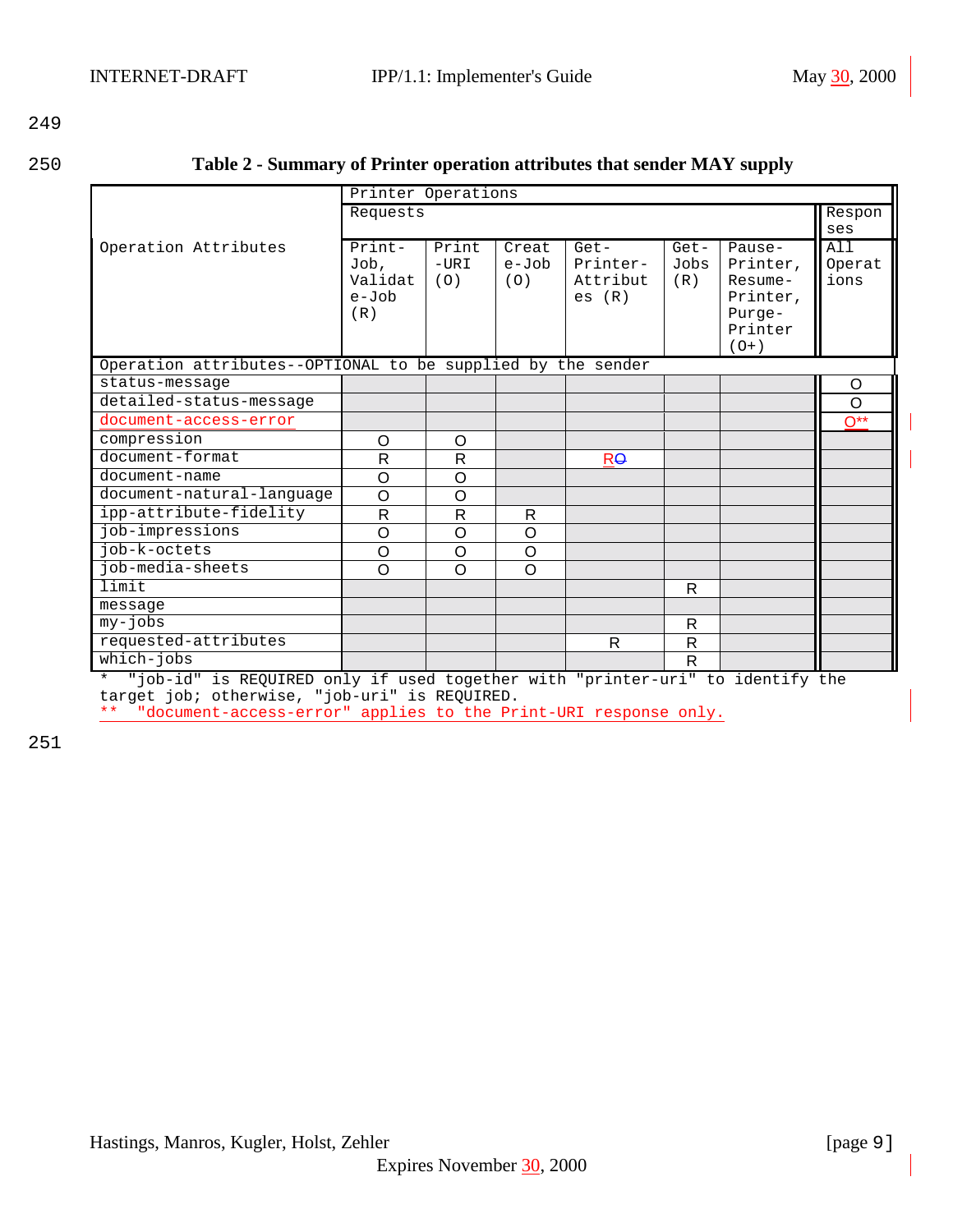**Table 2 - Summary of Printer operation attributes that sender MAY supply**

| Operation Attributes | Printer Operations | | | | | | |
|---|---|---|---|---|---|---|---|
| | Requests | | | | | | Responses |
| | Print-Job, Validate-Job (R) | Print-URI (O) | Create-Job (O) | Get-Printer-Attributes (R) | Get-Jobs (R) | Pause-Printer, Resume-Printer, Purge-Printer (O+) | All Operations |
| Operation attributes--OPTIONAL to be supplied by the sender | | | | | | | |
| status-message | | | | | | | O |
| detailed-status-message | | | | | | | O |
| document-access-error | | | | | | | O** |
| compression | O | O | | | | | |
| document-format | R | R | | RO | | | |
| document-name | O | O | | | | | |
| document-natural-language | O | O | | | | | |
| ipp-attribute-fidelity | R | R | R | | | | |
| job-impressions | O | O | O | | | | |
| job-k-octets | O | O | O | | | | |
| job-media-sheets | O | O | O | | | | |
| limit | | | | | R | | |
| message | | | | | | | |
| my-jobs | | | | | R | | |
| requested-attributes | | | | R | R | | |
| which-jobs | | | | | R | | |

\* "job-id" is REQUIRED only if used together with "printer-uri" to identify the target job; otherwise, "job-uri" is REQUIRED.
** "document-access-error" applies to the Print-URI response only.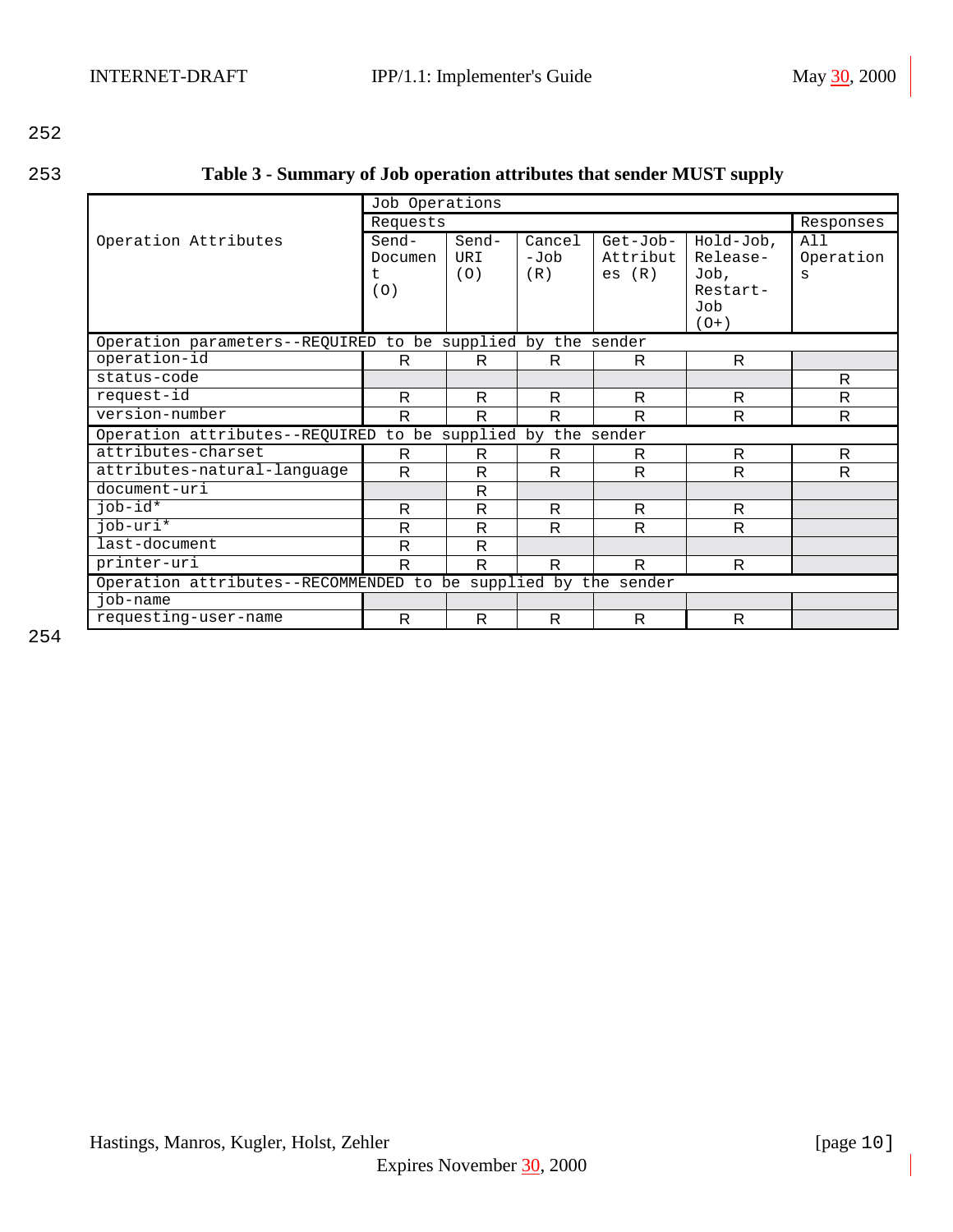252

253

**Table 3 - Summary of Job operation attributes that sender MUST supply**

| Operation Attributes | Job Operations | | | | | |
|---|---|---|---|---|---|---|
| | Requests | | | | | Responses |
| | Send-Document (O) | Send-URI (O) | Cancel-Job (R) | Get-Job-Attributes (R) | Hold-Job, Release-Job, Restart-Job (O+) | All Operations |
| Operation parameters--REQUIRED to be supplied by the sender | | | | | | |
| operation-id | R | R | R | R | R | |
| status-code | | | | | | R |
| request-id | R | R | R | R | R | R |
| version-number | R | R | R | R | R | R |
| Operation attributes--REQUIRED to be supplied by the sender | | | | | | |
| attributes-charset | R | R | R | R | R | R |
| attributes-natural-language | R | R | R | R | R | R |
| document-uri | | R | | | | |
| job-id* | R | R | R | R | R | |
| job-uri* | R | R | R | R | R | |
| last-document | R | R | | | | |
| printer-uri | R | R | R | R | R | |
| Operation attributes--RECOMMENDED to be supplied by the sender | | | | | | |
| job-name | | | | | | |
| requesting-user-name | R | R | R | R | R | |

254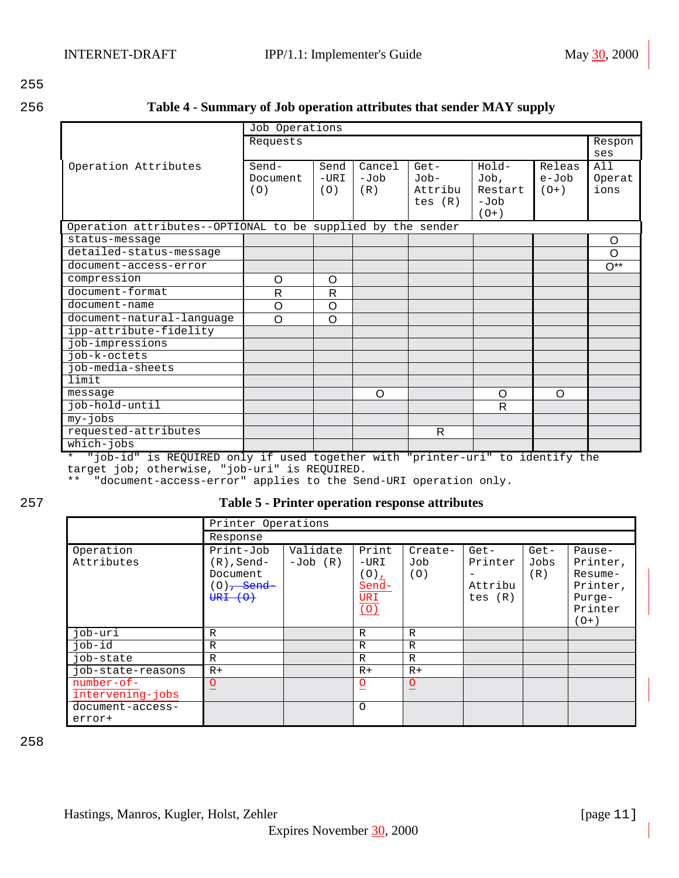**Table 4 - Summary of Job operation attributes that sender MAY supply**

| Operation Attributes | Job Operations: Requests: Send-Document (O) | Send-URI (O) | Cancel-Job (R) | Get-Job-Attributes (R) | Hold-Job, Restart-Job (O+) | Release-Job (O+) | Responses: All Operations |
|---|---|---|---|---|---|---|---|
| **Operation attributes--OPTIONAL to be supplied by the sender** | | | | | | | |
| status-message | | | | | | | O |
| detailed-status-message | | | | | | | O |
| document-access-error | | | | | | | O** |
| compression | O | O | | | | | |
| document-format | R | R | | | | | |
| document-name | O | O | | | | | |
| document-natural-language | O | O | | | | | |
| ipp-attribute-fidelity | | | | | | | |
| job-impressions | | | | | | | |
| job-k-octets | | | | | | | |
| job-media-sheets | | | | | | | |
| limit | | | | | | | |
| message | | | O | | O | O | |
| job-hold-until | | | | | R | | |
| my-jobs | | | | | | | |
| requested-attributes | | | | R | | | |
| which-jobs | | | | | | | |

\* "job-id" is REQUIRED only if used together with "printer-uri" to identify the target job; otherwise, "job-uri" is REQUIRED.
** "document-access-error" applies to the Send-URI operation only.

**Table 5 - Printer operation response attributes**

| Operation Attributes | Printer Operations: Response: Print-Job (R), Send-Document (O)~~, Send-URI (O)~~ | Validate-Job (R) | Print-URI (O), Send-URI (O) | Create-Job (O) | Get-Printer-Attributes (R) | Get-Jobs (R) | Pause-Printer, Resume-Printer, Purge-Printer (O+) |
|---|---|---|---|---|---|---|---|
| job-uri | R | | R | R | | | |
| job-id | R | | R | R | | | |
| job-state | R | | R | R | | | |
| job-state-reasons | R+ | | R+ | R+ | | | |
| number-of-intervening-jobs | O | | O | O | | | |
| document-access-error+ | | | O | | | | |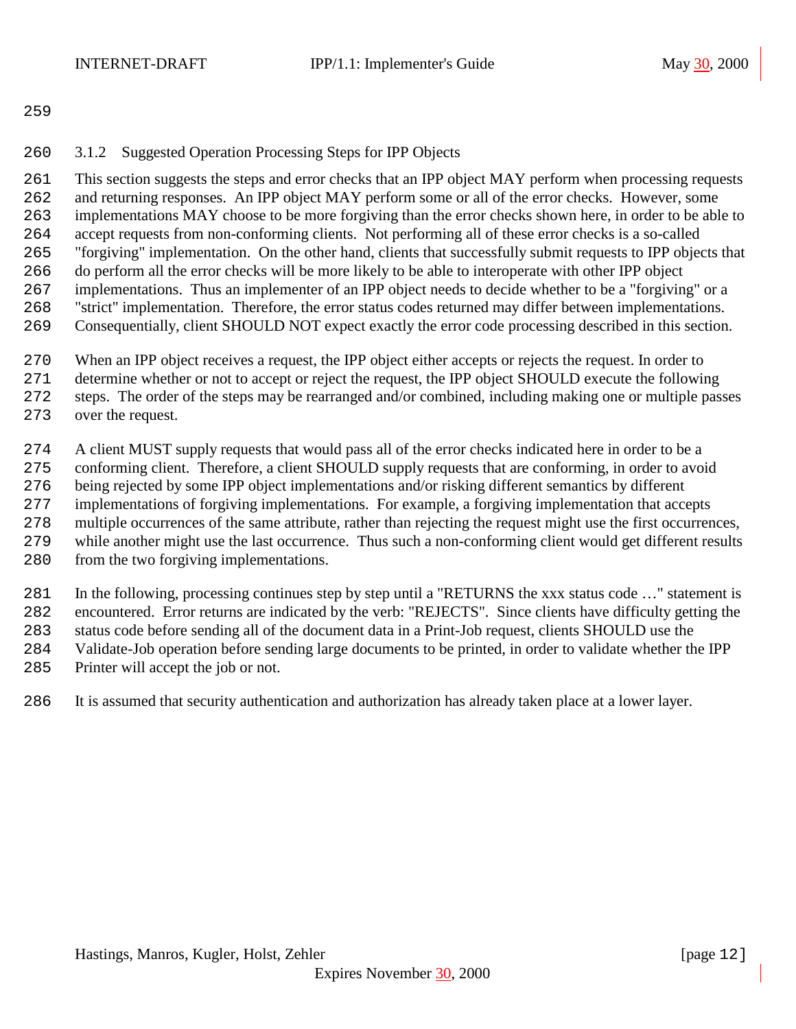### 3.1.2 Suggested Operation Processing Steps for IPP Objects

This section suggests the steps and error checks that an IPP object MAY perform when processing requests and returning responses. An IPP object MAY perform some or all of the error checks. However, some implementations MAY choose to be more forgiving than the error checks shown here, in order to be able to accept requests from non-conforming clients. Not performing all of these error checks is a so-called "forgiving" implementation. On the other hand, clients that successfully submit requests to IPP objects that do perform all the error checks will be more likely to be able to interoperate with other IPP object implementations. Thus an implementer of an IPP object needs to decide whether to be a "forgiving" or a "strict" implementation. Therefore, the error status codes returned may differ between implementations. Consequentially, client SHOULD NOT expect exactly the error code processing described in this section.

When an IPP object receives a request, the IPP object either accepts or rejects the request. In order to determine whether or not to accept or reject the request, the IPP object SHOULD execute the following steps. The order of the steps may be rearranged and/or combined, including making one or multiple passes over the request.

A client MUST supply requests that would pass all of the error checks indicated here in order to be a conforming client. Therefore, a client SHOULD supply requests that are conforming, in order to avoid being rejected by some IPP object implementations and/or risking different semantics by different implementations of forgiving implementations. For example, a forgiving implementation that accepts multiple occurrences of the same attribute, rather than rejecting the request might use the first occurrences, while another might use the last occurrence. Thus such a non-conforming client would get different results from the two forgiving implementations.

In the following, processing continues step by step until a "RETURNS the xxx status code …" statement is encountered. Error returns are indicated by the verb: "REJECTS". Since clients have difficulty getting the status code before sending all of the document data in a Print-Job request, clients SHOULD use the Validate-Job operation before sending large documents to be printed, in order to validate whether the IPP Printer will accept the job or not.

It is assumed that security authentication and authorization has already taken place at a lower layer.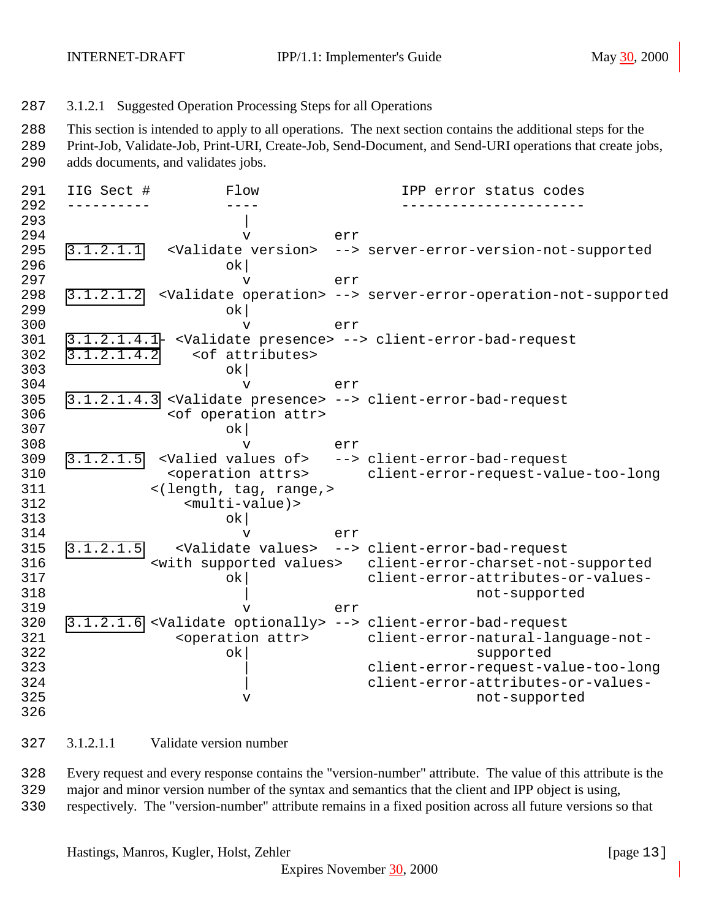### 3.1.2.1 Suggested Operation Processing Steps for all Operations

This section is intended to apply to all operations. The next section contains the additional steps for the Print-Job, Validate-Job, Print-URI, Create-Job, Send-Document, and Send-URI operations that create jobs, adds documents, and validates jobs.

```
IIG Sect #          Flow                 IPP error status codes
----------          ----                 ----------------------
                     |
                     v           err
3.1.2.1.1    <Validate version>  --> server-error-version-not-supported
                   ok|
                     v           err
3.1.2.1.2   <Validate operation> --> server-error-operation-not-supported
                   ok|
                     v           err
3.1.2.1.4.1- <Validate presence> --> client-error-bad-request
3.1.2.1.4.2    <of attributes>
                   ok|
                     v           err
3.1.2.1.4.3 <Validate presence> --> client-error-bad-request
             <of operation attr>
                   ok|
                     v           err
3.1.2.1.5   <Valied values of>   --> client-error-bad-request
             <operation attrs>       client-error-request-value-too-long
          <(length, tag, range,>
               <multi-value)>
                   ok|
                     v           err
3.1.2.1.5     <Validate values>  --> client-error-bad-request
          <with supported values>    client-error-charset-not-supported
                   ok|               client-error-attributes-or-values-
                     |                             not-supported
                     v           err
3.1.2.1.6 <Validate optionally> --> client-error-bad-request
              <operation attr>       client-error-natural-language-not-
                   ok|                             supported
                     |               client-error-request-value-too-long
                     |               client-error-attributes-or-values-
                     v                             not-supported
```

#### 3.1.2.1.1 Validate version number

Every request and every response contains the "version-number" attribute. The value of this attribute is the major and minor version number of the syntax and semantics that the client and IPP object is using, respectively. The "version-number" attribute remains in a fixed position across all future versions so that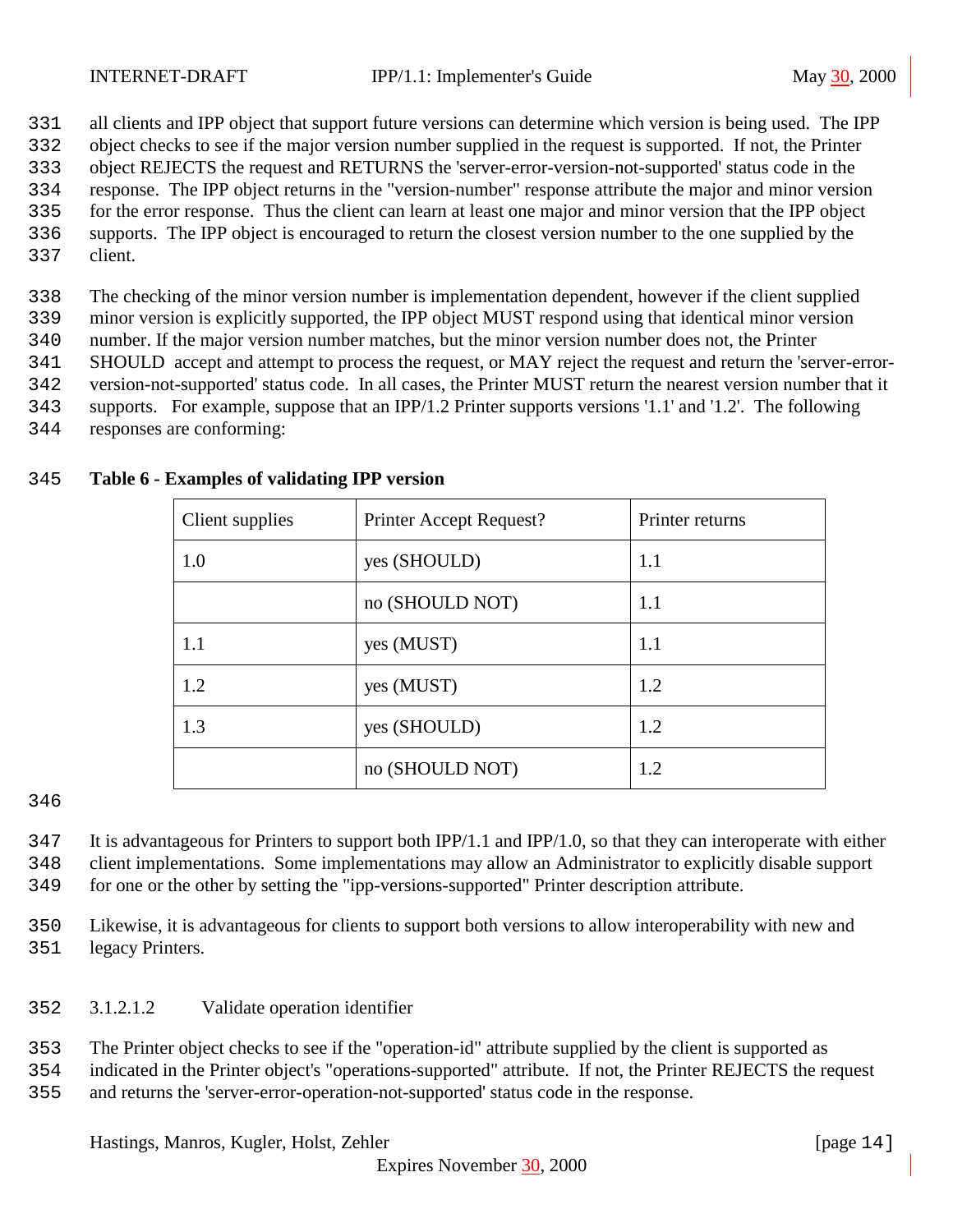all clients and IPP object that support future versions can determine which version is being used. The IPP object checks to see if the major version number supplied in the request is supported. If not, the Printer object REJECTS the request and RETURNS the 'server-error-version-not-supported' status code in the response. The IPP object returns in the "version-number" response attribute the major and minor version for the error response. Thus the client can learn at least one major and minor version that the IPP object supports. The IPP object is encouraged to return the closest version number to the one supplied by the client.

The checking of the minor version number is implementation dependent, however if the client supplied minor version is explicitly supported, the IPP object MUST respond using that identical minor version number. If the major version number matches, but the minor version number does not, the Printer SHOULD accept and attempt to process the request, or MAY reject the request and return the 'server-error-version-not-supported' status code. In all cases, the Printer MUST return the nearest version number that it supports. For example, suppose that an IPP/1.2 Printer supports versions '1.1' and '1.2'. The following responses are conforming:

**Table 6 - Examples of validating IPP version**

| Client supplies | Printer Accept Request? | Printer returns |
|---|---|---|
| 1.0 | yes (SHOULD) | 1.1 |
| | no (SHOULD NOT) | 1.1 |
| 1.1 | yes (MUST) | 1.1 |
| 1.2 | yes (MUST) | 1.2 |
| 1.3 | yes (SHOULD) | 1.2 |
| | no (SHOULD NOT) | 1.2 |

It is advantageous for Printers to support both IPP/1.1 and IPP/1.0, so that they can interoperate with either client implementations. Some implementations may allow an Administrator to explicitly disable support for one or the other by setting the "ipp-versions-supported" Printer description attribute.

Likewise, it is advantageous for clients to support both versions to allow interoperability with new and legacy Printers.

##### 3.1.2.1.2 Validate operation identifier

The Printer object checks to see if the "operation-id" attribute supplied by the client is supported as indicated in the Printer object's "operations-supported" attribute. If not, the Printer REJECTS the request and returns the 'server-error-operation-not-supported' status code in the response.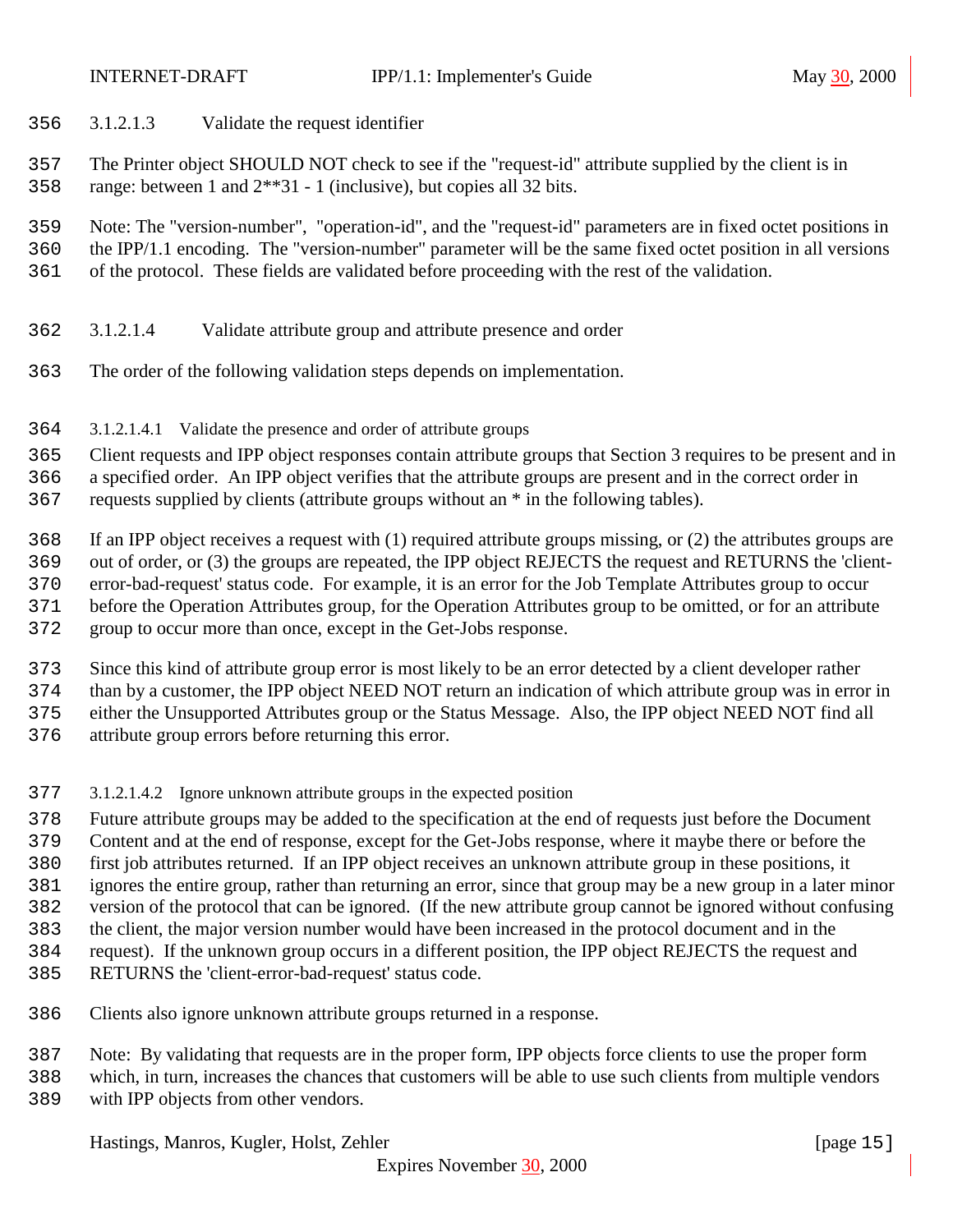#### 3.1.2.1.3 Validate the request identifier

The Printer object SHOULD NOT check to see if the "request-id" attribute supplied by the client is in range: between 1 and 2**31 - 1 (inclusive), but copies all 32 bits.

Note: The "version-number", "operation-id", and the "request-id" parameters are in fixed octet positions in the IPP/1.1 encoding. The "version-number" parameter will be the same fixed octet position in all versions of the protocol. These fields are validated before proceeding with the rest of the validation.

#### 3.1.2.1.4 Validate attribute group and attribute presence and order

The order of the following validation steps depends on implementation.

##### 3.1.2.1.4.1 Validate the presence and order of attribute groups

Client requests and IPP object responses contain attribute groups that Section 3 requires to be present and in a specified order. An IPP object verifies that the attribute groups are present and in the correct order in requests supplied by clients (attribute groups without an * in the following tables).

If an IPP object receives a request with (1) required attribute groups missing, or (2) the attributes groups are out of order, or (3) the groups are repeated, the IPP object REJECTS the request and RETURNS the 'client-error-bad-request' status code. For example, it is an error for the Job Template Attributes group to occur before the Operation Attributes group, for the Operation Attributes group to be omitted, or for an attribute group to occur more than once, except in the Get-Jobs response.

Since this kind of attribute group error is most likely to be an error detected by a client developer rather than by a customer, the IPP object NEED NOT return an indication of which attribute group was in error in either the Unsupported Attributes group or the Status Message. Also, the IPP object NEED NOT find all attribute group errors before returning this error.

##### 3.1.2.1.4.2 Ignore unknown attribute groups in the expected position

Future attribute groups may be added to the specification at the end of requests just before the Document Content and at the end of response, except for the Get-Jobs response, where it maybe there or before the first job attributes returned. If an IPP object receives an unknown attribute group in these positions, it ignores the entire group, rather than returning an error, since that group may be a new group in a later minor version of the protocol that can be ignored. (If the new attribute group cannot be ignored without confusing the client, the major version number would have been increased in the protocol document and in the request). If the unknown group occurs in a different position, the IPP object REJECTS the request and RETURNS the 'client-error-bad-request' status code.

Clients also ignore unknown attribute groups returned in a response.

Note: By validating that requests are in the proper form, IPP objects force clients to use the proper form which, in turn, increases the chances that customers will be able to use such clients from multiple vendors with IPP objects from other vendors.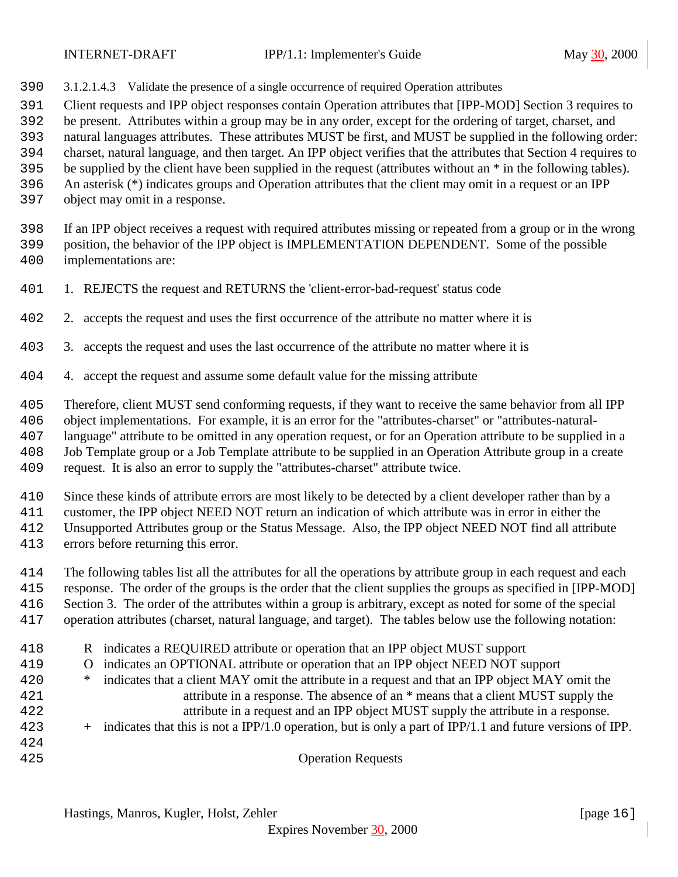#### 3.1.2.1.4.3 Validate the presence of a single occurrence of required Operation attributes

Client requests and IPP object responses contain Operation attributes that [IPP-MOD] Section 3 requires to be present. Attributes within a group may be in any order, except for the ordering of target, charset, and natural languages attributes. These attributes MUST be first, and MUST be supplied in the following order: charset, natural language, and then target. An IPP object verifies that the attributes that Section 4 requires to be supplied by the client have been supplied in the request (attributes without an * in the following tables). An asterisk (*) indicates groups and Operation attributes that the client may omit in a request or an IPP object may omit in a response.

If an IPP object receives a request with required attributes missing or repeated from a group or in the wrong position, the behavior of the IPP object is IMPLEMENTATION DEPENDENT. Some of the possible implementations are:

1. REJECTS the request and RETURNS the 'client-error-bad-request' status code

2. accepts the request and uses the first occurrence of the attribute no matter where it is

3. accepts the request and uses the last occurrence of the attribute no matter where it is

4. accept the request and assume some default value for the missing attribute

Therefore, client MUST send conforming requests, if they want to receive the same behavior from all IPP object implementations. For example, it is an error for the "attributes-charset" or "attributes-natural-language" attribute to be omitted in any operation request, or for an Operation attribute to be supplied in a Job Template group or a Job Template attribute to be supplied in an Operation Attribute group in a create request. It is also an error to supply the "attributes-charset" attribute twice.

Since these kinds of attribute errors are most likely to be detected by a client developer rather than by a customer, the IPP object NEED NOT return an indication of which attribute was in error in either the Unsupported Attributes group or the Status Message. Also, the IPP object NEED NOT find all attribute errors before returning this error.

The following tables list all the attributes for all the operations by attribute group in each request and each response. The order of the groups is the order that the client supplies the groups as specified in [IPP-MOD] Section 3. The order of the attributes within a group is arbitrary, except as noted for some of the special operation attributes (charset, natural language, and target). The tables below use the following notation:

- R indicates a REQUIRED attribute or operation that an IPP object MUST support
- O indicates an OPTIONAL attribute or operation that an IPP object NEED NOT support
- * indicates that a client MAY omit the attribute in a request and that an IPP object MAY omit the attribute in a response. The absence of an * means that a client MUST supply the attribute in a request and an IPP object MUST supply the attribute in a response.
- + indicates that this is not a IPP/1.0 operation, but is only a part of IPP/1.1 and future versions of IPP.

Operation Requests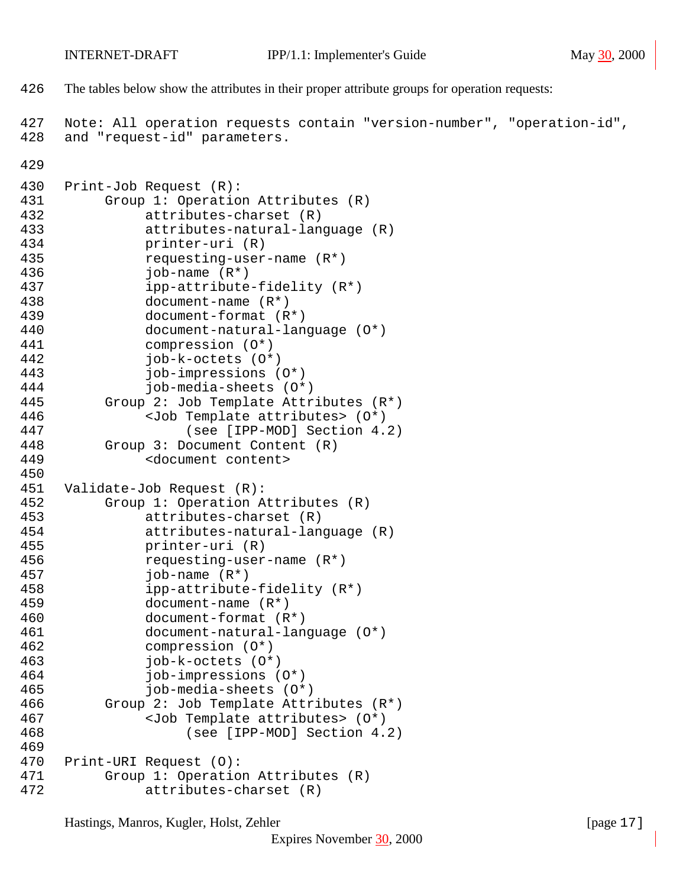The tables below show the attributes in their proper attribute groups for operation requests:

```
Note: All operation requests contain "version-number", "operation-id",
and "request-id" parameters.


Print-Job Request (R):
     Group 1: Operation Attributes (R)
          attributes-charset (R)
          attributes-natural-language (R)
          printer-uri (R)
          requesting-user-name (R*)
          job-name (R*)
          ipp-attribute-fidelity (R*)
          document-name (R*)
          document-format (R*)
          document-natural-language (O*)
          compression (O*)
          job-k-octets (O*)
          job-impressions (O*)
          job-media-sheets (O*)
     Group 2: Job Template Attributes (R*)
          <Job Template attributes> (O*)
               (see [IPP-MOD] Section 4.2)
     Group 3: Document Content (R)
          <document content>

Validate-Job Request (R):
     Group 1: Operation Attributes (R)
          attributes-charset (R)
          attributes-natural-language (R)
          printer-uri (R)
          requesting-user-name (R*)
          job-name (R*)
          ipp-attribute-fidelity (R*)
          document-name (R*)
          document-format (R*)
          document-natural-language (O*)
          compression (O*)
          job-k-octets (O*)
          job-impressions (O*)
          job-media-sheets (O*)
     Group 2: Job Template Attributes (R*)
          <Job Template attributes> (O*)
               (see [IPP-MOD] Section 4.2)

Print-URI Request (O):
     Group 1: Operation Attributes (R)
          attributes-charset (R)
```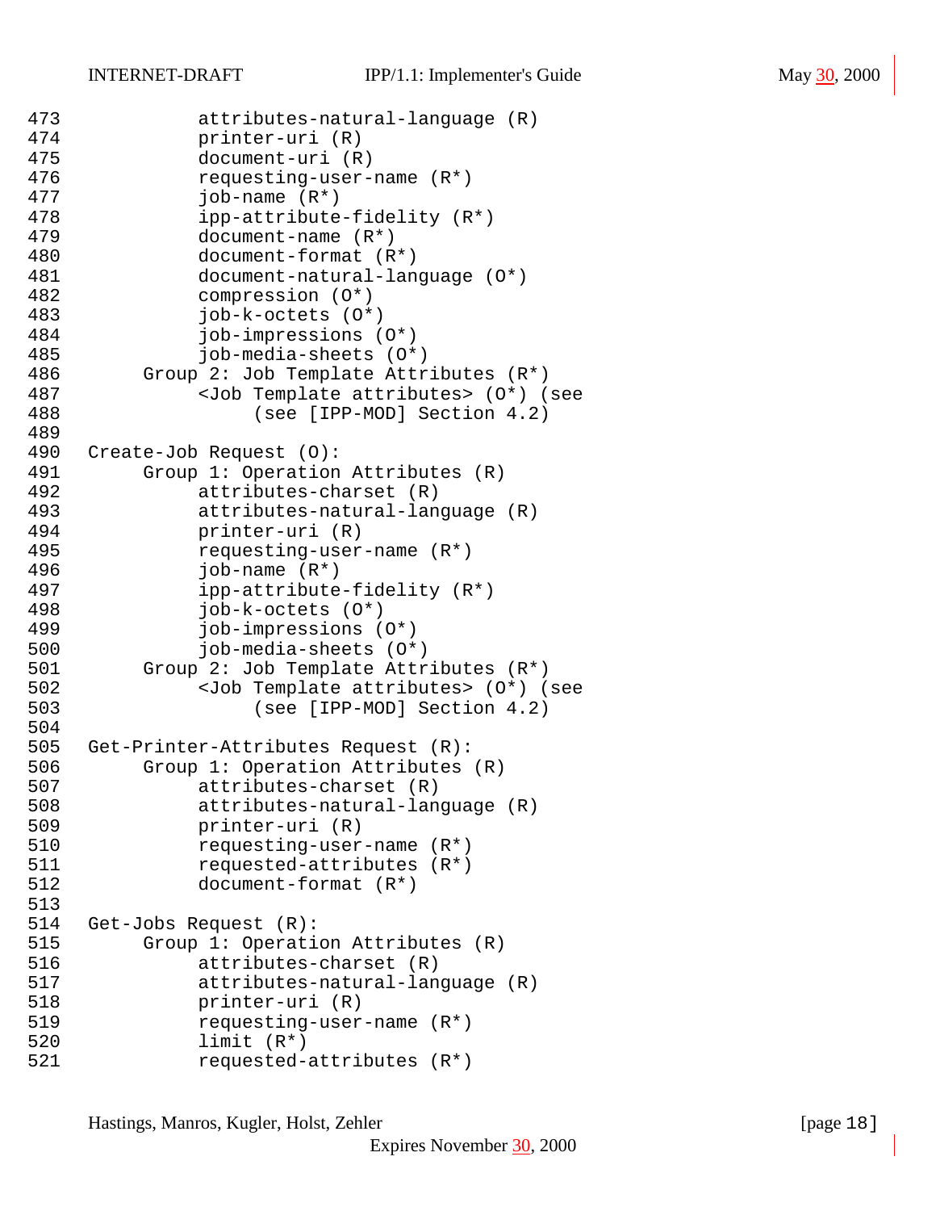```
473             attributes-natural-language (R)
474             printer-uri (R)
475             document-uri (R)
476             requesting-user-name (R*)
477             job-name (R*)
478             ipp-attribute-fidelity (R*)
479             document-name (R*)
480             document-format (R*)
481             document-natural-language (O*)
482             compression (O*)
483             job-k-octets (O*)
484             job-impressions (O*)
485             job-media-sheets (O*)
486        Group 2: Job Template Attributes (R*)
487             <Job Template attributes> (O*) (see
488                  (see [IPP-MOD] Section 4.2)
489
490   Create-Job Request (O):
491        Group 1: Operation Attributes (R)
492             attributes-charset (R)
493             attributes-natural-language (R)
494             printer-uri (R)
495             requesting-user-name (R*)
496             job-name (R*)
497             ipp-attribute-fidelity (R*)
498             job-k-octets (O*)
499             job-impressions (O*)
500             job-media-sheets (O*)
501        Group 2: Job Template Attributes (R*)
502             <Job Template attributes> (O*) (see
503                  (see [IPP-MOD] Section 4.2)
504
505   Get-Printer-Attributes Request (R):
506        Group 1: Operation Attributes (R)
507             attributes-charset (R)
508             attributes-natural-language (R)
509             printer-uri (R)
510             requesting-user-name (R*)
511             requested-attributes (R*)
512             document-format (R*)
513
514   Get-Jobs Request (R):
515        Group 1: Operation Attributes (R)
516             attributes-charset (R)
517             attributes-natural-language (R)
518             printer-uri (R)
519             requesting-user-name (R*)
520             limit (R*)
521             requested-attributes (R*)
```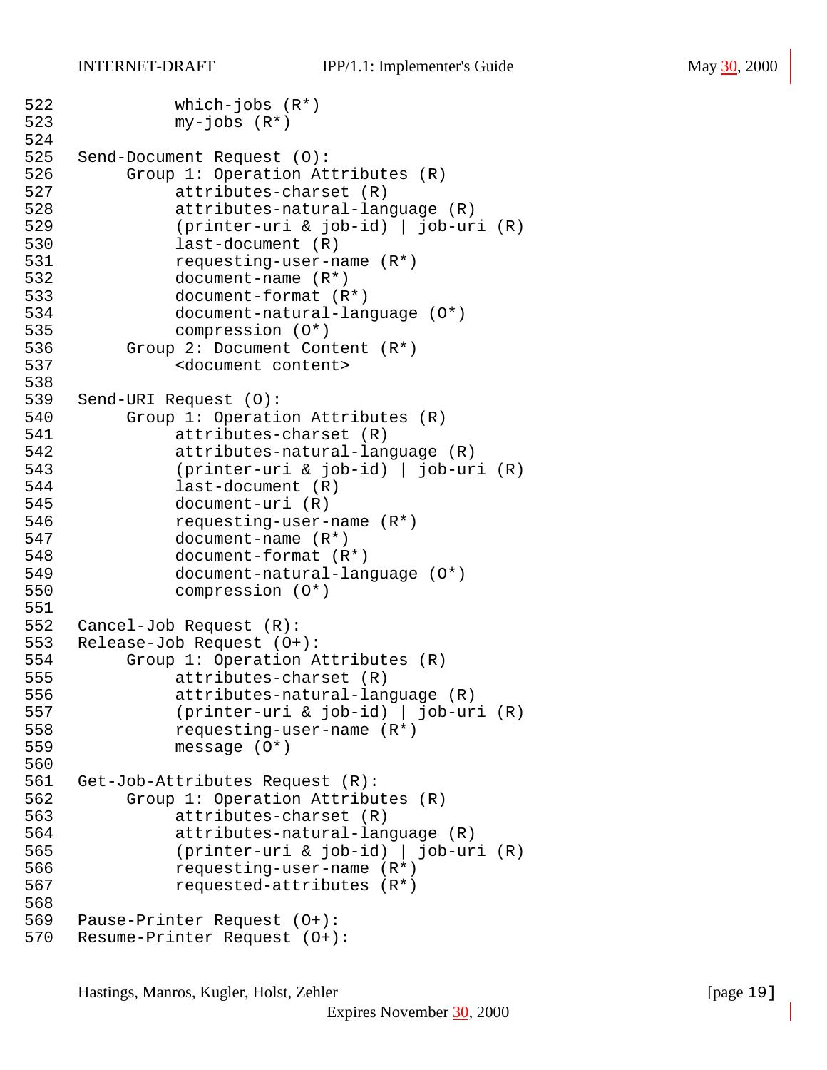```
522             which-jobs (R*)
523             my-jobs (R*)
524
525   Send-Document Request (O):
526        Group 1: Operation Attributes (R)
527             attributes-charset (R)
528             attributes-natural-language (R)
529             (printer-uri & job-id) | job-uri (R)
530             last-document (R)
531             requesting-user-name (R*)
532             document-name (R*)
533             document-format (R*)
534             document-natural-language (O*)
535             compression (O*)
536        Group 2: Document Content (R*)
537             <document content>
538
539   Send-URI Request (O):
540        Group 1: Operation Attributes (R)
541             attributes-charset (R)
542             attributes-natural-language (R)
543             (printer-uri & job-id) | job-uri (R)
544             last-document (R)
545             document-uri (R)
546             requesting-user-name (R*)
547             document-name (R*)
548             document-format (R*)
549             document-natural-language (O*)
550             compression (O*)
551
552   Cancel-Job Request (R):
553   Release-Job Request (O+):
554        Group 1: Operation Attributes (R)
555             attributes-charset (R)
556             attributes-natural-language (R)
557             (printer-uri & job-id) | job-uri (R)
558             requesting-user-name (R*)
559             message (O*)
560
561   Get-Job-Attributes Request (R):
562        Group 1: Operation Attributes (R)
563             attributes-charset (R)
564             attributes-natural-language (R)
565             (printer-uri & job-id) | job-uri (R)
566             requesting-user-name (R*)
567             requested-attributes (R*)
568
569   Pause-Printer Request (O+):
570   Resume-Printer Request (O+):
```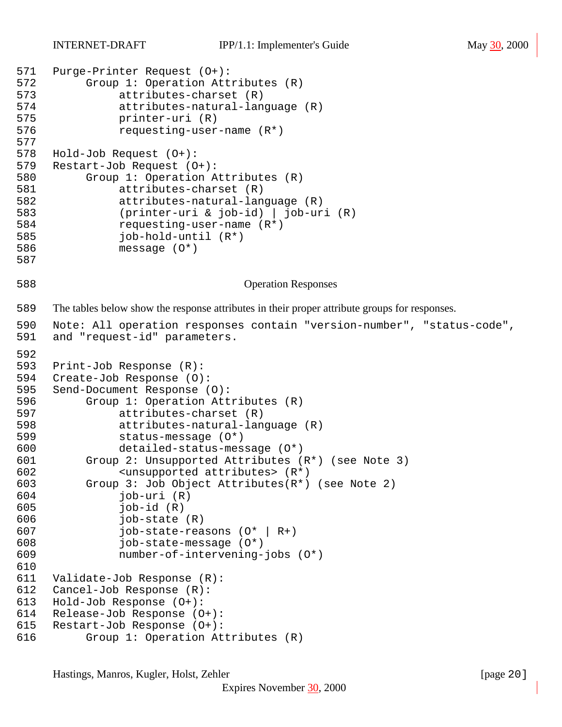```
Purge-Printer Request (O+):
     Group 1: Operation Attributes (R)
          attributes-charset (R)
          attributes-natural-language (R)
          printer-uri (R)
          requesting-user-name (R*)

Hold-Job Request (O+):
Restart-Job Request (O+):
     Group 1: Operation Attributes (R)
          attributes-charset (R)
          attributes-natural-language (R)
          (printer-uri & job-id) | job-uri (R)
          requesting-user-name (R*)
          job-hold-until (R*)
          message (O*)
```

## Operation Responses

The tables below show the response attributes in their proper attribute groups for responses.

Note: All operation responses contain "version-number", "status-code", and "request-id" parameters.

```
Print-Job Response (R):
Create-Job Response (O):
Send-Document Response (O):
     Group 1: Operation Attributes (R)
          attributes-charset (R)
          attributes-natural-language (R)
          status-message (O*)
          detailed-status-message (O*)
     Group 2: Unsupported Attributes (R*) (see Note 3)
          <unsupported attributes> (R*)
     Group 3: Job Object Attributes(R*) (see Note 2)
          job-uri (R)
          job-id (R)
          job-state (R)
          job-state-reasons (O* | R+)
          job-state-message (O*)
          number-of-intervening-jobs (O*)

Validate-Job Response (R):
Cancel-Job Response (R):
Hold-Job Response (O+):
Release-Job Response (O+):
Restart-Job Response (O+):
     Group 1: Operation Attributes (R)
```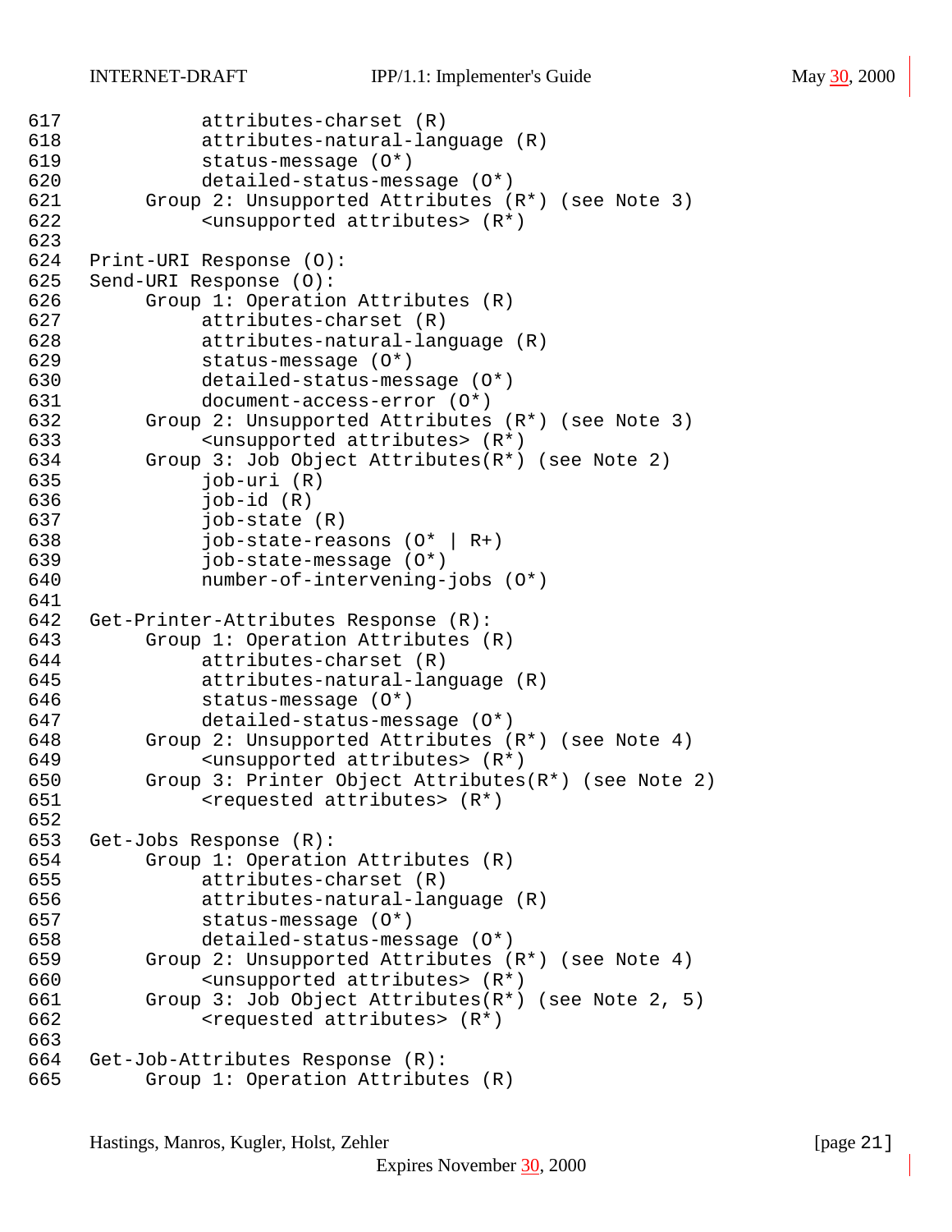```
617            attributes-charset (R)
618            attributes-natural-language (R)
619            status-message (O*)
620            detailed-status-message (O*)
621       Group 2: Unsupported Attributes (R*) (see Note 3)
622            <unsupported attributes> (R*)
623
624  Print-URI Response (O):
625  Send-URI Response (O):
626       Group 1: Operation Attributes (R)
627            attributes-charset (R)
628            attributes-natural-language (R)
629            status-message (O*)
630            detailed-status-message (O*)
631            document-access-error (O*)
632       Group 2: Unsupported Attributes (R*) (see Note 3)
633            <unsupported attributes> (R*)
634       Group 3: Job Object Attributes(R*) (see Note 2)
635            job-uri (R)
636            job-id (R)
637            job-state (R)
638            job-state-reasons (O* | R+)
639            job-state-message (O*)
640            number-of-intervening-jobs (O*)
641
642  Get-Printer-Attributes Response (R):
643       Group 1: Operation Attributes (R)
644            attributes-charset (R)
645            attributes-natural-language (R)
646            status-message (O*)
647            detailed-status-message (O*)
648       Group 2: Unsupported Attributes (R*) (see Note 4)
649            <unsupported attributes> (R*)
650       Group 3: Printer Object Attributes(R*) (see Note 2)
651            <requested attributes> (R*)
652
653  Get-Jobs Response (R):
654       Group 1: Operation Attributes (R)
655            attributes-charset (R)
656            attributes-natural-language (R)
657            status-message (O*)
658            detailed-status-message (O*)
659       Group 2: Unsupported Attributes (R*) (see Note 4)
660            <unsupported attributes> (R*)
661       Group 3: Job Object Attributes(R*) (see Note 2, 5)
662            <requested attributes> (R*)
663
664  Get-Job-Attributes Response (R):
665       Group 1: Operation Attributes (R)
```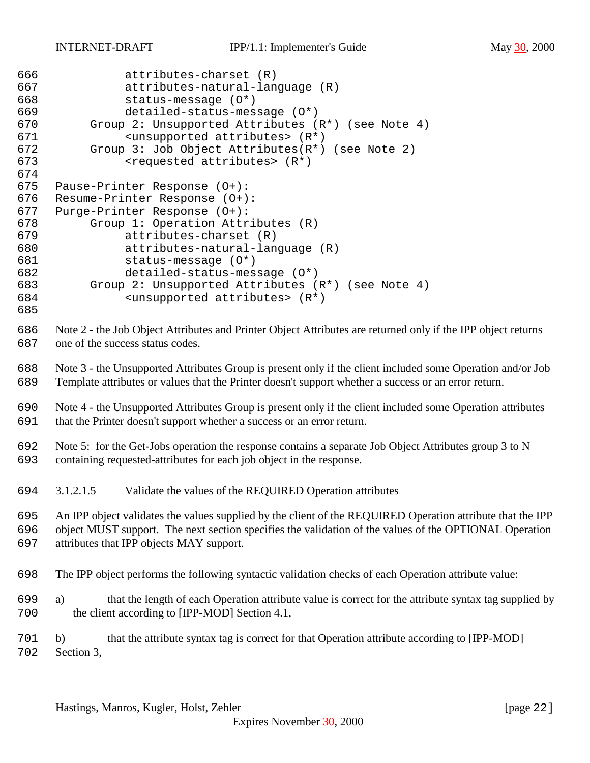```
          attributes-charset (R)
          attributes-natural-language (R)
          status-message (O*)
          detailed-status-message (O*)
     Group 2: Unsupported Attributes (R*) (see Note 4)
          <unsupported attributes> (R*)
     Group 3: Job Object Attributes(R*) (see Note 2)
          <requested attributes> (R*)

Pause-Printer Response (O+):
Resume-Printer Response (O+):
Purge-Printer Response (O+):
     Group 1: Operation Attributes (R)
          attributes-charset (R)
          attributes-natural-language (R)
          status-message (O*)
          detailed-status-message (O*)
     Group 2: Unsupported Attributes (R*) (see Note 4)
          <unsupported attributes> (R*)
```

Note 2 - the Job Object Attributes and Printer Object Attributes are returned only if the IPP object returns one of the success status codes.

Note 3 - the Unsupported Attributes Group is present only if the client included some Operation and/or Job Template attributes or values that the Printer doesn't support whether a success or an error return.

Note 4 - the Unsupported Attributes Group is present only if the client included some Operation attributes that the Printer doesn't support whether a success or an error return.

Note 5: for the Get-Jobs operation the response contains a separate Job Object Attributes group 3 to N containing requested-attributes for each job object in the response.

#### 3.1.2.1.5 Validate the values of the REQUIRED Operation attributes

An IPP object validates the values supplied by the client of the REQUIRED Operation attribute that the IPP object MUST support. The next section specifies the validation of the values of the OPTIONAL Operation attributes that IPP objects MAY support.

The IPP object performs the following syntactic validation checks of each Operation attribute value:

a) that the length of each Operation attribute value is correct for the attribute syntax tag supplied by the client according to [IPP-MOD] Section 4.1,

b) that the attribute syntax tag is correct for that Operation attribute according to [IPP-MOD] Section 3,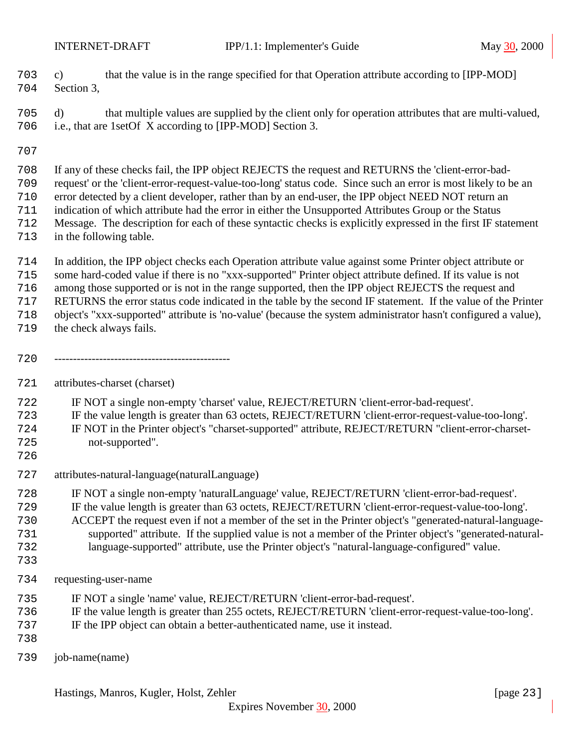c) that the value is in the range specified for that Operation attribute according to [IPP-MOD] Section 3,

d) that multiple values are supplied by the client only for operation attributes that are multi-valued, i.e., that are 1setOf X according to [IPP-MOD] Section 3.

If any of these checks fail, the IPP object REJECTS the request and RETURNS the 'client-error-bad-request' or the 'client-error-request-value-too-long' status code. Since such an error is most likely to be an error detected by a client developer, rather than by an end-user, the IPP object NEED NOT return an indication of which attribute had the error in either the Unsupported Attributes Group or the Status Message. The description for each of these syntactic checks is explicitly expressed in the first IF statement in the following table.

In addition, the IPP object checks each Operation attribute value against some Printer object attribute or some hard-coded value if there is no "xxx-supported" Printer object attribute defined. If its value is not among those supported or is not in the range supported, then the IPP object REJECTS the request and RETURNS the error status code indicated in the table by the second IF statement. If the value of the Printer object's "xxx-supported" attribute is 'no-value' (because the system administrator hasn't configured a value), the check always fails.

\-----------------------------------------------

attributes-charset (charset)

    IF NOT a single non-empty 'charset' value, REJECT/RETURN 'client-error-bad-request'.
    IF the value length is greater than 63 octets, REJECT/RETURN 'client-error-request-value-too-long'.
    IF NOT in the Printer object's "charset-supported" attribute, REJECT/RETURN "client-error-charset-not-supported".

attributes-natural-language(naturalLanguage)

    IF NOT a single non-empty 'naturalLanguage' value, REJECT/RETURN 'client-error-bad-request'.
    IF the value length is greater than 63 octets, REJECT/RETURN 'client-error-request-value-too-long'.
    ACCEPT the request even if not a member of the set in the Printer object's "generated-natural-language-supported" attribute. If the supplied value is not a member of the Printer object's "generated-natural-language-supported" attribute, use the Printer object's "natural-language-configured" value.

requesting-user-name

    IF NOT a single 'name' value, REJECT/RETURN 'client-error-bad-request'.
    IF the value length is greater than 255 octets, REJECT/RETURN 'client-error-request-value-too-long'.
    IF the IPP object can obtain a better-authenticated name, use it instead.

job-name(name)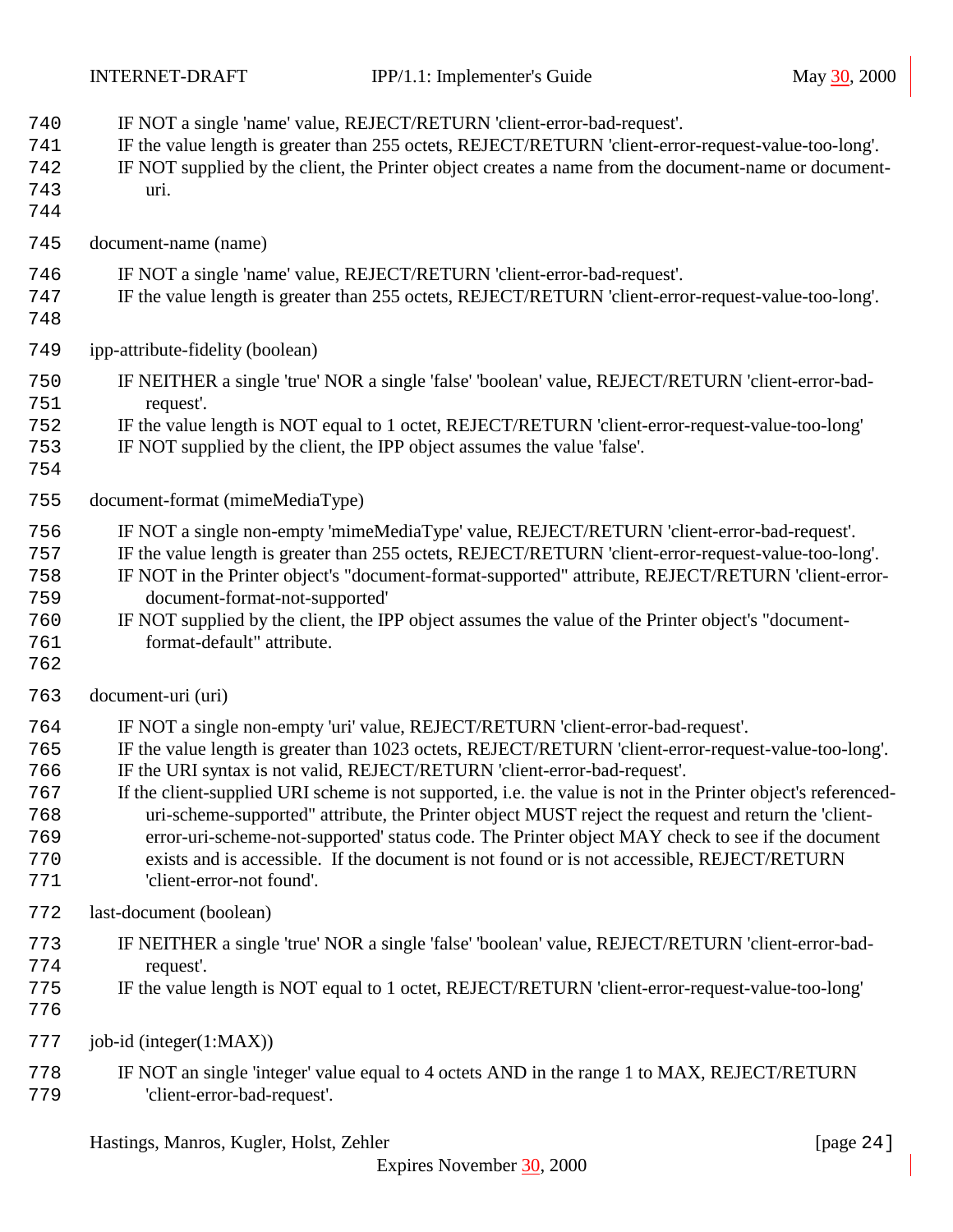IF NOT a single 'name' value, REJECT/RETURN 'client-error-bad-request'.
IF the value length is greater than 255 octets, REJECT/RETURN 'client-error-request-value-too-long'.
IF NOT supplied by the client, the Printer object creates a name from the document-name or document-uri.

document-name (name)

IF NOT a single 'name' value, REJECT/RETURN 'client-error-bad-request'.
IF the value length is greater than 255 octets, REJECT/RETURN 'client-error-request-value-too-long'.

ipp-attribute-fidelity (boolean)

IF NEITHER a single 'true' NOR a single 'false' 'boolean' value, REJECT/RETURN 'client-error-bad-request'.
IF the value length is NOT equal to 1 octet, REJECT/RETURN 'client-error-request-value-too-long'
IF NOT supplied by the client, the IPP object assumes the value 'false'.

document-format (mimeMediaType)

IF NOT a single non-empty 'mimeMediaType' value, REJECT/RETURN 'client-error-bad-request'.
IF the value length is greater than 255 octets, REJECT/RETURN 'client-error-request-value-too-long'.
IF NOT in the Printer object's "document-format-supported" attribute, REJECT/RETURN 'client-error-document-format-not-supported'
IF NOT supplied by the client, the IPP object assumes the value of the Printer object's "document-format-default" attribute.

document-uri (uri)

IF NOT a single non-empty 'uri' value, REJECT/RETURN 'client-error-bad-request'.
IF the value length is greater than 1023 octets, REJECT/RETURN 'client-error-request-value-too-long'.
IF the URI syntax is not valid, REJECT/RETURN 'client-error-bad-request'.
If the client-supplied URI scheme is not supported, i.e. the value is not in the Printer object's referenced-uri-scheme-supported" attribute, the Printer object MUST reject the request and return the 'client-error-uri-scheme-not-supported' status code. The Printer object MAY check to see if the document exists and is accessible. If the document is not found or is not accessible, REJECT/RETURN 'client-error-not found'.

last-document (boolean)

IF NEITHER a single 'true' NOR a single 'false' 'boolean' value, REJECT/RETURN 'client-error-bad-request'.
IF the value length is NOT equal to 1 octet, REJECT/RETURN 'client-error-request-value-too-long'

job-id (integer(1:MAX))

IF NOT an single 'integer' value equal to 4 octets AND in the range 1 to MAX, REJECT/RETURN 'client-error-bad-request'.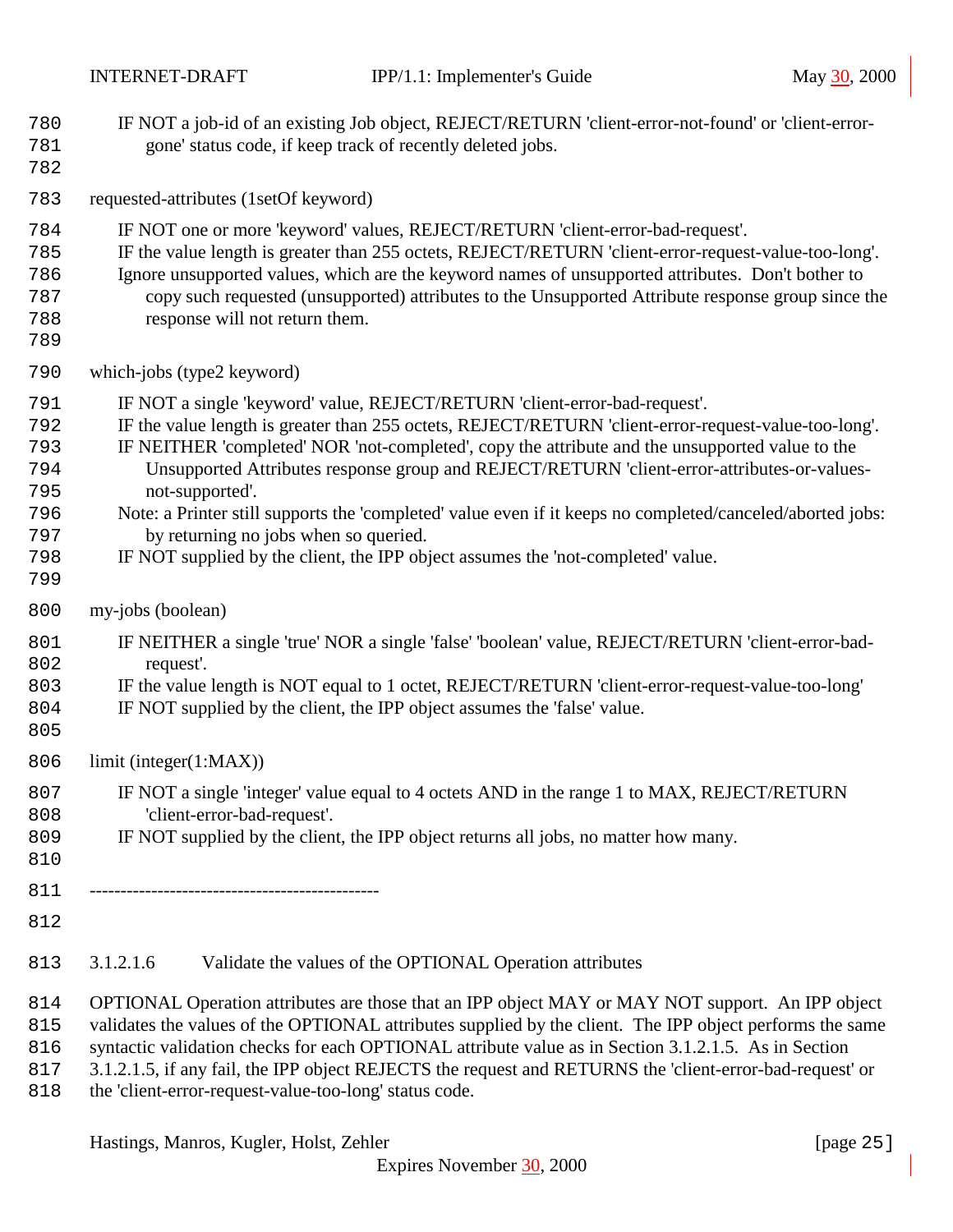IF NOT a job-id of an existing Job object, REJECT/RETURN 'client-error-not-found' or 'client-error-gone' status code, if keep track of recently deleted jobs.

requested-attributes (1setOf keyword)

IF NOT one or more 'keyword' values, REJECT/RETURN 'client-error-bad-request'.
IF the value length is greater than 255 octets, REJECT/RETURN 'client-error-request-value-too-long'.
Ignore unsupported values, which are the keyword names of unsupported attributes. Don't bother to copy such requested (unsupported) attributes to the Unsupported Attribute response group since the response will not return them.

which-jobs (type2 keyword)

IF NOT a single 'keyword' value, REJECT/RETURN 'client-error-bad-request'.
IF the value length is greater than 255 octets, REJECT/RETURN 'client-error-request-value-too-long'.
IF NEITHER 'completed' NOR 'not-completed', copy the attribute and the unsupported value to the Unsupported Attributes response group and REJECT/RETURN 'client-error-attributes-or-values-not-supported'.
Note: a Printer still supports the 'completed' value even if it keeps no completed/canceled/aborted jobs: by returning no jobs when so queried.
IF NOT supplied by the client, the IPP object assumes the 'not-completed' value.

my-jobs (boolean)

IF NEITHER a single 'true' NOR a single 'false' 'boolean' value, REJECT/RETURN 'client-error-bad-request'.
IF the value length is NOT equal to 1 octet, REJECT/RETURN 'client-error-request-value-too-long'
IF NOT supplied by the client, the IPP object assumes the 'false' value.

limit (integer(1:MAX))

IF NOT a single 'integer' value equal to 4 octets AND in the range 1 to MAX, REJECT/RETURN 'client-error-bad-request'.
IF NOT supplied by the client, the IPP object returns all jobs, no matter how many.

-----------------------------------------------

#### 3.1.2.1.6 Validate the values of the OPTIONAL Operation attributes

OPTIONAL Operation attributes are those that an IPP object MAY or MAY NOT support. An IPP object validates the values of the OPTIONAL attributes supplied by the client. The IPP object performs the same syntactic validation checks for each OPTIONAL attribute value as in Section 3.1.2.1.5. As in Section 3.1.2.1.5, if any fail, the IPP object REJECTS the request and RETURNS the 'client-error-bad-request' or the 'client-error-request-value-too-long' status code.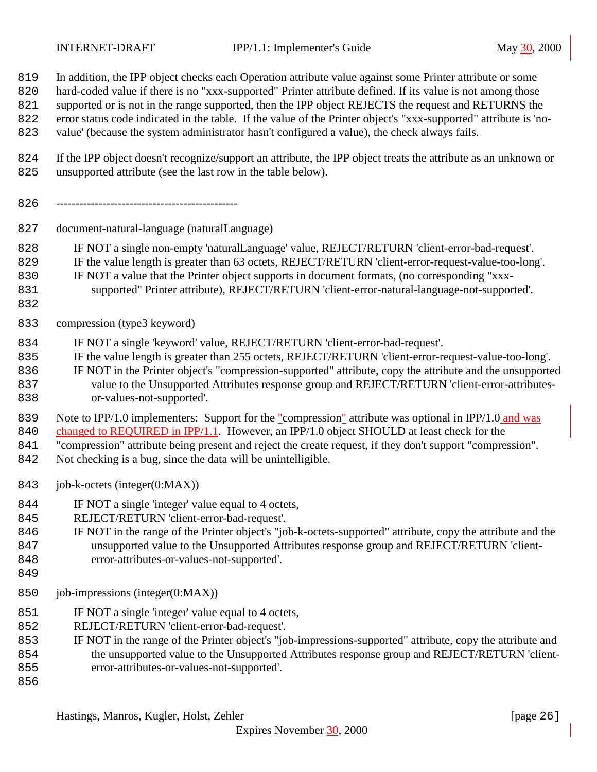In addition, the IPP object checks each Operation attribute value against some Printer attribute or some hard-coded value if there is no "xxx-supported" Printer attribute defined. If its value is not among those supported or is not in the range supported, then the IPP object REJECTS the request and RETURNS the error status code indicated in the table. If the value of the Printer object's "xxx-supported" attribute is 'no-value' (because the system administrator hasn't configured a value), the check always fails.

If the IPP object doesn't recognize/support an attribute, the IPP object treats the attribute as an unknown or unsupported attribute (see the last row in the table below).

-----------------------------------------------

document-natural-language (naturalLanguage)

  IF NOT a single non-empty 'naturalLanguage' value, REJECT/RETURN 'client-error-bad-request'.
  IF the value length is greater than 63 octets, REJECT/RETURN 'client-error-request-value-too-long'.
  IF NOT a value that the Printer object supports in document formats, (no corresponding "xxx-supported" Printer attribute), REJECT/RETURN 'client-error-natural-language-not-supported'.

compression (type3 keyword)

  IF NOT a single 'keyword' value, REJECT/RETURN 'client-error-bad-request'.
  IF the value length is greater than 255 octets, REJECT/RETURN 'client-error-request-value-too-long'.
  IF NOT in the Printer object's "compression-supported" attribute, copy the attribute and the unsupported value to the Unsupported Attributes response group and REJECT/RETURN 'client-error-attributes-or-values-not-supported'.

Note to IPP/1.0 implementers: Support for the "compression" attribute was optional in IPP/1.0 and was changed to REQUIRED in IPP/1.1. However, an IPP/1.0 object SHOULD at least check for the "compression" attribute being present and reject the create request, if they don't support "compression". Not checking is a bug, since the data will be unintelligible.

job-k-octets (integer(0:MAX))

  IF NOT a single 'integer' value equal to 4 octets,
  REJECT/RETURN 'client-error-bad-request'.
  IF NOT in the range of the Printer object's "job-k-octets-supported" attribute, copy the attribute and the unsupported value to the Unsupported Attributes response group and REJECT/RETURN 'client-error-attributes-or-values-not-supported'.

job-impressions (integer(0:MAX))

  IF NOT a single 'integer' value equal to 4 octets,
  REJECT/RETURN 'client-error-bad-request'.
  IF NOT in the range of the Printer object's "job-impressions-supported" attribute, copy the attribute and the unsupported value to the Unsupported Attributes response group and REJECT/RETURN 'client-error-attributes-or-values-not-supported'.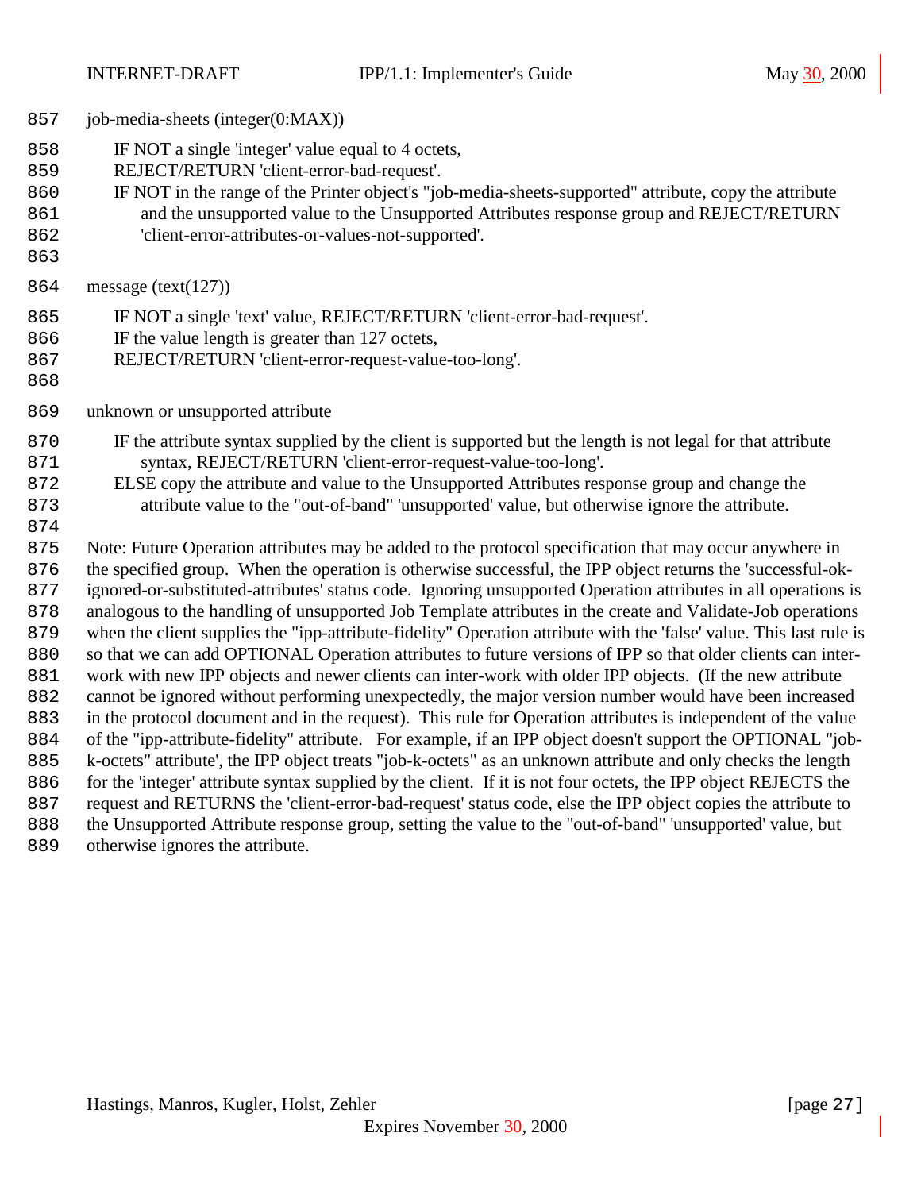job-media-sheets (integer(0:MAX))

IF NOT a single 'integer' value equal to 4 octets,
REJECT/RETURN 'client-error-bad-request'.
IF NOT in the range of the Printer object's "job-media-sheets-supported" attribute, copy the attribute and the unsupported value to the Unsupported Attributes response group and REJECT/RETURN 'client-error-attributes-or-values-not-supported'.

message (text(127))

IF NOT a single 'text' value, REJECT/RETURN 'client-error-bad-request'.
IF the value length is greater than 127 octets,
REJECT/RETURN 'client-error-request-value-too-long'.

unknown or unsupported attribute

IF the attribute syntax supplied by the client is supported but the length is not legal for that attribute syntax, REJECT/RETURN 'client-error-request-value-too-long'.
ELSE copy the attribute and value to the Unsupported Attributes response group and change the attribute value to the "out-of-band" 'unsupported' value, but otherwise ignore the attribute.

Note: Future Operation attributes may be added to the protocol specification that may occur anywhere in the specified group. When the operation is otherwise successful, the IPP object returns the 'successful-ok-ignored-or-substituted-attributes' status code. Ignoring unsupported Operation attributes in all operations is analogous to the handling of unsupported Job Template attributes in the create and Validate-Job operations when the client supplies the "ipp-attribute-fidelity" Operation attribute with the 'false' value. This last rule is so that we can add OPTIONAL Operation attributes to future versions of IPP so that older clients can inter-work with new IPP objects and newer clients can inter-work with older IPP objects. (If the new attribute cannot be ignored without performing unexpectedly, the major version number would have been increased in the protocol document and in the request). This rule for Operation attributes is independent of the value of the "ipp-attribute-fidelity" attribute. For example, if an IPP object doesn't support the OPTIONAL "job-k-octets" attribute', the IPP object treats "job-k-octets" as an unknown attribute and only checks the length for the 'integer' attribute syntax supplied by the client. If it is not four octets, the IPP object REJECTS the request and RETURNS the 'client-error-bad-request' status code, else the IPP object copies the attribute to the Unsupported Attribute response group, setting the value to the "out-of-band" 'unsupported' value, but otherwise ignores the attribute.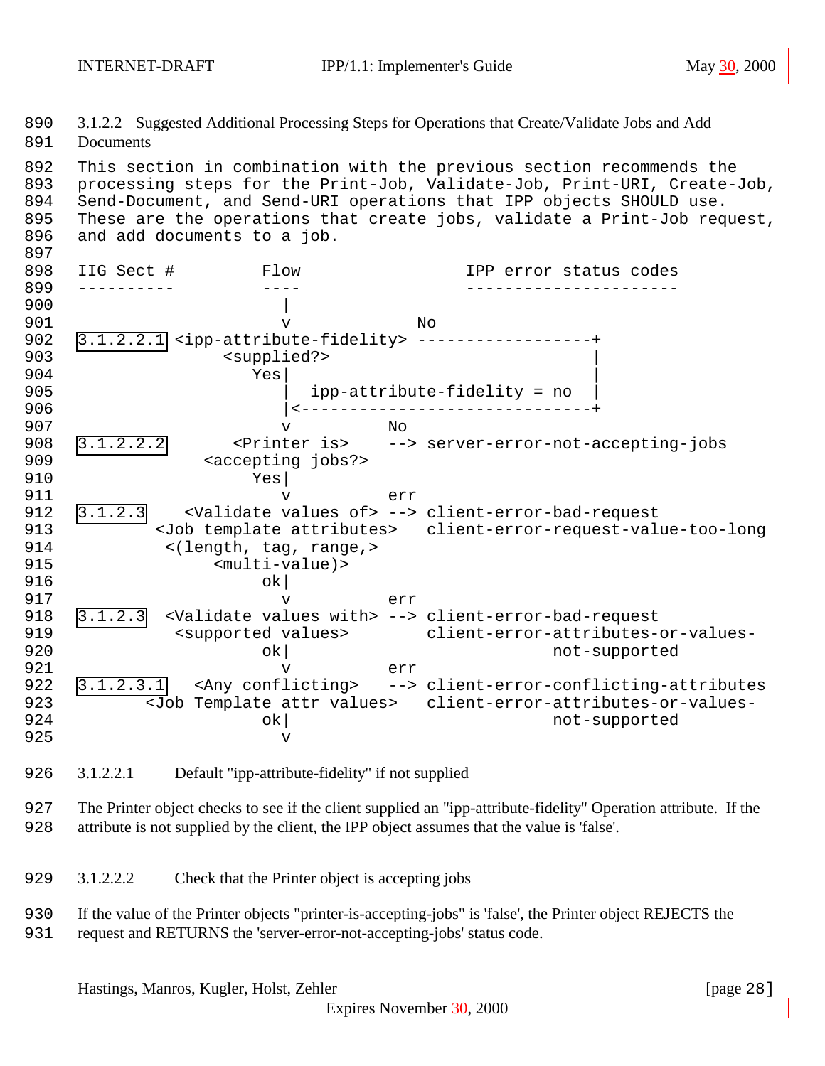### 3.1.2.2 Suggested Additional Processing Steps for Operations that Create/Validate Jobs and Add Documents

This section in combination with the previous section recommends the processing steps for the Print-Job, Validate-Job, Print-URI, Create-Job, Send-Document, and Send-URI operations that IPP objects SHOULD use. These are the operations that create jobs, validate a Print-Job request, and add documents to a job.

```
IIG Sect #          Flow                 IPP error status codes
----------          ----                 ----------------------
                      |
                      v             No
3.1.2.2.1 <ipp-attribute-fidelity> ------------------+
                <supplied?>                          |
                   Yes|                              |
                      |  ipp-attribute-fidelity = no |
                      |<-----------------------------+
                      v          No
3.1.2.2.2        <Printer is>    --> server-error-not-accepting-jobs
              <accepting jobs?>
                   Yes|
                      v          err
3.1.2.3      <Validate values of> --> client-error-bad-request
          <Job template attributes>   client-error-request-value-too-long
           <(length, tag, range,>
                <multi-value)>
                    ok|
                      v          err
3.1.2.3    <Validate values with> --> client-error-bad-request
             <supported values>       client-error-attributes-or-values-
                    ok|                            not-supported
                      v          err
3.1.2.3.1     <Any conflicting>   --> client-error-conflicting-attributes
         <Job Template attr values>   client-error-attributes-or-values-
                    ok|                            not-supported
                      v
```

#### 3.1.2.2.1 Default "ipp-attribute-fidelity" if not supplied

The Printer object checks to see if the client supplied an "ipp-attribute-fidelity" Operation attribute. If the attribute is not supplied by the client, the IPP object assumes that the value is 'false'.

#### 3.1.2.2.2 Check that the Printer object is accepting jobs

If the value of the Printer objects "printer-is-accepting-jobs" is 'false', the Printer object REJECTS the request and RETURNS the 'server-error-not-accepting-jobs' status code.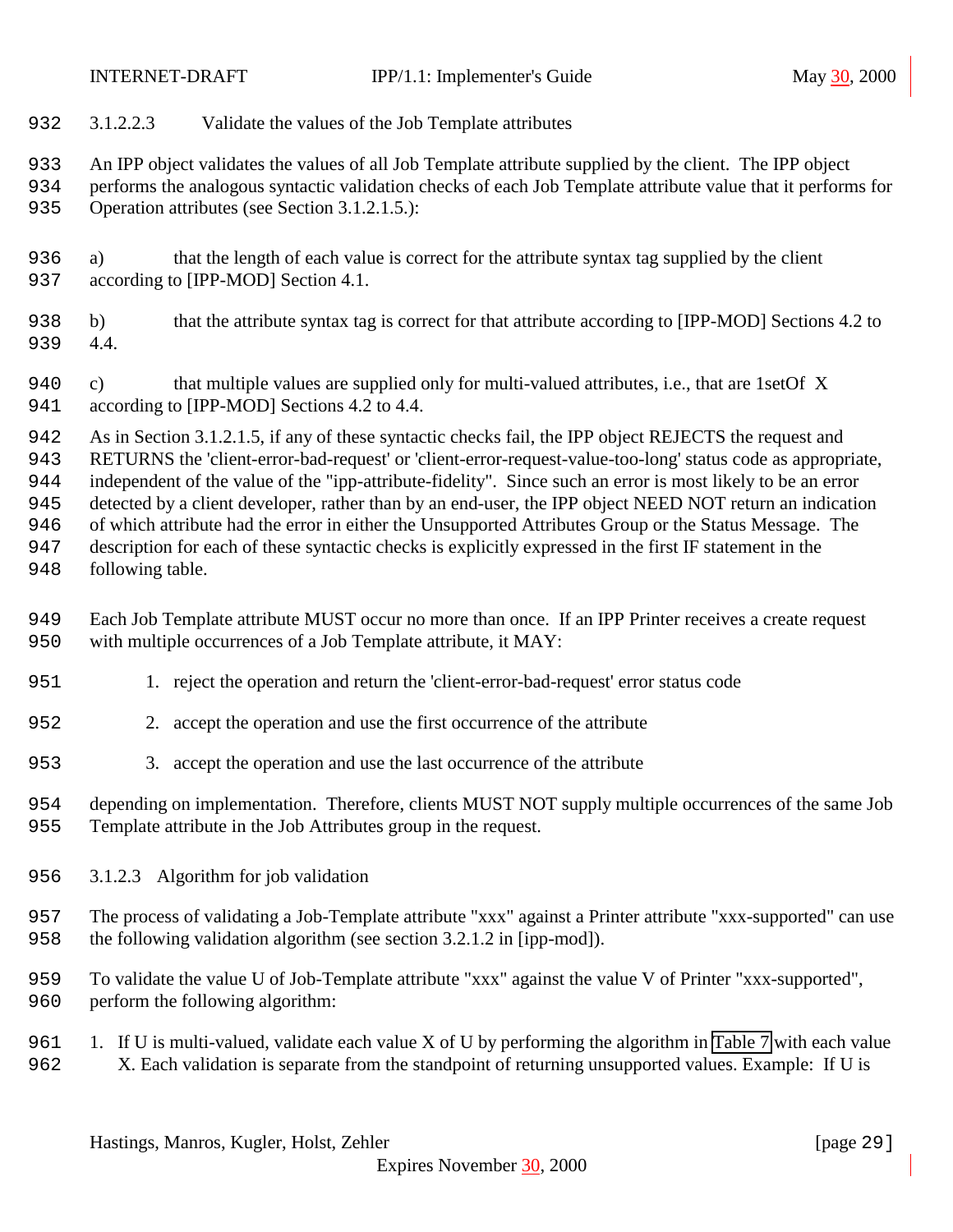#### 3.1.2.2.3 Validate the values of the Job Template attributes

An IPP object validates the values of all Job Template attribute supplied by the client. The IPP object performs the analogous syntactic validation checks of each Job Template attribute value that it performs for Operation attributes (see Section 3.1.2.1.5.):

a) that the length of each value is correct for the attribute syntax tag supplied by the client according to [IPP-MOD] Section 4.1.

b) that the attribute syntax tag is correct for that attribute according to [IPP-MOD] Sections 4.2 to 4.4.

c) that multiple values are supplied only for multi-valued attributes, i.e., that are 1setOf X according to [IPP-MOD] Sections 4.2 to 4.4.

As in Section 3.1.2.1.5, if any of these syntactic checks fail, the IPP object REJECTS the request and RETURNS the 'client-error-bad-request' or 'client-error-request-value-too-long' status code as appropriate, independent of the value of the "ipp-attribute-fidelity". Since such an error is most likely to be an error detected by a client developer, rather than by an end-user, the IPP object NEED NOT return an indication of which attribute had the error in either the Unsupported Attributes Group or the Status Message. The description for each of these syntactic checks is explicitly expressed in the first IF statement in the following table.

Each Job Template attribute MUST occur no more than once. If an IPP Printer receives a create request with multiple occurrences of a Job Template attribute, it MAY:

1. reject the operation and return the 'client-error-bad-request' error status code
2. accept the operation and use the first occurrence of the attribute
3. accept the operation and use the last occurrence of the attribute

depending on implementation. Therefore, clients MUST NOT supply multiple occurrences of the same Job Template attribute in the Job Attributes group in the request.

### 3.1.2.3 Algorithm for job validation

The process of validating a Job-Template attribute "xxx" against a Printer attribute "xxx-supported" can use the following validation algorithm (see section 3.2.1.2 in [ipp-mod]).

To validate the value U of Job-Template attribute "xxx" against the value V of Printer "xxx-supported", perform the following algorithm:

1. If U is multi-valued, validate each value X of U by performing the algorithm in Table 7 with each value X. Each validation is separate from the standpoint of returning unsupported values. Example: If U is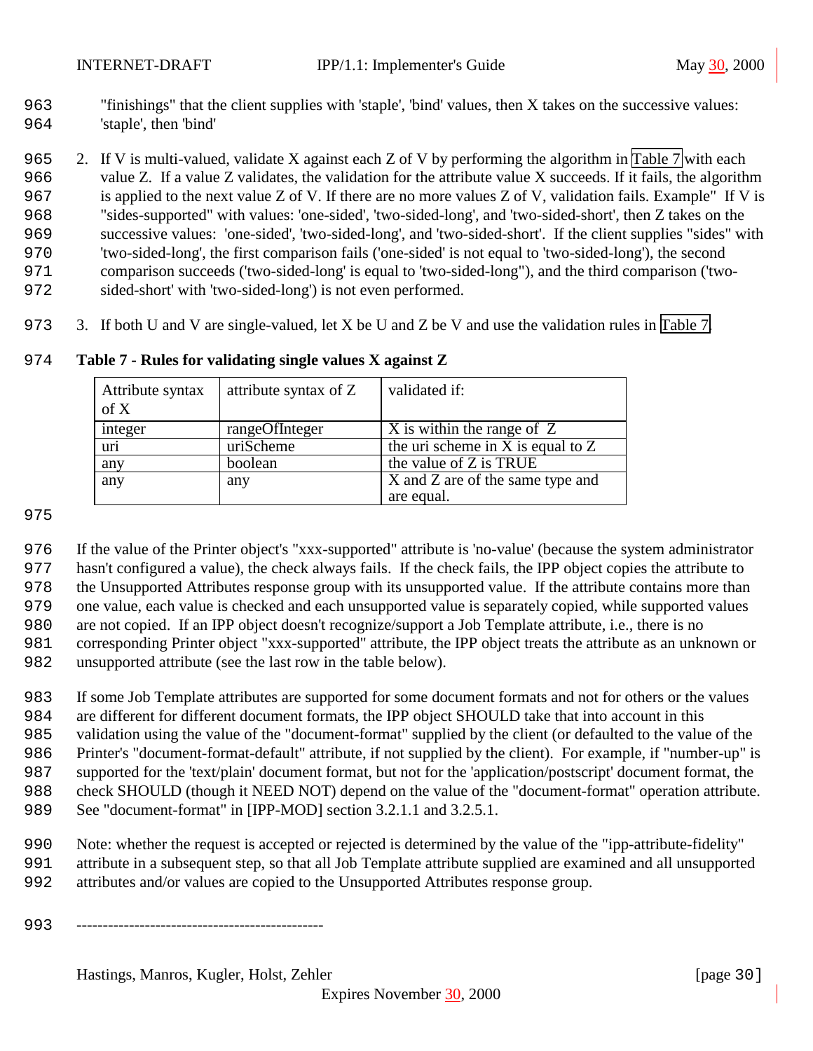"finishings" that the client supplies with 'staple', 'bind' values, then X takes on the successive values: 'staple', then 'bind'

2. If V is multi-valued, validate X against each Z of V by performing the algorithm in Table 7 with each value Z. If a value Z validates, the validation for the attribute value X succeeds. If it fails, the algorithm is applied to the next value Z of V. If there are no more values Z of V, validation fails. Example" If V is "sides-supported" with values: 'one-sided', 'two-sided-long', and 'two-sided-short', then Z takes on the successive values: 'one-sided', 'two-sided-long', and 'two-sided-short'. If the client supplies "sides" with 'two-sided-long', the first comparison fails ('one-sided' is not equal to 'two-sided-long'), the second comparison succeeds ('two-sided-long' is equal to 'two-sided-long"), and the third comparison ('two-sided-short' with 'two-sided-long') is not even performed.

3. If both U and V are single-valued, let X be U and Z be V and use the validation rules in Table 7.

**Table 7 - Rules for validating single values X against Z**

| Attribute syntax of X | attribute syntax of Z | validated if: |
|---|---|---|
| integer | rangeOfInteger | X is within the range of Z |
| uri | uriScheme | the uri scheme in X is equal to Z |
| any | boolean | the value of Z is TRUE |
| any | any | X and Z are of the same type and are equal. |

If the value of the Printer object's "xxx-supported" attribute is 'no-value' (because the system administrator hasn't configured a value), the check always fails. If the check fails, the IPP object copies the attribute to the Unsupported Attributes response group with its unsupported value. If the attribute contains more than one value, each value is checked and each unsupported value is separately copied, while supported values are not copied. If an IPP object doesn't recognize/support a Job Template attribute, i.e., there is no corresponding Printer object "xxx-supported" attribute, the IPP object treats the attribute as an unknown or unsupported attribute (see the last row in the table below).

If some Job Template attributes are supported for some document formats and not for others or the values are different for different document formats, the IPP object SHOULD take that into account in this validation using the value of the "document-format" supplied by the client (or defaulted to the value of the Printer's "document-format-default" attribute, if not supplied by the client). For example, if "number-up" is supported for the 'text/plain' document format, but not for the 'application/postscript' document format, the check SHOULD (though it NEED NOT) depend on the value of the "document-format" operation attribute. See "document-format" in [IPP-MOD] section 3.2.1.1 and 3.2.5.1.

Note: whether the request is accepted or rejected is determined by the value of the "ipp-attribute-fidelity" attribute in a subsequent step, so that all Job Template attribute supplied are examined and all unsupported attributes and/or values are copied to the Unsupported Attributes response group.

-----------------------------------------------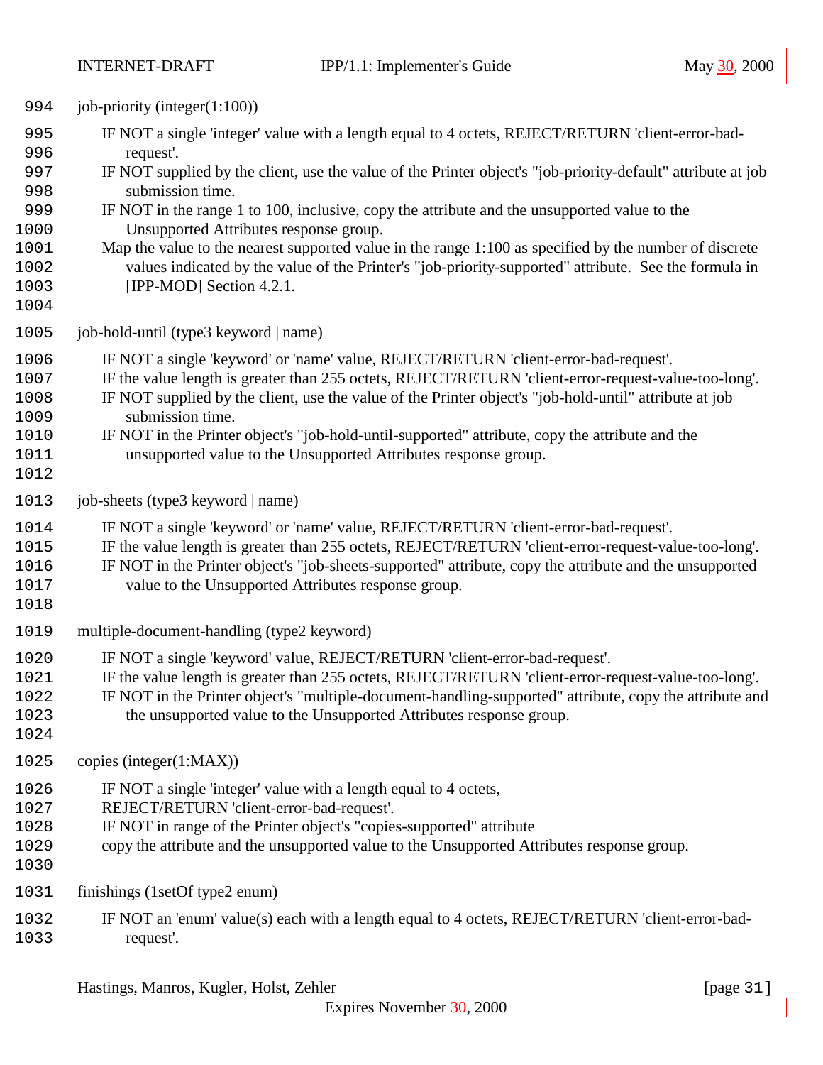job-priority (integer(1:100))

IF NOT a single 'integer' value with a length equal to 4 octets, REJECT/RETURN 'client-error-bad-request'.
IF NOT supplied by the client, use the value of the Printer object's "job-priority-default" attribute at job submission time.
IF NOT in the range 1 to 100, inclusive, copy the attribute and the unsupported value to the Unsupported Attributes response group.
Map the value to the nearest supported value in the range 1:100 as specified by the number of discrete values indicated by the value of the Printer's "job-priority-supported" attribute. See the formula in [IPP-MOD] Section 4.2.1.

job-hold-until (type3 keyword | name)

IF NOT a single 'keyword' or 'name' value, REJECT/RETURN 'client-error-bad-request'.
IF the value length is greater than 255 octets, REJECT/RETURN 'client-error-request-value-too-long'.
IF NOT supplied by the client, use the value of the Printer object's "job-hold-until" attribute at job submission time.
IF NOT in the Printer object's "job-hold-until-supported" attribute, copy the attribute and the unsupported value to the Unsupported Attributes response group.

job-sheets (type3 keyword | name)

IF NOT a single 'keyword' or 'name' value, REJECT/RETURN 'client-error-bad-request'.
IF the value length is greater than 255 octets, REJECT/RETURN 'client-error-request-value-too-long'.
IF NOT in the Printer object's "job-sheets-supported" attribute, copy the attribute and the unsupported value to the Unsupported Attributes response group.

multiple-document-handling (type2 keyword)

IF NOT a single 'keyword' value, REJECT/RETURN 'client-error-bad-request'.
IF the value length is greater than 255 octets, REJECT/RETURN 'client-error-request-value-too-long'.
IF NOT in the Printer object's "multiple-document-handling-supported" attribute, copy the attribute and the unsupported value to the Unsupported Attributes response group.

copies (integer(1:MAX))

IF NOT a single 'integer' value with a length equal to 4 octets,
REJECT/RETURN 'client-error-bad-request'.
IF NOT in range of the Printer object's "copies-supported" attribute
copy the attribute and the unsupported value to the Unsupported Attributes response group.

finishings (1setOf type2 enum)

IF NOT an 'enum' value(s) each with a length equal to 4 octets, REJECT/RETURN 'client-error-bad-request'.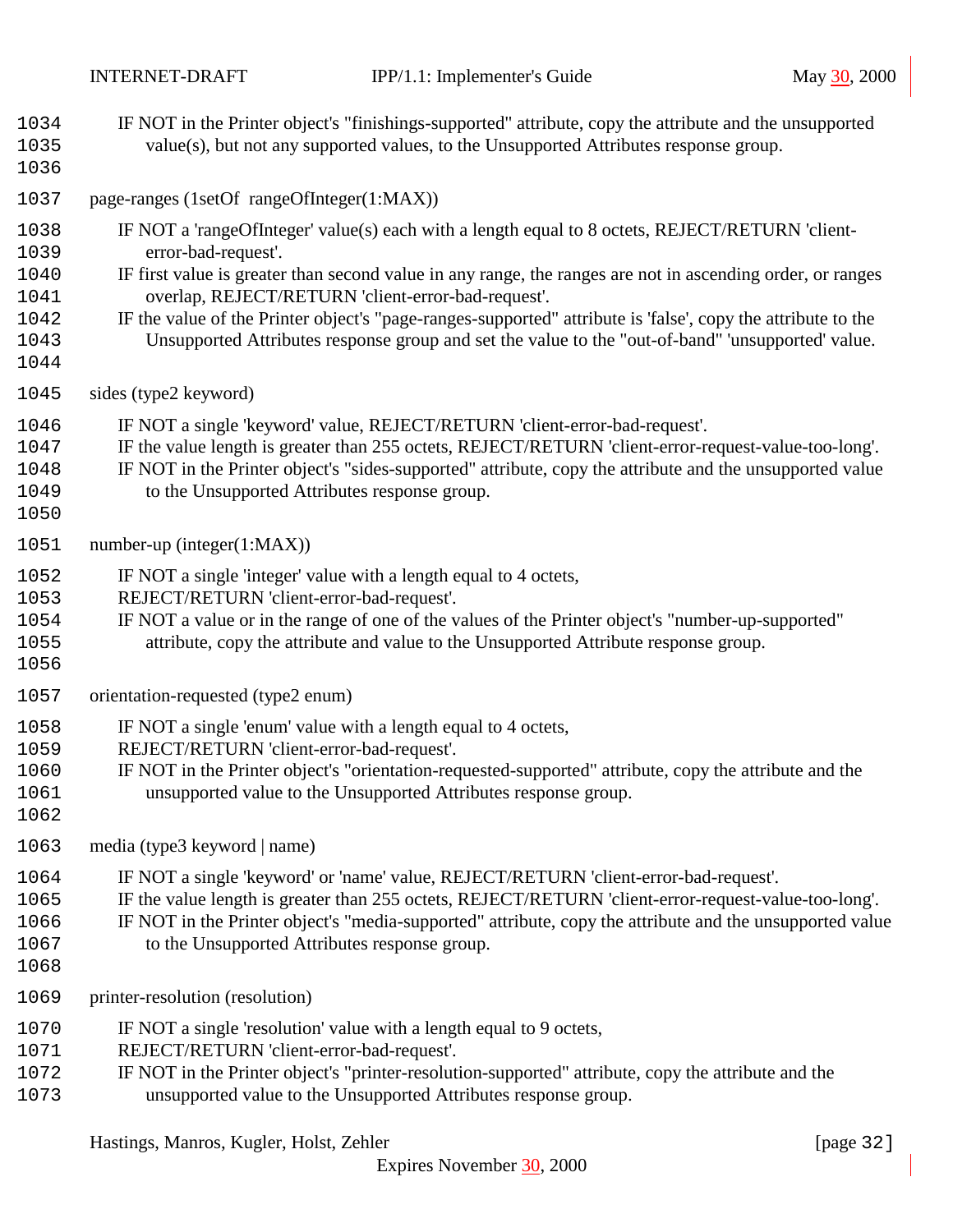IF NOT in the Printer object's "finishings-supported" attribute, copy the attribute and the unsupported value(s), but not any supported values, to the Unsupported Attributes response group.

page-ranges (1setOf rangeOfInteger(1:MAX))

IF NOT a 'rangeOfInteger' value(s) each with a length equal to 8 octets, REJECT/RETURN 'client-error-bad-request'.
IF first value is greater than second value in any range, the ranges are not in ascending order, or ranges overlap, REJECT/RETURN 'client-error-bad-request'.
IF the value of the Printer object's "page-ranges-supported" attribute is 'false', copy the attribute to the Unsupported Attributes response group and set the value to the "out-of-band" 'unsupported' value.

sides (type2 keyword)

IF NOT a single 'keyword' value, REJECT/RETURN 'client-error-bad-request'.
IF the value length is greater than 255 octets, REJECT/RETURN 'client-error-request-value-too-long'.
IF NOT in the Printer object's "sides-supported" attribute, copy the attribute and the unsupported value to the Unsupported Attributes response group.

number-up (integer(1:MAX))

IF NOT a single 'integer' value with a length equal to 4 octets,
REJECT/RETURN 'client-error-bad-request'.
IF NOT a value or in the range of one of the values of the Printer object's "number-up-supported" attribute, copy the attribute and value to the Unsupported Attribute response group.

orientation-requested (type2 enum)

IF NOT a single 'enum' value with a length equal to 4 octets,
REJECT/RETURN 'client-error-bad-request'.
IF NOT in the Printer object's "orientation-requested-supported" attribute, copy the attribute and the unsupported value to the Unsupported Attributes response group.

media (type3 keyword | name)

IF NOT a single 'keyword' or 'name' value, REJECT/RETURN 'client-error-bad-request'.
IF the value length is greater than 255 octets, REJECT/RETURN 'client-error-request-value-too-long'.
IF NOT in the Printer object's "media-supported" attribute, copy the attribute and the unsupported value to the Unsupported Attributes response group.

printer-resolution (resolution)

IF NOT a single 'resolution' value with a length equal to 9 octets,
REJECT/RETURN 'client-error-bad-request'.
IF NOT in the Printer object's "printer-resolution-supported" attribute, copy the attribute and the unsupported value to the Unsupported Attributes response group.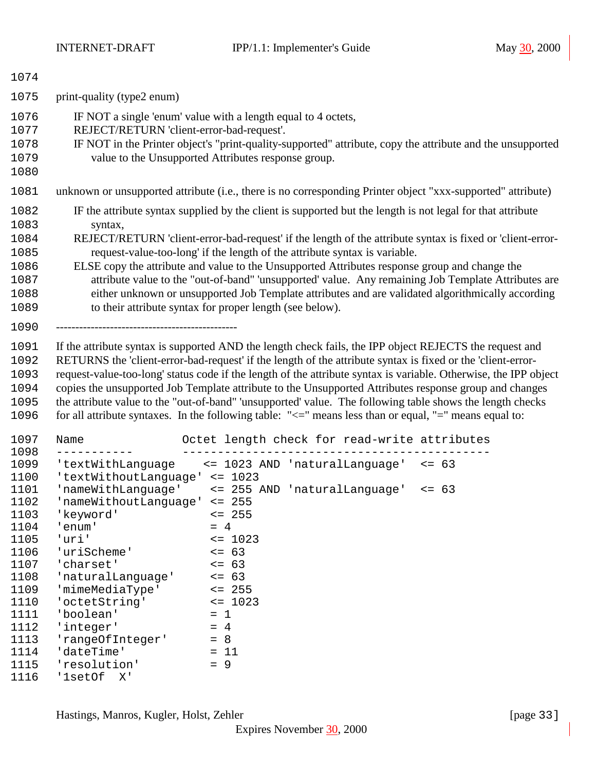print-quality (type2 enum)

IF NOT a single 'enum' value with a length equal to 4 octets,
REJECT/RETURN 'client-error-bad-request'.
IF NOT in the Printer object's "print-quality-supported" attribute, copy the attribute and the unsupported value to the Unsupported Attributes response group.

unknown or unsupported attribute (i.e., there is no corresponding Printer object "xxx-supported" attribute)

IF the attribute syntax supplied by the client is supported but the length is not legal for that attribute syntax,
REJECT/RETURN 'client-error-bad-request' if the length of the attribute syntax is fixed or 'client-error-request-value-too-long' if the length of the attribute syntax is variable.
ELSE copy the attribute and value to the Unsupported Attributes response group and change the attribute value to the "out-of-band" 'unsupported' value. Any remaining Job Template Attributes are either unknown or unsupported Job Template attributes and are validated algorithmically according to their attribute syntax for proper length (see below).

-----------------------------------------------

If the attribute syntax is supported AND the length check fails, the IPP object REJECTS the request and RETURNS the 'client-error-bad-request' if the length of the attribute syntax is fixed or the 'client-error-request-value-too-long' status code if the length of the attribute syntax is variable. Otherwise, the IPP object copies the unsupported Job Template attribute to the Unsupported Attributes response group and changes the attribute value to the "out-of-band" 'unsupported' value. The following table shows the length checks for all attribute syntaxes. In the following table: "<=" means less than or equal, "=" means equal to:

```
Name                 Octet length check for read-write attributes
-----------          --------------------------------------------
'textWithLanguage     <= 1023 AND 'naturalLanguage'  <= 63
'textWithoutLanguage' <= 1023
'nameWithLanguage'     <= 255 AND 'naturalLanguage'  <= 63
'nameWithoutLanguage' <= 255
'keyword'              <= 255
'enum'                 = 4
'uri'                  <= 1023
'uriScheme'            <= 63
'charset'              <= 63
'naturalLanguage'      <= 63
'mimeMediaType'        <= 255
'octetString'          <= 1023
'boolean'              = 1
'integer'              = 4
'rangeOfInteger'       = 8
'dateTime'             = 11
'resolution'           = 9
'1setOf  X'
```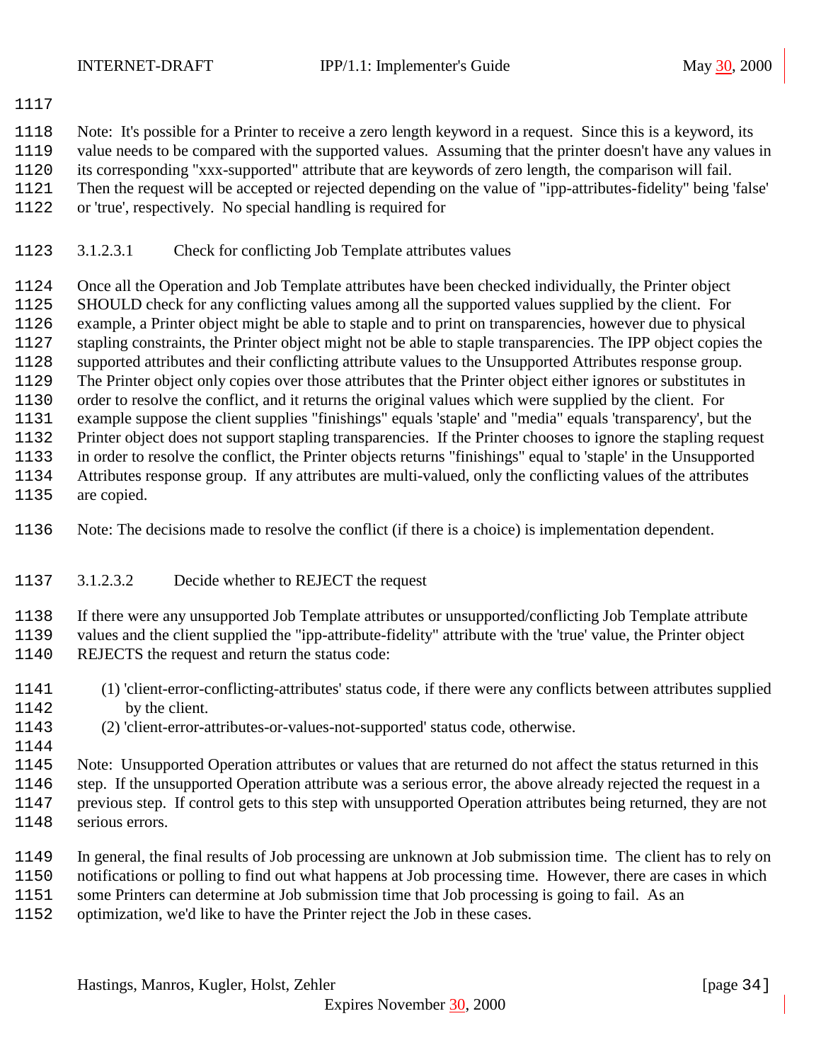Note: It's possible for a Printer to receive a zero length keyword in a request. Since this is a keyword, its value needs to be compared with the supported values. Assuming that the printer doesn't have any values in its corresponding "xxx-supported" attribute that are keywords of zero length, the comparison will fail. Then the request will be accepted or rejected depending on the value of "ipp-attributes-fidelity" being 'false' or 'true', respectively. No special handling is required for

#### 3.1.2.3.1 Check for conflicting Job Template attributes values

Once all the Operation and Job Template attributes have been checked individually, the Printer object SHOULD check for any conflicting values among all the supported values supplied by the client. For example, a Printer object might be able to staple and to print on transparencies, however due to physical stapling constraints, the Printer object might not be able to staple transparencies. The IPP object copies the supported attributes and their conflicting attribute values to the Unsupported Attributes response group. The Printer object only copies over those attributes that the Printer object either ignores or substitutes in order to resolve the conflict, and it returns the original values which were supplied by the client. For example suppose the client supplies "finishings" equals 'staple' and "media" equals 'transparency', but the Printer object does not support stapling transparencies. If the Printer chooses to ignore the stapling request in order to resolve the conflict, the Printer objects returns "finishings" equal to 'staple' in the Unsupported Attributes response group. If any attributes are multi-valued, only the conflicting values of the attributes are copied.

Note: The decisions made to resolve the conflict (if there is a choice) is implementation dependent.

#### 3.1.2.3.2 Decide whether to REJECT the request

If there were any unsupported Job Template attributes or unsupported/conflicting Job Template attribute values and the client supplied the "ipp-attribute-fidelity" attribute with the 'true' value, the Printer object REJECTS the request and return the status code:

(1) 'client-error-conflicting-attributes' status code, if there were any conflicts between attributes supplied by the client.
(2) 'client-error-attributes-or-values-not-supported' status code, otherwise.

Note: Unsupported Operation attributes or values that are returned do not affect the status returned in this step. If the unsupported Operation attribute was a serious error, the above already rejected the request in a previous step. If control gets to this step with unsupported Operation attributes being returned, they are not serious errors.

In general, the final results of Job processing are unknown at Job submission time. The client has to rely on notifications or polling to find out what happens at Job processing time. However, there are cases in which some Printers can determine at Job submission time that Job processing is going to fail. As an optimization, we'd like to have the Printer reject the Job in these cases.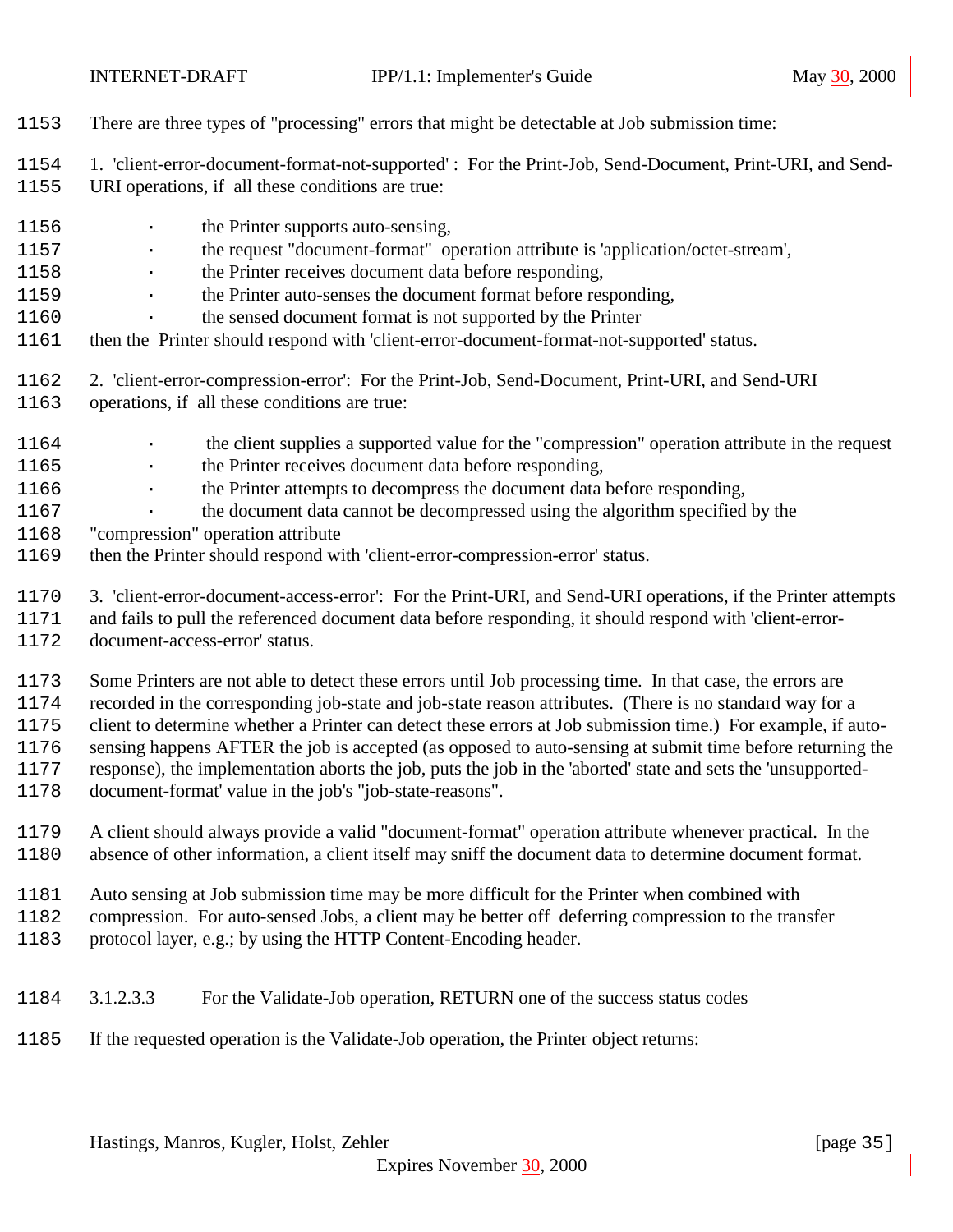There are three types of "processing" errors that might be detectable at Job submission time:

1. 'client-error-document-format-not-supported' : For the Print-Job, Send-Document, Print-URI, and Send-URI operations, if all these conditions are true:

   - the Printer supports auto-sensing,
   - the request "document-format" operation attribute is 'application/octet-stream',
   - the Printer receives document data before responding,
   - the Printer auto-senses the document format before responding,
   - the sensed document format is not supported by the Printer

   then the Printer should respond with 'client-error-document-format-not-supported' status.

2. 'client-error-compression-error': For the Print-Job, Send-Document, Print-URI, and Send-URI operations, if all these conditions are true:

   - the client supplies a supported value for the "compression" operation attribute in the request
   - the Printer receives document data before responding,
   - the Printer attempts to decompress the document data before responding,
   - the document data cannot be decompressed using the algorithm specified by the "compression" operation attribute

   then the Printer should respond with 'client-error-compression-error' status.

3. 'client-error-document-access-error': For the Print-URI, and Send-URI operations, if the Printer attempts and fails to pull the referenced document data before responding, it should respond with 'client-error-document-access-error' status.

Some Printers are not able to detect these errors until Job processing time. In that case, the errors are recorded in the corresponding job-state and job-state reason attributes. (There is no standard way for a client to determine whether a Printer can detect these errors at Job submission time.) For example, if auto-sensing happens AFTER the job is accepted (as opposed to auto-sensing at submit time before returning the response), the implementation aborts the job, puts the job in the 'aborted' state and sets the 'unsupported-document-format' value in the job's "job-state-reasons".

A client should always provide a valid "document-format" operation attribute whenever practical. In the absence of other information, a client itself may sniff the document data to determine document format.

Auto sensing at Job submission time may be more difficult for the Printer when combined with compression. For auto-sensed Jobs, a client may be better off deferring compression to the transfer protocol layer, e.g.; by using the HTTP Content-Encoding header.

#### 3.1.2.3.3 For the Validate-Job operation, RETURN one of the success status codes

If the requested operation is the Validate-Job operation, the Printer object returns: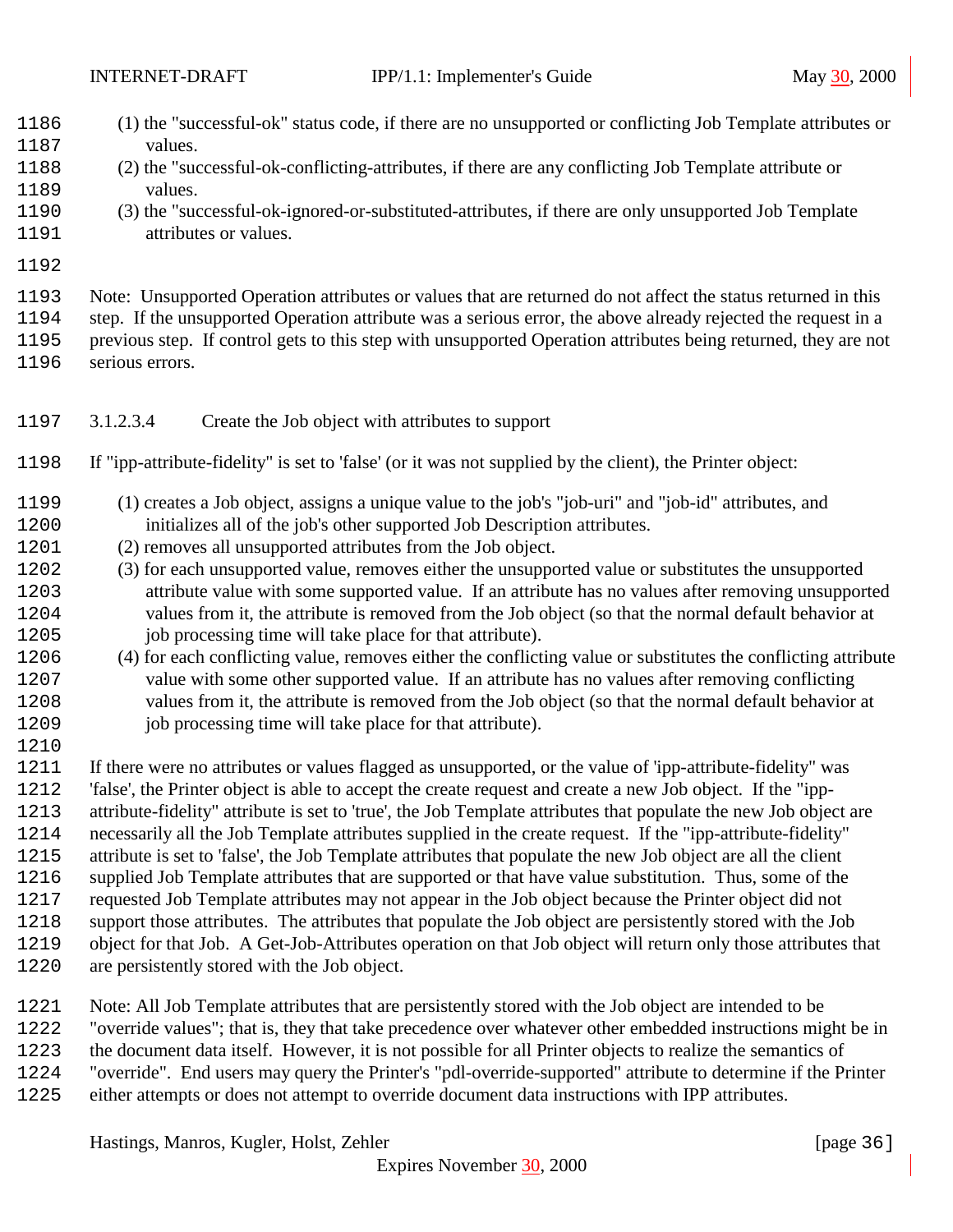(1) the "successful-ok" status code, if there are no unsupported or conflicting Job Template attributes or values.
(2) the "successful-ok-conflicting-attributes, if there are any conflicting Job Template attribute or values.
(3) the "successful-ok-ignored-or-substituted-attributes, if there are only unsupported Job Template attributes or values.

Note: Unsupported Operation attributes or values that are returned do not affect the status returned in this step. If the unsupported Operation attribute was a serious error, the above already rejected the request in a previous step. If control gets to this step with unsupported Operation attributes being returned, they are not serious errors.

#### 3.1.2.3.4 Create the Job object with attributes to support

If "ipp-attribute-fidelity" is set to 'false' (or it was not supplied by the client), the Printer object:

(1) creates a Job object, assigns a unique value to the job's "job-uri" and "job-id" attributes, and initializes all of the job's other supported Job Description attributes.
(2) removes all unsupported attributes from the Job object.
(3) for each unsupported value, removes either the unsupported value or substitutes the unsupported attribute value with some supported value. If an attribute has no values after removing unsupported values from it, the attribute is removed from the Job object (so that the normal default behavior at job processing time will take place for that attribute).
(4) for each conflicting value, removes either the conflicting value or substitutes the conflicting attribute value with some other supported value. If an attribute has no values after removing conflicting values from it, the attribute is removed from the Job object (so that the normal default behavior at job processing time will take place for that attribute).

If there were no attributes or values flagged as unsupported, or the value of 'ipp-attribute-fidelity" was 'false', the Printer object is able to accept the create request and create a new Job object. If the "ipp-attribute-fidelity" attribute is set to 'true', the Job Template attributes that populate the new Job object are necessarily all the Job Template attributes supplied in the create request. If the "ipp-attribute-fidelity" attribute is set to 'false', the Job Template attributes that populate the new Job object are all the client supplied Job Template attributes that are supported or that have value substitution. Thus, some of the requested Job Template attributes may not appear in the Job object because the Printer object did not support those attributes. The attributes that populate the Job object are persistently stored with the Job object for that Job. A Get-Job-Attributes operation on that Job object will return only those attributes that are persistently stored with the Job object.

Note: All Job Template attributes that are persistently stored with the Job object are intended to be "override values"; that is, they that take precedence over whatever other embedded instructions might be in the document data itself. However, it is not possible for all Printer objects to realize the semantics of "override". End users may query the Printer's "pdl-override-supported" attribute to determine if the Printer either attempts or does not attempt to override document data instructions with IPP attributes.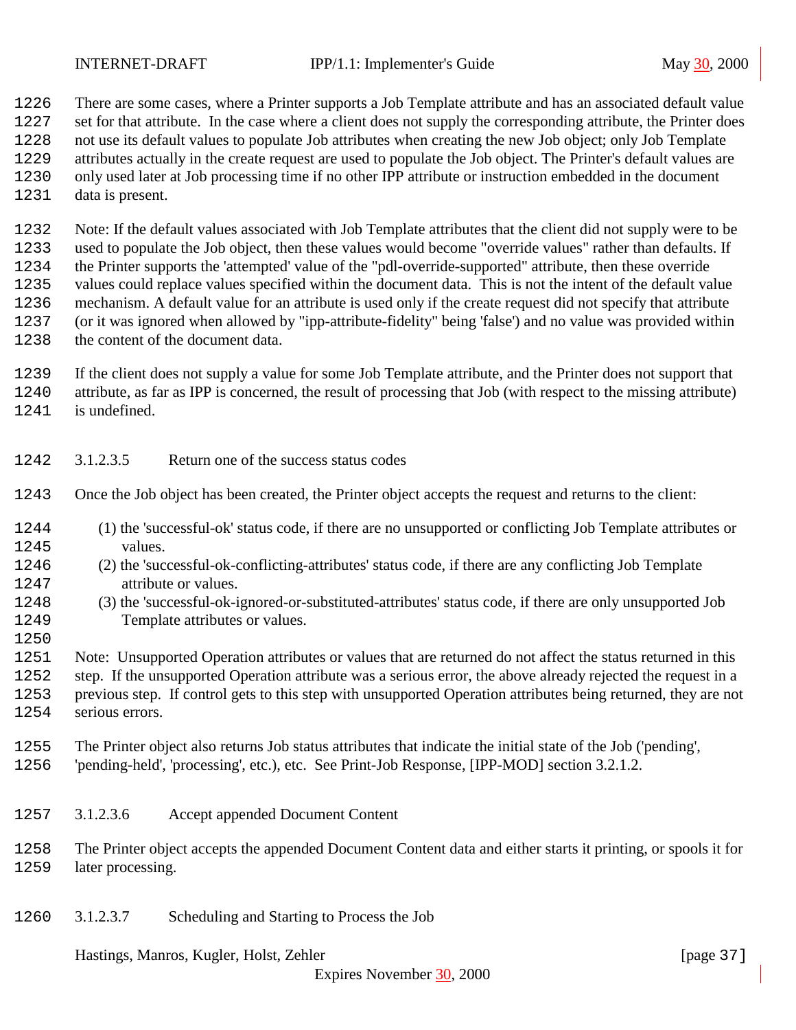There are some cases, where a Printer supports a Job Template attribute and has an associated default value set for that attribute. In the case where a client does not supply the corresponding attribute, the Printer does not use its default values to populate Job attributes when creating the new Job object; only Job Template attributes actually in the create request are used to populate the Job object. The Printer's default values are only used later at Job processing time if no other IPP attribute or instruction embedded in the document data is present.

Note: If the default values associated with Job Template attributes that the client did not supply were to be used to populate the Job object, then these values would become "override values" rather than defaults. If the Printer supports the 'attempted' value of the "pdl-override-supported" attribute, then these override values could replace values specified within the document data. This is not the intent of the default value mechanism. A default value for an attribute is used only if the create request did not specify that attribute (or it was ignored when allowed by "ipp-attribute-fidelity" being 'false') and no value was provided within the content of the document data.

If the client does not supply a value for some Job Template attribute, and the Printer does not support that attribute, as far as IPP is concerned, the result of processing that Job (with respect to the missing attribute) is undefined.

#### 3.1.2.3.5 Return one of the success status codes

Once the Job object has been created, the Printer object accepts the request and returns to the client:

(1) the 'successful-ok' status code, if there are no unsupported or conflicting Job Template attributes or values.
(2) the 'successful-ok-conflicting-attributes' status code, if there are any conflicting Job Template attribute or values.
(3) the 'successful-ok-ignored-or-substituted-attributes' status code, if there are only unsupported Job Template attributes or values.

Note: Unsupported Operation attributes or values that are returned do not affect the status returned in this step. If the unsupported Operation attribute was a serious error, the above already rejected the request in a previous step. If control gets to this step with unsupported Operation attributes being returned, they are not serious errors.

The Printer object also returns Job status attributes that indicate the initial state of the Job ('pending', 'pending-held', 'processing', etc.), etc. See Print-Job Response, [IPP-MOD] section 3.2.1.2.

#### 3.1.2.3.6 Accept appended Document Content

The Printer object accepts the appended Document Content data and either starts it printing, or spools it for later processing.

#### 3.1.2.3.7 Scheduling and Starting to Process the Job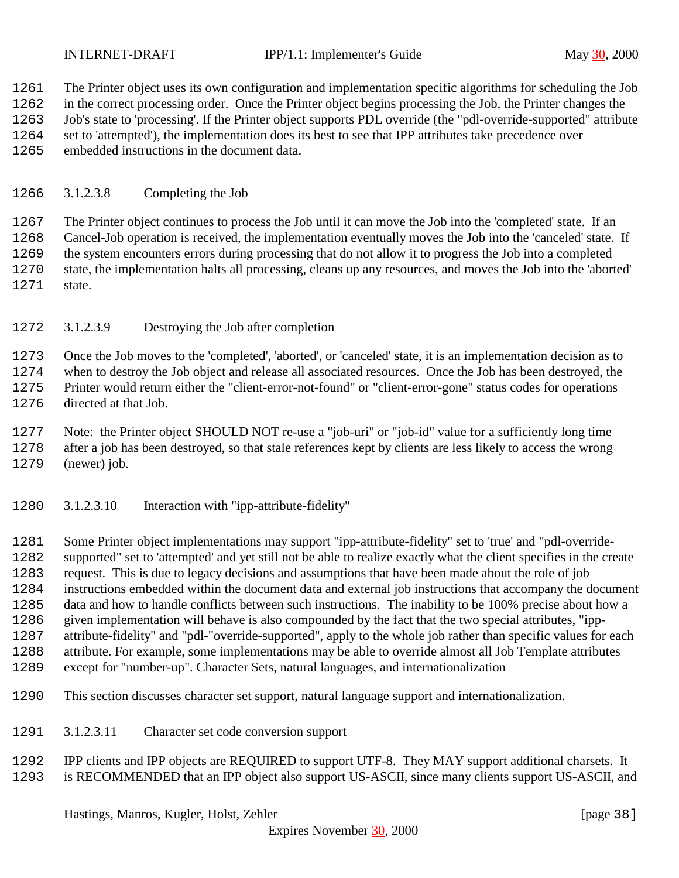The Printer object uses its own configuration and implementation specific algorithms for scheduling the Job in the correct processing order. Once the Printer object begins processing the Job, the Printer changes the Job's state to 'processing'. If the Printer object supports PDL override (the "pdl-override-supported" attribute set to 'attempted'), the implementation does its best to see that IPP attributes take precedence over embedded instructions in the document data.

#### 3.1.2.3.8 Completing the Job

The Printer object continues to process the Job until it can move the Job into the 'completed' state. If an Cancel-Job operation is received, the implementation eventually moves the Job into the 'canceled' state. If the system encounters errors during processing that do not allow it to progress the Job into a completed state, the implementation halts all processing, cleans up any resources, and moves the Job into the 'aborted' state.

#### 3.1.2.3.9 Destroying the Job after completion

Once the Job moves to the 'completed', 'aborted', or 'canceled' state, it is an implementation decision as to when to destroy the Job object and release all associated resources. Once the Job has been destroyed, the Printer would return either the "client-error-not-found" or "client-error-gone" status codes for operations directed at that Job.

Note: the Printer object SHOULD NOT re-use a "job-uri" or "job-id" value for a sufficiently long time after a job has been destroyed, so that stale references kept by clients are less likely to access the wrong (newer) job.

#### 3.1.2.3.10 Interaction with "ipp-attribute-fidelity"

Some Printer object implementations may support "ipp-attribute-fidelity" set to 'true' and "pdl-override-supported" set to 'attempted' and yet still not be able to realize exactly what the client specifies in the create request. This is due to legacy decisions and assumptions that have been made about the role of job instructions embedded within the document data and external job instructions that accompany the document data and how to handle conflicts between such instructions. The inability to be 100% precise about how a given implementation will behave is also compounded by the fact that the two special attributes, "ipp-attribute-fidelity" and "pdl-"override-supported", apply to the whole job rather than specific values for each attribute. For example, some implementations may be able to override almost all Job Template attributes except for "number-up". Character Sets, natural languages, and internationalization

This section discusses character set support, natural language support and internationalization.

#### 3.1.2.3.11 Character set code conversion support

IPP clients and IPP objects are REQUIRED to support UTF-8. They MAY support additional charsets. It is RECOMMENDED that an IPP object also support US-ASCII, since many clients support US-ASCII, and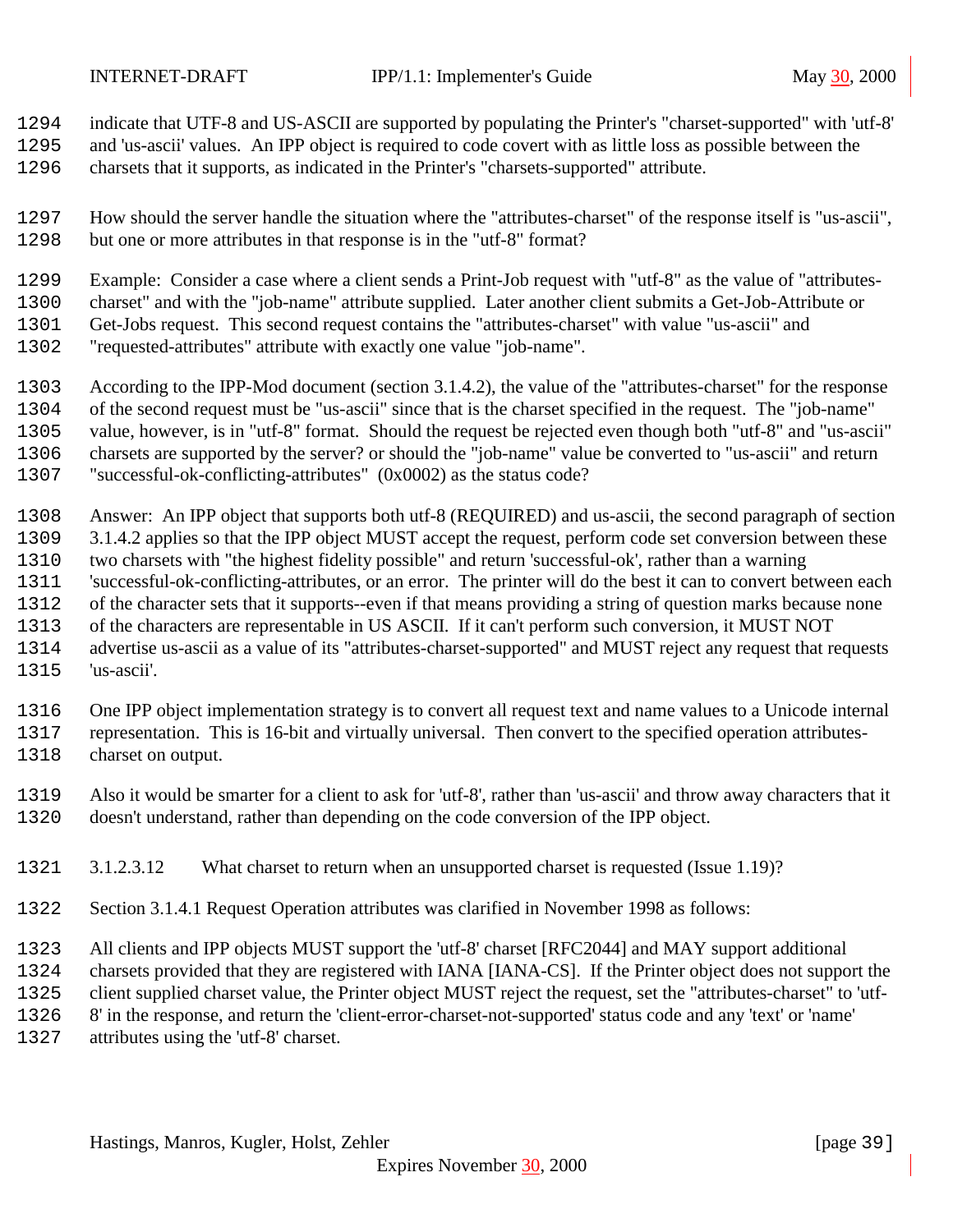indicate that UTF-8 and US-ASCII are supported by populating the Printer's "charset-supported" with 'utf-8' and 'us-ascii' values. An IPP object is required to code covert with as little loss as possible between the charsets that it supports, as indicated in the Printer's "charsets-supported" attribute.

How should the server handle the situation where the "attributes-charset" of the response itself is "us-ascii", but one or more attributes in that response is in the "utf-8" format?

Example: Consider a case where a client sends a Print-Job request with "utf-8" as the value of "attributes-charset" and with the "job-name" attribute supplied. Later another client submits a Get-Job-Attribute or Get-Jobs request. This second request contains the "attributes-charset" with value "us-ascii" and "requested-attributes" attribute with exactly one value "job-name".

According to the IPP-Mod document (section 3.1.4.2), the value of the "attributes-charset" for the response of the second request must be "us-ascii" since that is the charset specified in the request. The "job-name" value, however, is in "utf-8" format. Should the request be rejected even though both "utf-8" and "us-ascii" charsets are supported by the server? or should the "job-name" value be converted to "us-ascii" and return "successful-ok-conflicting-attributes" (0x0002) as the status code?

Answer: An IPP object that supports both utf-8 (REQUIRED) and us-ascii, the second paragraph of section 3.1.4.2 applies so that the IPP object MUST accept the request, perform code set conversion between these two charsets with "the highest fidelity possible" and return 'successful-ok', rather than a warning 'successful-ok-conflicting-attributes, or an error. The printer will do the best it can to convert between each of the character sets that it supports--even if that means providing a string of question marks because none of the characters are representable in US ASCII. If it can't perform such conversion, it MUST NOT advertise us-ascii as a value of its "attributes-charset-supported" and MUST reject any request that requests 'us-ascii'.

One IPP object implementation strategy is to convert all request text and name values to a Unicode internal representation. This is 16-bit and virtually universal. Then convert to the specified operation attributes-charset on output.

Also it would be smarter for a client to ask for 'utf-8', rather than 'us-ascii' and throw away characters that it doesn't understand, rather than depending on the code conversion of the IPP object.

#### 3.1.2.3.12 What charset to return when an unsupported charset is requested (Issue 1.19)?

Section 3.1.4.1 Request Operation attributes was clarified in November 1998 as follows:

All clients and IPP objects MUST support the 'utf-8' charset [RFC2044] and MAY support additional charsets provided that they are registered with IANA [IANA-CS]. If the Printer object does not support the client supplied charset value, the Printer object MUST reject the request, set the "attributes-charset" to 'utf-8' in the response, and return the 'client-error-charset-not-supported' status code and any 'text' or 'name' attributes using the 'utf-8' charset.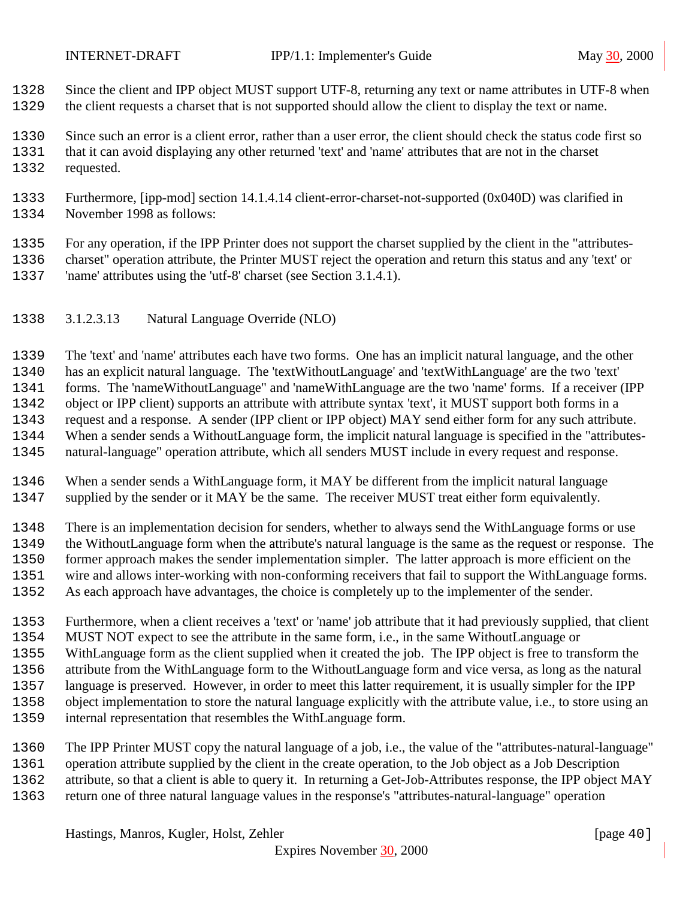Since the client and IPP object MUST support UTF-8, returning any text or name attributes in UTF-8 when the client requests a charset that is not supported should allow the client to display the text or name.

Since such an error is a client error, rather than a user error, the client should check the status code first so that it can avoid displaying any other returned 'text' and 'name' attributes that are not in the charset requested.

Furthermore, [ipp-mod] section 14.1.4.14 client-error-charset-not-supported (0x040D) was clarified in November 1998 as follows:

For any operation, if the IPP Printer does not support the charset supplied by the client in the "attributes-charset" operation attribute, the Printer MUST reject the operation and return this status and any 'text' or 'name' attributes using the 'utf-8' charset (see Section 3.1.4.1).

#### 3.1.2.3.13 Natural Language Override (NLO)

The 'text' and 'name' attributes each have two forms. One has an implicit natural language, and the other has an explicit natural language. The 'textWithoutLanguage' and 'textWithLanguage' are the two 'text' forms. The 'nameWithoutLanguage" and 'nameWithLanguage are the two 'name' forms. If a receiver (IPP object or IPP client) supports an attribute with attribute syntax 'text', it MUST support both forms in a request and a response. A sender (IPP client or IPP object) MAY send either form for any such attribute. When a sender sends a WithoutLanguage form, the implicit natural language is specified in the "attributes-natural-language" operation attribute, which all senders MUST include in every request and response.

When a sender sends a WithLanguage form, it MAY be different from the implicit natural language supplied by the sender or it MAY be the same. The receiver MUST treat either form equivalently.

There is an implementation decision for senders, whether to always send the WithLanguage forms or use the WithoutLanguage form when the attribute's natural language is the same as the request or response. The former approach makes the sender implementation simpler. The latter approach is more efficient on the wire and allows inter-working with non-conforming receivers that fail to support the WithLanguage forms. As each approach have advantages, the choice is completely up to the implementer of the sender.

Furthermore, when a client receives a 'text' or 'name' job attribute that it had previously supplied, that client MUST NOT expect to see the attribute in the same form, i.e., in the same WithoutLanguage or WithLanguage form as the client supplied when it created the job. The IPP object is free to transform the attribute from the WithLanguage form to the WithoutLanguage form and vice versa, as long as the natural language is preserved. However, in order to meet this latter requirement, it is usually simpler for the IPP object implementation to store the natural language explicitly with the attribute value, i.e., to store using an internal representation that resembles the WithLanguage form.

The IPP Printer MUST copy the natural language of a job, i.e., the value of the "attributes-natural-language" operation attribute supplied by the client in the create operation, to the Job object as a Job Description attribute, so that a client is able to query it. In returning a Get-Job-Attributes response, the IPP object MAY return one of three natural language values in the response's "attributes-natural-language" operation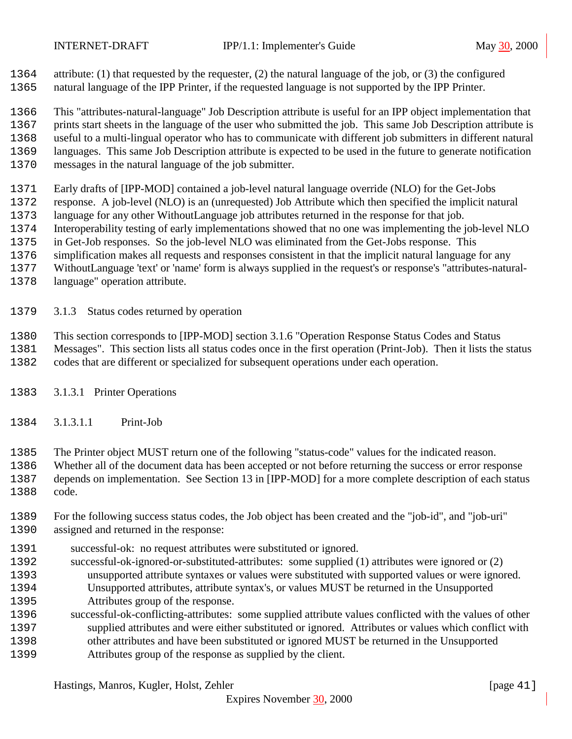attribute: (1) that requested by the requester, (2) the natural language of the job, or (3) the configured natural language of the IPP Printer, if the requested language is not supported by the IPP Printer.

This "attributes-natural-language" Job Description attribute is useful for an IPP object implementation that prints start sheets in the language of the user who submitted the job. This same Job Description attribute is useful to a multi-lingual operator who has to communicate with different job submitters in different natural languages. This same Job Description attribute is expected to be used in the future to generate notification messages in the natural language of the job submitter.

Early drafts of [IPP-MOD] contained a job-level natural language override (NLO) for the Get-Jobs response. A job-level (NLO) is an (unrequested) Job Attribute which then specified the implicit natural language for any other WithoutLanguage job attributes returned in the response for that job. Interoperability testing of early implementations showed that no one was implementing the job-level NLO in Get-Job responses. So the job-level NLO was eliminated from the Get-Jobs response. This simplification makes all requests and responses consistent in that the implicit natural language for any WithoutLanguage 'text' or 'name' form is always supplied in the request's or response's "attributes-natural-language" operation attribute.

### 3.1.3 Status codes returned by operation

This section corresponds to [IPP-MOD] section 3.1.6 "Operation Response Status Codes and Status Messages". This section lists all status codes once in the first operation (Print-Job). Then it lists the status codes that are different or specialized for subsequent operations under each operation.

#### 3.1.3.1 Printer Operations

##### 3.1.3.1.1 Print-Job

The Printer object MUST return one of the following "status-code" values for the indicated reason. Whether all of the document data has been accepted or not before returning the success or error response depends on implementation. See Section 13 in [IPP-MOD] for a more complete description of each status code.

For the following success status codes, the Job object has been created and the "job-id", and "job-uri" assigned and returned in the response:

- successful-ok: no request attributes were substituted or ignored.
- successful-ok-ignored-or-substituted-attributes: some supplied (1) attributes were ignored or (2) unsupported attribute syntaxes or values were substituted with supported values or were ignored. Unsupported attributes, attribute syntax's, or values MUST be returned in the Unsupported Attributes group of the response.
- successful-ok-conflicting-attributes: some supplied attribute values conflicted with the values of other supplied attributes and were either substituted or ignored. Attributes or values which conflict with other attributes and have been substituted or ignored MUST be returned in the Unsupported Attributes group of the response as supplied by the client.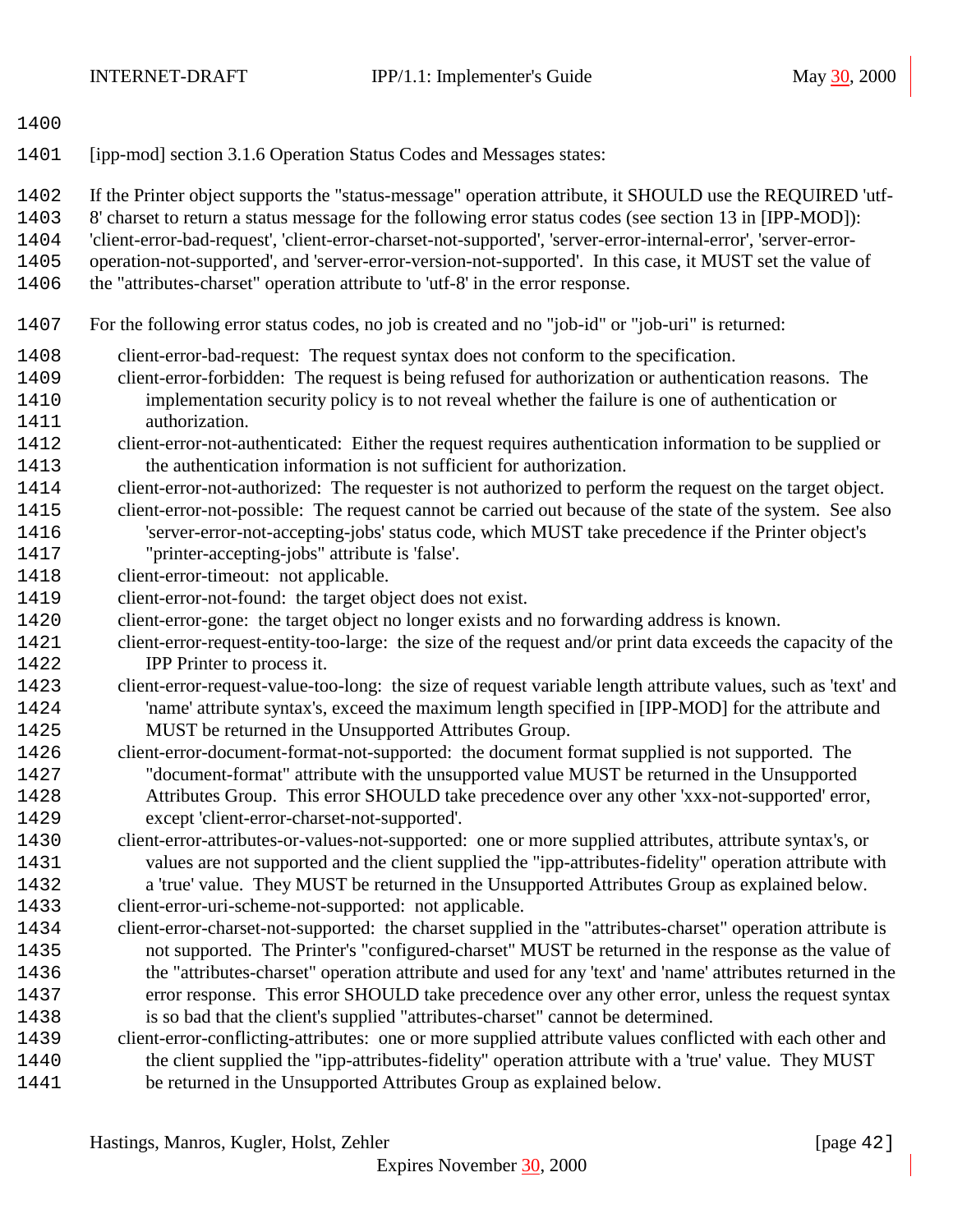[ipp-mod] section 3.1.6 Operation Status Codes and Messages states:

If the Printer object supports the "status-message" operation attribute, it SHOULD use the REQUIRED 'utf-8' charset to return a status message for the following error status codes (see section 13 in [IPP-MOD]): 'client-error-bad-request', 'client-error-charset-not-supported', 'server-error-internal-error', 'server-error-operation-not-supported', and 'server-error-version-not-supported'. In this case, it MUST set the value of the "attributes-charset" operation attribute to 'utf-8' in the error response.

For the following error status codes, no job is created and no "job-id" or "job-uri" is returned:

- client-error-bad-request: The request syntax does not conform to the specification.
- client-error-forbidden: The request is being refused for authorization or authentication reasons. The implementation security policy is to not reveal whether the failure is one of authentication or authorization.
- client-error-not-authenticated: Either the request requires authentication information to be supplied or the authentication information is not sufficient for authorization.
- client-error-not-authorized: The requester is not authorized to perform the request on the target object.
- client-error-not-possible: The request cannot be carried out because of the state of the system. See also 'server-error-not-accepting-jobs' status code, which MUST take precedence if the Printer object's "printer-accepting-jobs" attribute is 'false'.
- client-error-timeout: not applicable.
- client-error-not-found: the target object does not exist.
- client-error-gone: the target object no longer exists and no forwarding address is known.
- client-error-request-entity-too-large: the size of the request and/or print data exceeds the capacity of the IPP Printer to process it.
- client-error-request-value-too-long: the size of request variable length attribute values, such as 'text' and 'name' attribute syntax's, exceed the maximum length specified in [IPP-MOD] for the attribute and MUST be returned in the Unsupported Attributes Group.
- client-error-document-format-not-supported: the document format supplied is not supported. The "document-format" attribute with the unsupported value MUST be returned in the Unsupported Attributes Group. This error SHOULD take precedence over any other 'xxx-not-supported' error, except 'client-error-charset-not-supported'.
- client-error-attributes-or-values-not-supported: one or more supplied attributes, attribute syntax's, or values are not supported and the client supplied the "ipp-attributes-fidelity" operation attribute with a 'true' value. They MUST be returned in the Unsupported Attributes Group as explained below.
- client-error-uri-scheme-not-supported: not applicable.
- client-error-charset-not-supported: the charset supplied in the "attributes-charset" operation attribute is not supported. The Printer's "configured-charset" MUST be returned in the response as the value of the "attributes-charset" operation attribute and used for any 'text' and 'name' attributes returned in the error response. This error SHOULD take precedence over any other error, unless the request syntax is so bad that the client's supplied "attributes-charset" cannot be determined.
- client-error-conflicting-attributes: one or more supplied attribute values conflicted with each other and the client supplied the "ipp-attributes-fidelity" operation attribute with a 'true' value. They MUST be returned in the Unsupported Attributes Group as explained below.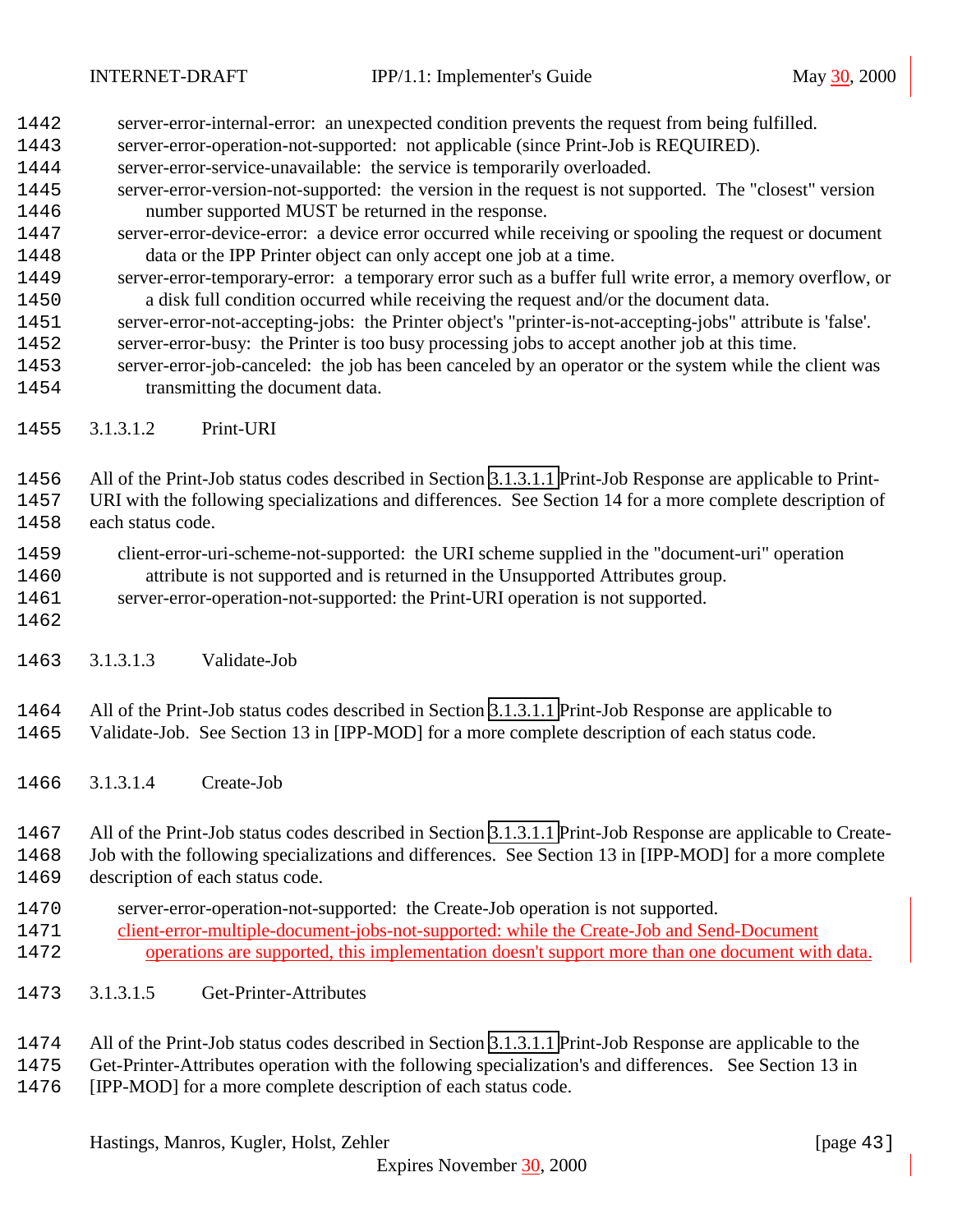server-error-internal-error: an unexpected condition prevents the request from being fulfilled.
server-error-operation-not-supported: not applicable (since Print-Job is REQUIRED).
server-error-service-unavailable: the service is temporarily overloaded.
server-error-version-not-supported: the version in the request is not supported. The "closest" version number supported MUST be returned in the response.
server-error-device-error: a device error occurred while receiving or spooling the request or document data or the IPP Printer object can only accept one job at a time.
server-error-temporary-error: a temporary error such as a buffer full write error, a memory overflow, or a disk full condition occurred while receiving the request and/or the document data.
server-error-not-accepting-jobs: the Printer object's "printer-is-not-accepting-jobs" attribute is 'false'.
server-error-busy: the Printer is too busy processing jobs to accept another job at this time.
server-error-job-canceled: the job has been canceled by an operator or the system while the client was transmitting the document data.

##### 3.1.3.1.2 Print-URI

All of the Print-Job status codes described in Section 3.1.3.1.1 Print-Job Response are applicable to Print-URI with the following specializations and differences. See Section 14 for a more complete description of each status code.

client-error-uri-scheme-not-supported: the URI scheme supplied in the "document-uri" operation attribute is not supported and is returned in the Unsupported Attributes group.
server-error-operation-not-supported: the Print-URI operation is not supported.

##### 3.1.3.1.3 Validate-Job

All of the Print-Job status codes described in Section 3.1.3.1.1 Print-Job Response are applicable to Validate-Job. See Section 13 in [IPP-MOD] for a more complete description of each status code.

##### 3.1.3.1.4 Create-Job

All of the Print-Job status codes described in Section 3.1.3.1.1 Print-Job Response are applicable to Create-Job with the following specializations and differences. See Section 13 in [IPP-MOD] for a more complete description of each status code.

server-error-operation-not-supported: the Create-Job operation is not supported.
client-error-multiple-document-jobs-not-supported: while the Create-Job and Send-Document operations are supported, this implementation doesn't support more than one document with data.

##### 3.1.3.1.5 Get-Printer-Attributes

All of the Print-Job status codes described in Section 3.1.3.1.1 Print-Job Response are applicable to the Get-Printer-Attributes operation with the following specialization's and differences. See Section 13 in [IPP-MOD] for a more complete description of each status code.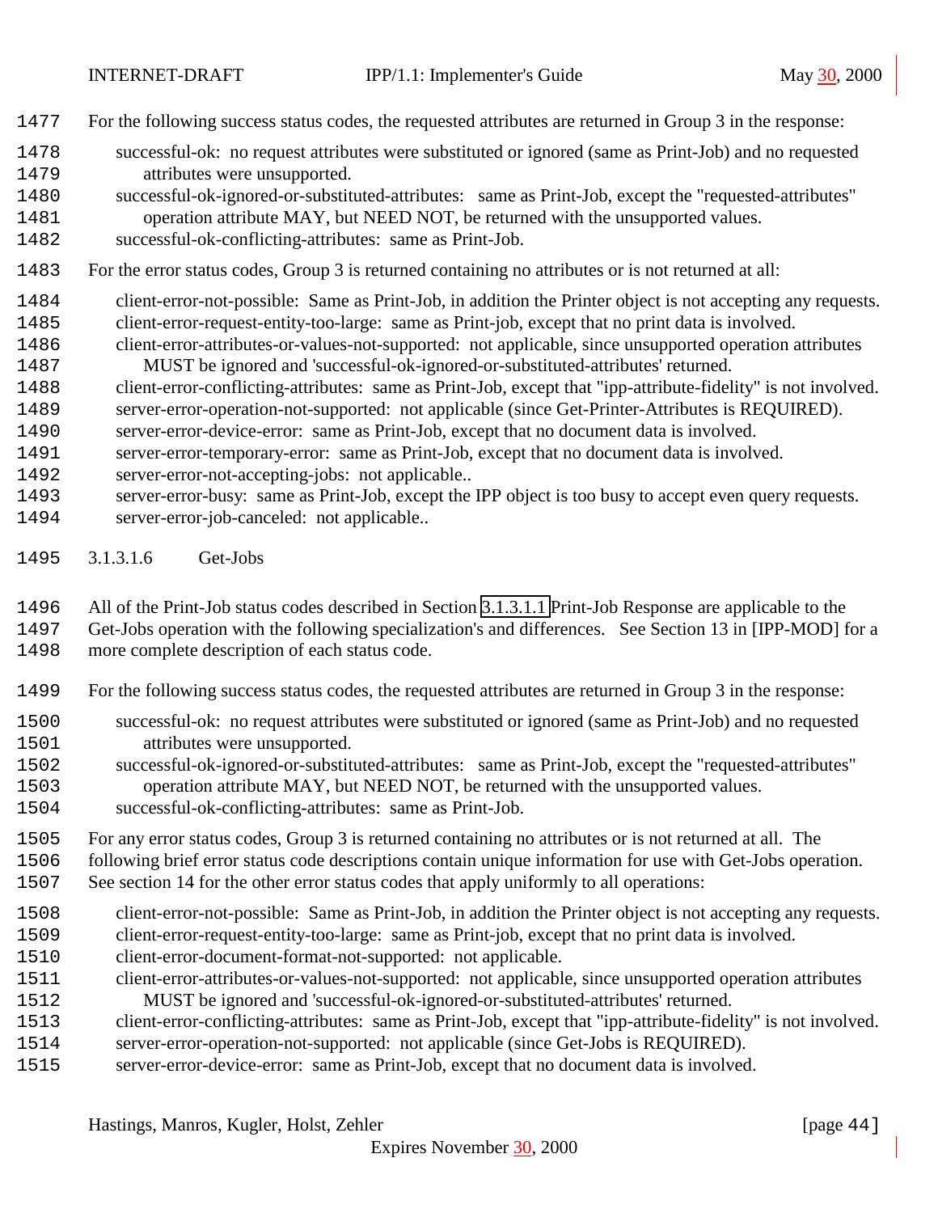For the following success status codes, the requested attributes are returned in Group 3 in the response:

- successful-ok: no request attributes were substituted or ignored (same as Print-Job) and no requested attributes were unsupported.
- successful-ok-ignored-or-substituted-attributes: same as Print-Job, except the "requested-attributes" operation attribute MAY, but NEED NOT, be returned with the unsupported values.
- successful-ok-conflicting-attributes: same as Print-Job.

For the error status codes, Group 3 is returned containing no attributes or is not returned at all:

- client-error-not-possible: Same as Print-Job, in addition the Printer object is not accepting any requests.
- client-error-request-entity-too-large: same as Print-job, except that no print data is involved.
- client-error-attributes-or-values-not-supported: not applicable, since unsupported operation attributes MUST be ignored and 'successful-ok-ignored-or-substituted-attributes' returned.
- client-error-conflicting-attributes: same as Print-Job, except that "ipp-attribute-fidelity" is not involved.
- server-error-operation-not-supported: not applicable (since Get-Printer-Attributes is REQUIRED).
- server-error-device-error: same as Print-Job, except that no document data is involved.
- server-error-temporary-error: same as Print-Job, except that no document data is involved.
- server-error-not-accepting-jobs: not applicable..
- server-error-busy: same as Print-Job, except the IPP object is too busy to accept even query requests.
- server-error-job-canceled: not applicable..

#### 3.1.3.1.6 Get-Jobs

All of the Print-Job status codes described in Section 3.1.3.1.1 Print-Job Response are applicable to the Get-Jobs operation with the following specialization's and differences. See Section 13 in [IPP-MOD] for a more complete description of each status code.

For the following success status codes, the requested attributes are returned in Group 3 in the response:

- successful-ok: no request attributes were substituted or ignored (same as Print-Job) and no requested attributes were unsupported.
- successful-ok-ignored-or-substituted-attributes: same as Print-Job, except the "requested-attributes" operation attribute MAY, but NEED NOT, be returned with the unsupported values.
- successful-ok-conflicting-attributes: same as Print-Job.

For any error status codes, Group 3 is returned containing no attributes or is not returned at all. The following brief error status code descriptions contain unique information for use with Get-Jobs operation. See section 14 for the other error status codes that apply uniformly to all operations:

- client-error-not-possible: Same as Print-Job, in addition the Printer object is not accepting any requests.
- client-error-request-entity-too-large: same as Print-job, except that no print data is involved.
- client-error-document-format-not-supported: not applicable.
- client-error-attributes-or-values-not-supported: not applicable, since unsupported operation attributes MUST be ignored and 'successful-ok-ignored-or-substituted-attributes' returned.
- client-error-conflicting-attributes: same as Print-Job, except that "ipp-attribute-fidelity" is not involved.
- server-error-operation-not-supported: not applicable (since Get-Jobs is REQUIRED).
- server-error-device-error: same as Print-Job, except that no document data is involved.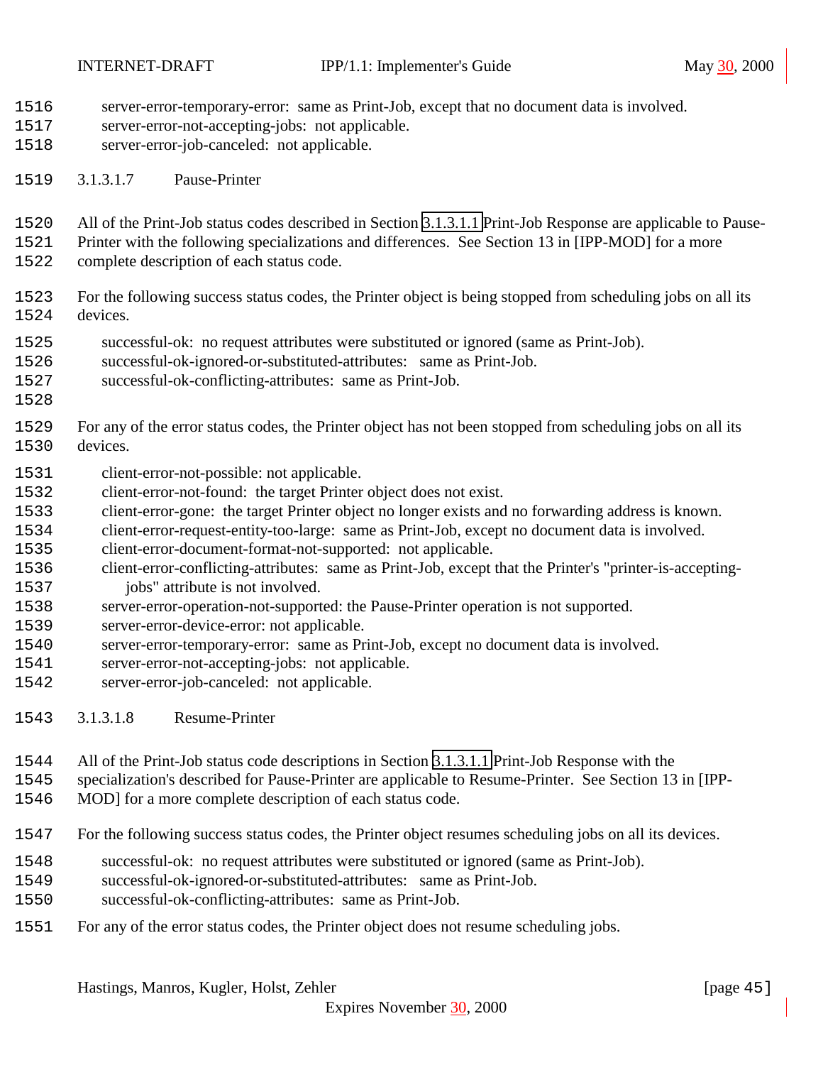server-error-temporary-error:  same as Print-Job, except that no document data is involved.
server-error-not-accepting-jobs:  not applicable.
server-error-job-canceled:  not applicable.

#### 3.1.3.1.7 Pause-Printer

All of the Print-Job status codes described in Section 3.1.3.1.1 Print-Job Response are applicable to Pause-Printer with the following specializations and differences.  See Section 13 in [IPP-MOD] for a more complete description of each status code.

For the following success status codes, the Printer object is being stopped from scheduling jobs on all its devices.

- successful-ok:  no request attributes were substituted or ignored (same as Print-Job).
- successful-ok-ignored-or-substituted-attributes:   same as Print-Job.
- successful-ok-conflicting-attributes:  same as Print-Job.

For any of the error status codes, the Printer object has not been stopped from scheduling jobs on all its devices.

- client-error-not-possible: not applicable.
- client-error-not-found:  the target Printer object does not exist.
- client-error-gone:  the target Printer object no longer exists and no forwarding address is known.
- client-error-request-entity-too-large:  same as Print-Job, except no document data is involved.
- client-error-document-format-not-supported:  not applicable.
- client-error-conflicting-attributes:  same as Print-Job, except that the Printer's "printer-is-accepting-jobs" attribute is not involved.
- server-error-operation-not-supported: the Pause-Printer operation is not supported.
- server-error-device-error: not applicable.
- server-error-temporary-error:  same as Print-Job, except no document data is involved.
- server-error-not-accepting-jobs:  not applicable.
- server-error-job-canceled:  not applicable.

#### 3.1.3.1.8 Resume-Printer

All of the Print-Job status code descriptions in Section 3.1.3.1.1 Print-Job Response with the specialization's described for Pause-Printer are applicable to Resume-Printer.  See Section 13 in [IPP-MOD] for a more complete description of each status code.

For the following success status codes, the Printer object resumes scheduling jobs on all its devices.

- successful-ok:  no request attributes were substituted or ignored (same as Print-Job).
- successful-ok-ignored-or-substituted-attributes:   same as Print-Job.
- successful-ok-conflicting-attributes:  same as Print-Job.

For any of the error status codes, the Printer object does not resume scheduling jobs.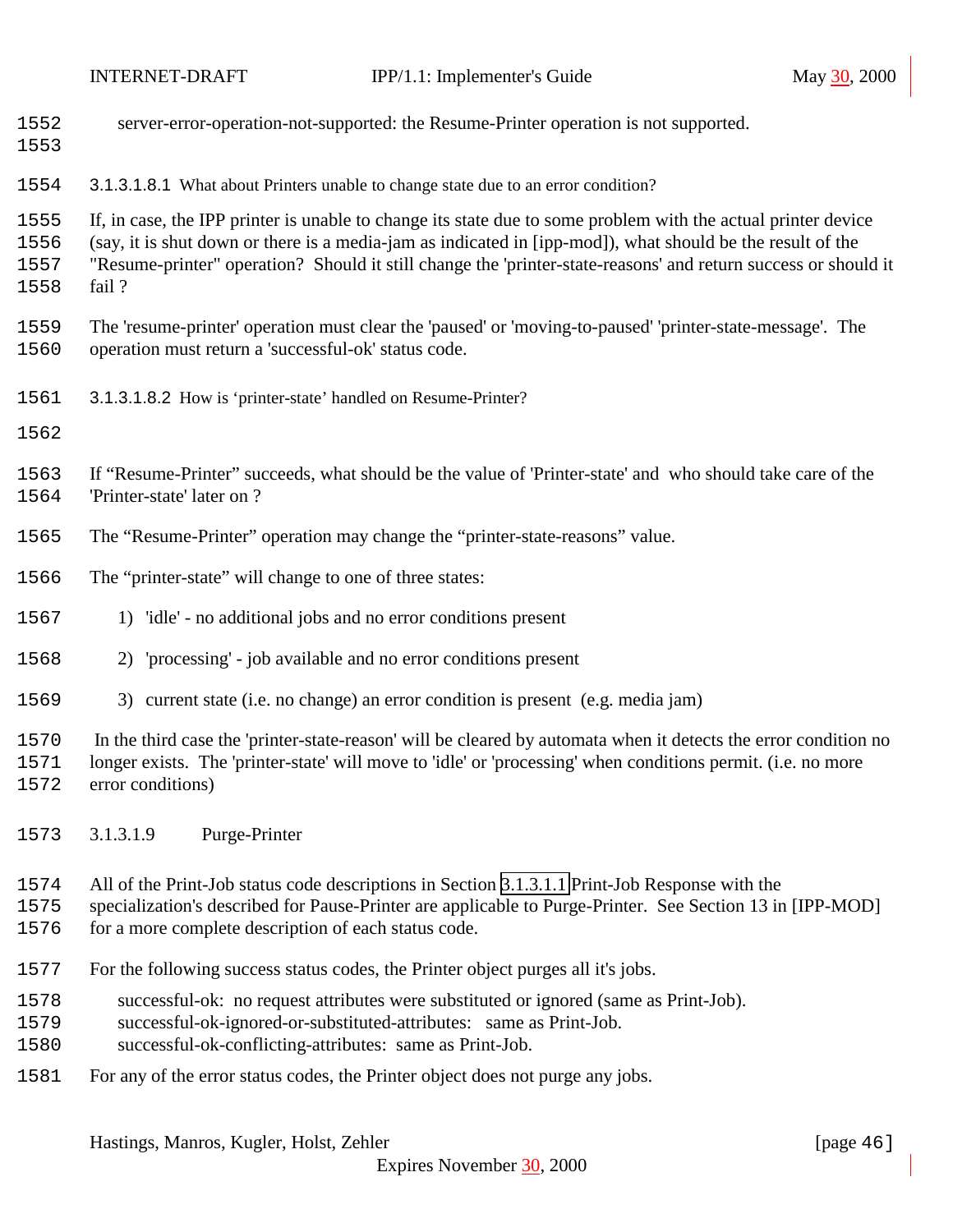server-error-operation-not-supported: the Resume-Printer operation is not supported.

#### 3.1.3.1.8.1 What about Printers unable to change state due to an error condition?

If, in case, the IPP printer is unable to change its state due to some problem with the actual printer device (say, it is shut down or there is a media-jam as indicated in [ipp-mod]), what should be the result of the "Resume-printer" operation? Should it still change the 'printer-state-reasons' and return success or should it fail ?

The 'resume-printer' operation must clear the 'paused' or 'moving-to-paused' 'printer-state-message'. The operation must return a 'successful-ok' status code.

#### 3.1.3.1.8.2 How is 'printer-state' handled on Resume-Printer?

If "Resume-Printer" succeeds, what should be the value of 'Printer-state' and who should take care of the 'Printer-state' later on ?

The "Resume-Printer" operation may change the "printer-state-reasons" value.

The "printer-state" will change to one of three states:

1) 'idle' - no additional jobs and no error conditions present

2) 'processing' - job available and no error conditions present

3) current state (i.e. no change) an error condition is present (e.g. media jam)

In the third case the 'printer-state-reason' will be cleared by automata when it detects the error condition no longer exists. The 'printer-state' will move to 'idle' or 'processing' when conditions permit. (i.e. no more error conditions)

### 3.1.3.1.9 Purge-Printer

All of the Print-Job status code descriptions in Section 3.1.3.1.1 Print-Job Response with the specialization's described for Pause-Printer are applicable to Purge-Printer. See Section 13 in [IPP-MOD] for a more complete description of each status code.

For the following success status codes, the Printer object purges all it's jobs.

successful-ok: no request attributes were substituted or ignored (same as Print-Job).
successful-ok-ignored-or-substituted-attributes: same as Print-Job.
successful-ok-conflicting-attributes: same as Print-Job.

For any of the error status codes, the Printer object does not purge any jobs.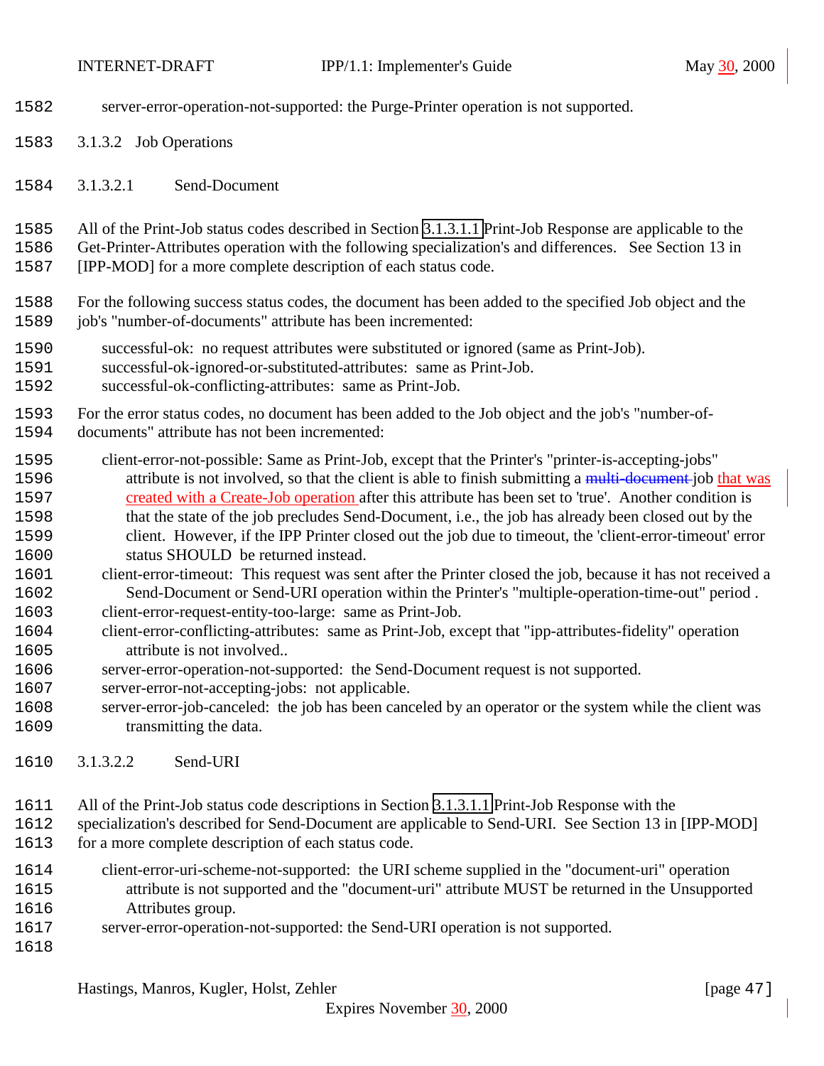server-error-operation-not-supported: the Purge-Printer operation is not supported.

#### 3.1.3.2 Job Operations

##### 3.1.3.2.1 Send-Document

All of the Print-Job status codes described in Section 3.1.3.1.1 Print-Job Response are applicable to the Get-Printer-Attributes operation with the following specialization's and differences. See Section 13 in [IPP-MOD] for a more complete description of each status code.

For the following success status codes, the document has been added to the specified Job object and the job's "number-of-documents" attribute has been incremented:

- successful-ok: no request attributes were substituted or ignored (same as Print-Job).
- successful-ok-ignored-or-substituted-attributes: same as Print-Job.
- successful-ok-conflicting-attributes: same as Print-Job.

For the error status codes, no document has been added to the Job object and the job's "number-of-documents" attribute has not been incremented:

- client-error-not-possible: Same as Print-Job, except that the Printer's "printer-is-accepting-jobs" attribute is not involved, so that the client is able to finish submitting a ~~multi-document~~ job that was created with a Create-Job operation after this attribute has been set to 'true'. Another condition is that the state of the job precludes Send-Document, i.e., the job has already been closed out by the client. However, if the IPP Printer closed out the job due to timeout, the 'client-error-timeout' error status SHOULD be returned instead.
- client-error-timeout: This request was sent after the Printer closed the job, because it has not received a Send-Document or Send-URI operation within the Printer's "multiple-operation-time-out" period .
- client-error-request-entity-too-large: same as Print-Job.
- client-error-conflicting-attributes: same as Print-Job, except that "ipp-attributes-fidelity" operation attribute is not involved..
- server-error-operation-not-supported: the Send-Document request is not supported.
- server-error-not-accepting-jobs: not applicable.
- server-error-job-canceled: the job has been canceled by an operator or the system while the client was transmitting the data.

##### 3.1.3.2.2 Send-URI

All of the Print-Job status code descriptions in Section 3.1.3.1.1 Print-Job Response with the specialization's described for Send-Document are applicable to Send-URI. See Section 13 in [IPP-MOD] for a more complete description of each status code.

- client-error-uri-scheme-not-supported: the URI scheme supplied in the "document-uri" operation attribute is not supported and the "document-uri" attribute MUST be returned in the Unsupported Attributes group.
- server-error-operation-not-supported: the Send-URI operation is not supported.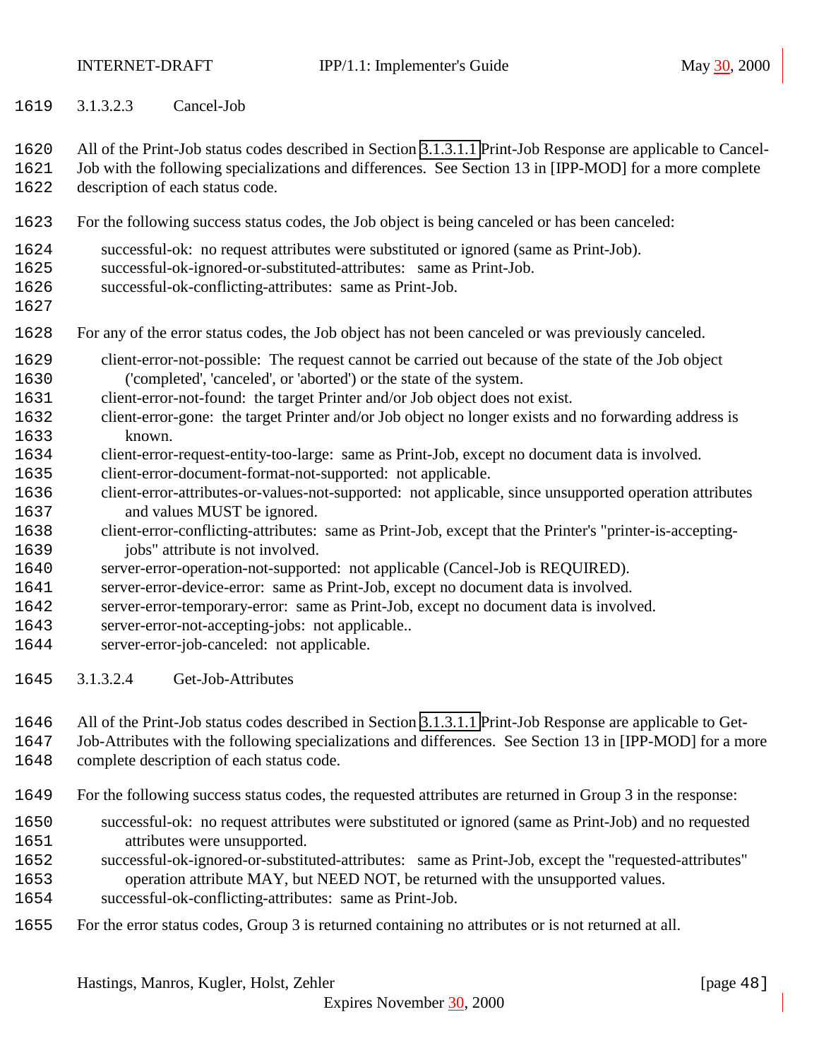#### 3.1.3.2.3 Cancel-Job

All of the Print-Job status codes described in Section 3.1.3.1.1 Print-Job Response are applicable to Cancel-Job with the following specializations and differences. See Section 13 in [IPP-MOD] for a more complete description of each status code.

For the following success status codes, the Job object is being canceled or has been canceled:

- successful-ok: no request attributes were substituted or ignored (same as Print-Job).
- successful-ok-ignored-or-substituted-attributes: same as Print-Job.
- successful-ok-conflicting-attributes: same as Print-Job.

For any of the error status codes, the Job object has not been canceled or was previously canceled.

- client-error-not-possible: The request cannot be carried out because of the state of the Job object ('completed', 'canceled', or 'aborted') or the state of the system.
- client-error-not-found: the target Printer and/or Job object does not exist.
- client-error-gone: the target Printer and/or Job object no longer exists and no forwarding address is known.
- client-error-request-entity-too-large: same as Print-Job, except no document data is involved.
- client-error-document-format-not-supported: not applicable.
- client-error-attributes-or-values-not-supported: not applicable, since unsupported operation attributes and values MUST be ignored.
- client-error-conflicting-attributes: same as Print-Job, except that the Printer's "printer-is-accepting-jobs" attribute is not involved.
- server-error-operation-not-supported: not applicable (Cancel-Job is REQUIRED).
- server-error-device-error: same as Print-Job, except no document data is involved.
- server-error-temporary-error: same as Print-Job, except no document data is involved.
- server-error-not-accepting-jobs: not applicable..
- server-error-job-canceled: not applicable.

#### 3.1.3.2.4 Get-Job-Attributes

All of the Print-Job status codes described in Section 3.1.3.1.1 Print-Job Response are applicable to Get-Job-Attributes with the following specializations and differences. See Section 13 in [IPP-MOD] for a more complete description of each status code.

For the following success status codes, the requested attributes are returned in Group 3 in the response:

- successful-ok: no request attributes were substituted or ignored (same as Print-Job) and no requested attributes were unsupported.
- successful-ok-ignored-or-substituted-attributes: same as Print-Job, except the "requested-attributes" operation attribute MAY, but NEED NOT, be returned with the unsupported values.
- successful-ok-conflicting-attributes: same as Print-Job.

For the error status codes, Group 3 is returned containing no attributes or is not returned at all.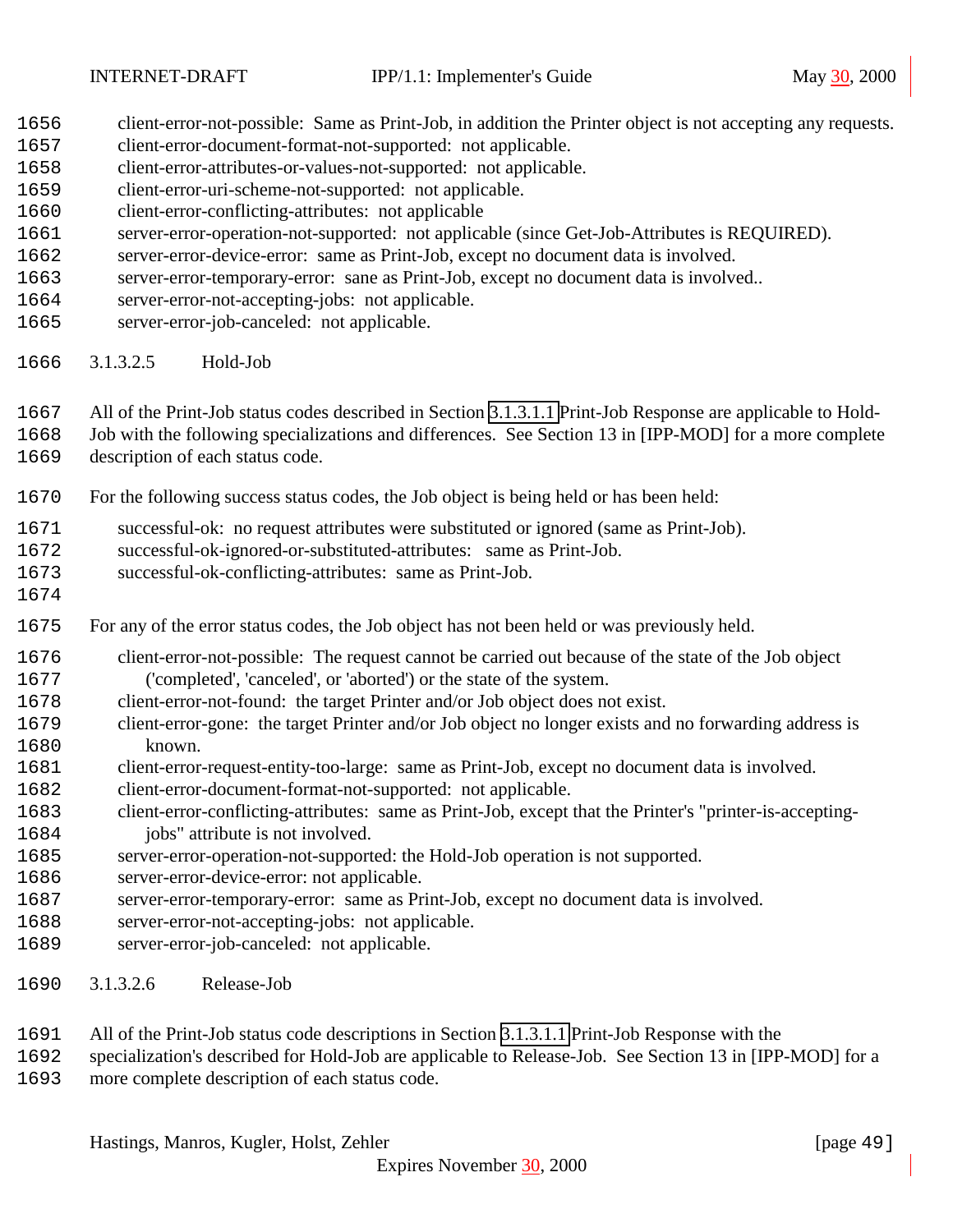client-error-not-possible:  Same as Print-Job, in addition the Printer object is not accepting any requests.
client-error-document-format-not-supported:  not applicable.
client-error-attributes-or-values-not-supported:  not applicable.
client-error-uri-scheme-not-supported:  not applicable.
client-error-conflicting-attributes:  not applicable
server-error-operation-not-supported:  not applicable (since Get-Job-Attributes is REQUIRED).
server-error-device-error:  same as Print-Job, except no document data is involved.
server-error-temporary-error:  sane as Print-Job, except no document data is involved..
server-error-not-accepting-jobs:  not applicable.
server-error-job-canceled:  not applicable.

#### 3.1.3.2.5 Hold-Job

All of the Print-Job status codes described in Section 3.1.3.1.1 Print-Job Response are applicable to Hold-Job with the following specializations and differences.  See Section 13 in [IPP-MOD] for a more complete description of each status code.

For the following success status codes, the Job object is being held or has been held:

successful-ok:  no request attributes were substituted or ignored (same as Print-Job).
successful-ok-ignored-or-substituted-attributes:   same as Print-Job.
successful-ok-conflicting-attributes:  same as Print-Job.

For any of the error status codes, the Job object has not been held or was previously held.

client-error-not-possible:  The request cannot be carried out because of the state of the Job object ('completed', 'canceled', or 'aborted') or the state of the system.
client-error-not-found:  the target Printer and/or Job object does not exist.
client-error-gone:  the target Printer and/or Job object no longer exists and no forwarding address is known.
client-error-request-entity-too-large:  same as Print-Job, except no document data is involved.
client-error-document-format-not-supported:  not applicable.
client-error-conflicting-attributes:  same as Print-Job, except that the Printer's "printer-is-accepting-jobs" attribute is not involved.
server-error-operation-not-supported: the Hold-Job operation is not supported.
server-error-device-error: not applicable.
server-error-temporary-error:  same as Print-Job, except no document data is involved.
server-error-not-accepting-jobs:  not applicable.
server-error-job-canceled:  not applicable.

#### 3.1.3.2.6 Release-Job

All of the Print-Job status code descriptions in Section 3.1.3.1.1 Print-Job Response with the specialization's described for Hold-Job are applicable to Release-Job.  See Section 13 in [IPP-MOD] for a more complete description of each status code.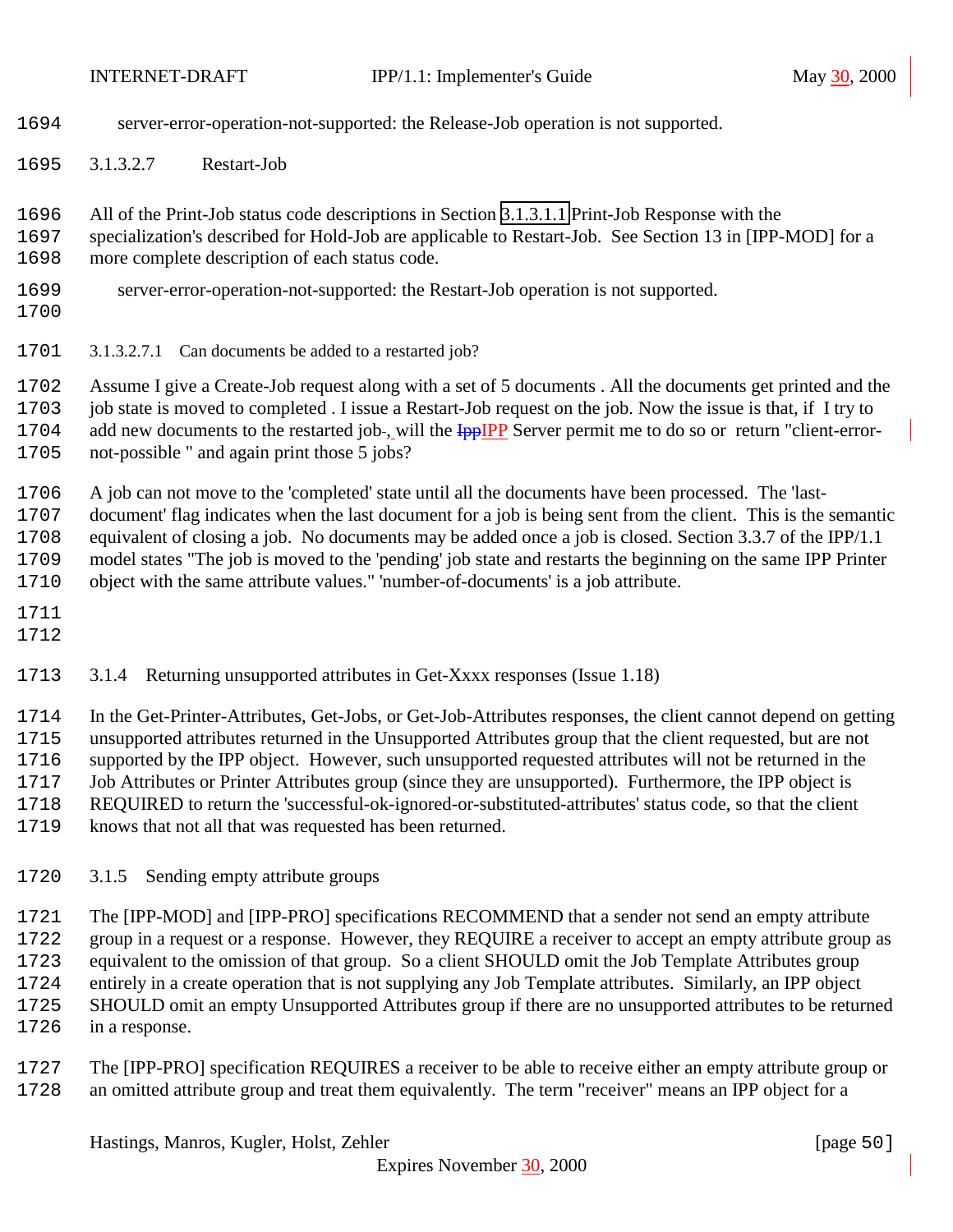server-error-operation-not-supported: the Release-Job operation is not supported.

#### 3.1.3.2.7 Restart-Job

All of the Print-Job status code descriptions in Section 3.1.3.1.1 Print-Job Response with the specialization's described for Hold-Job are applicable to Restart-Job. See Section 13 in [IPP-MOD] for a more complete description of each status code.

server-error-operation-not-supported: the Restart-Job operation is not supported.

##### 3.1.3.2.7.1 Can documents be added to a restarted job?

Assume I give a Create-Job request along with a set of 5 documents . All the documents get printed and the job state is moved to completed . I issue a Restart-Job request on the job. Now the issue is that, if I try to add new documents to the restarted job, will the IPP Server permit me to do so or return "client-error-not-possible " and again print those 5 jobs?

A job can not move to the 'completed' state until all the documents have been processed. The 'last-document' flag indicates when the last document for a job is being sent from the client. This is the semantic equivalent of closing a job. No documents may be added once a job is closed. Section 3.3.7 of the IPP/1.1 model states "The job is moved to the 'pending' job state and restarts the beginning on the same IPP Printer object with the same attribute values." 'number-of-documents' is a job attribute.

### 3.1.4 Returning unsupported attributes in Get-Xxxx responses (Issue 1.18)

In the Get-Printer-Attributes, Get-Jobs, or Get-Job-Attributes responses, the client cannot depend on getting unsupported attributes returned in the Unsupported Attributes group that the client requested, but are not supported by the IPP object. However, such unsupported requested attributes will not be returned in the Job Attributes or Printer Attributes group (since they are unsupported). Furthermore, the IPP object is REQUIRED to return the 'successful-ok-ignored-or-substituted-attributes' status code, so that the client knows that not all that was requested has been returned.

### 3.1.5 Sending empty attribute groups

The [IPP-MOD] and [IPP-PRO] specifications RECOMMEND that a sender not send an empty attribute group in a request or a response. However, they REQUIRE a receiver to accept an empty attribute group as equivalent to the omission of that group. So a client SHOULD omit the Job Template Attributes group entirely in a create operation that is not supplying any Job Template attributes. Similarly, an IPP object SHOULD omit an empty Unsupported Attributes group if there are no unsupported attributes to be returned in a response.

The [IPP-PRO] specification REQUIRES a receiver to be able to receive either an empty attribute group or an omitted attribute group and treat them equivalently. The term "receiver" means an IPP object for a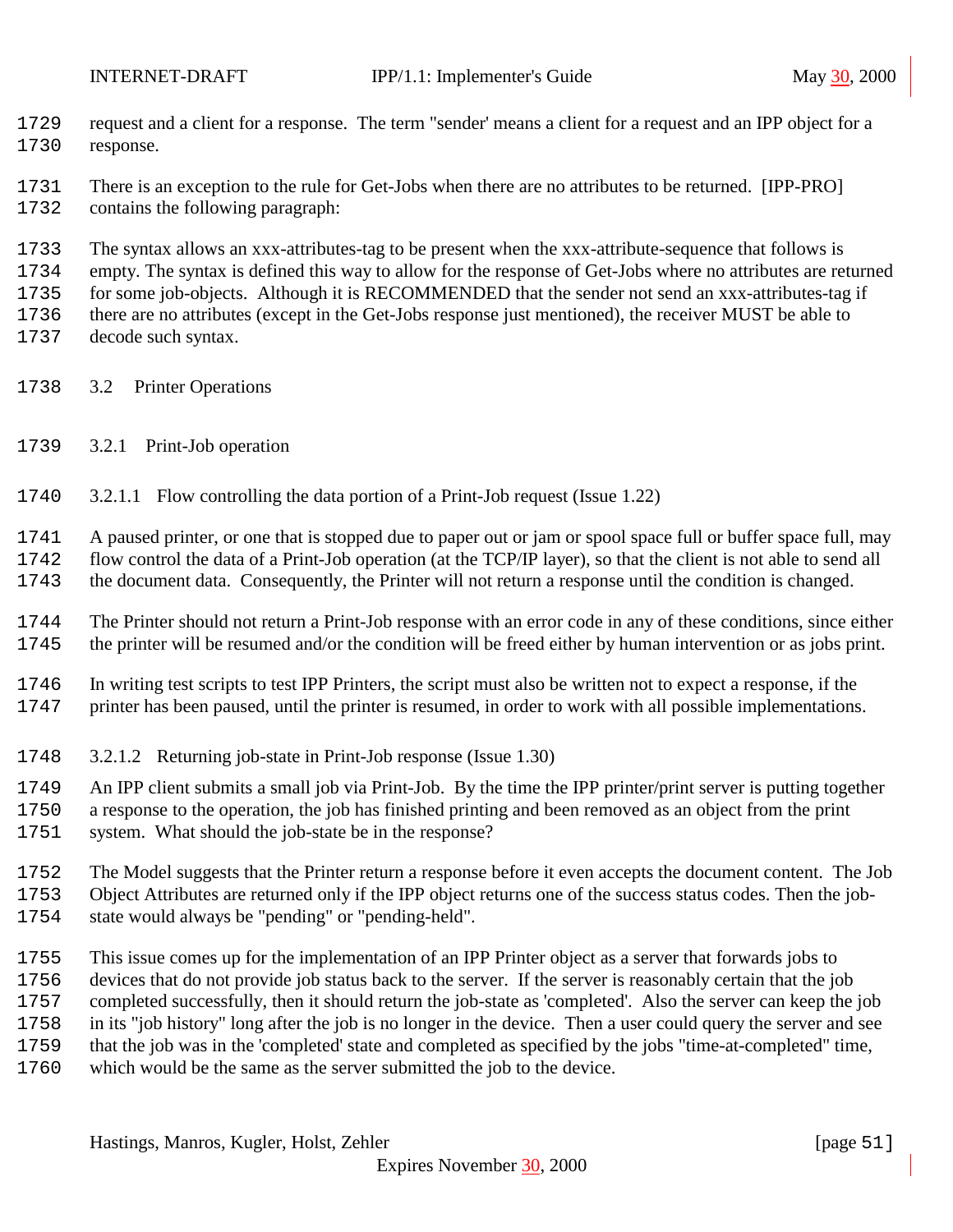request and a client for a response. The term "sender' means a client for a request and an IPP object for a response.

There is an exception to the rule for Get-Jobs when there are no attributes to be returned. [IPP-PRO] contains the following paragraph:

The syntax allows an xxx-attributes-tag to be present when the xxx-attribute-sequence that follows is empty. The syntax is defined this way to allow for the response of Get-Jobs where no attributes are returned for some job-objects. Although it is RECOMMENDED that the sender not send an xxx-attributes-tag if there are no attributes (except in the Get-Jobs response just mentioned), the receiver MUST be able to decode such syntax.

## 3.2 Printer Operations

### 3.2.1 Print-Job operation

#### 3.2.1.1 Flow controlling the data portion of a Print-Job request (Issue 1.22)

A paused printer, or one that is stopped due to paper out or jam or spool space full or buffer space full, may flow control the data of a Print-Job operation (at the TCP/IP layer), so that the client is not able to send all the document data. Consequently, the Printer will not return a response until the condition is changed.

The Printer should not return a Print-Job response with an error code in any of these conditions, since either the printer will be resumed and/or the condition will be freed either by human intervention or as jobs print.

In writing test scripts to test IPP Printers, the script must also be written not to expect a response, if the printer has been paused, until the printer is resumed, in order to work with all possible implementations.

#### 3.2.1.2 Returning job-state in Print-Job response (Issue 1.30)

An IPP client submits a small job via Print-Job. By the time the IPP printer/print server is putting together a response to the operation, the job has finished printing and been removed as an object from the print system. What should the job-state be in the response?

The Model suggests that the Printer return a response before it even accepts the document content. The Job Object Attributes are returned only if the IPP object returns one of the success status codes. Then the job-state would always be "pending" or "pending-held".

This issue comes up for the implementation of an IPP Printer object as a server that forwards jobs to devices that do not provide job status back to the server. If the server is reasonably certain that the job completed successfully, then it should return the job-state as 'completed'. Also the server can keep the job in its "job history" long after the job is no longer in the device. Then a user could query the server and see that the job was in the 'completed' state and completed as specified by the jobs "time-at-completed" time, which would be the same as the server submitted the job to the device.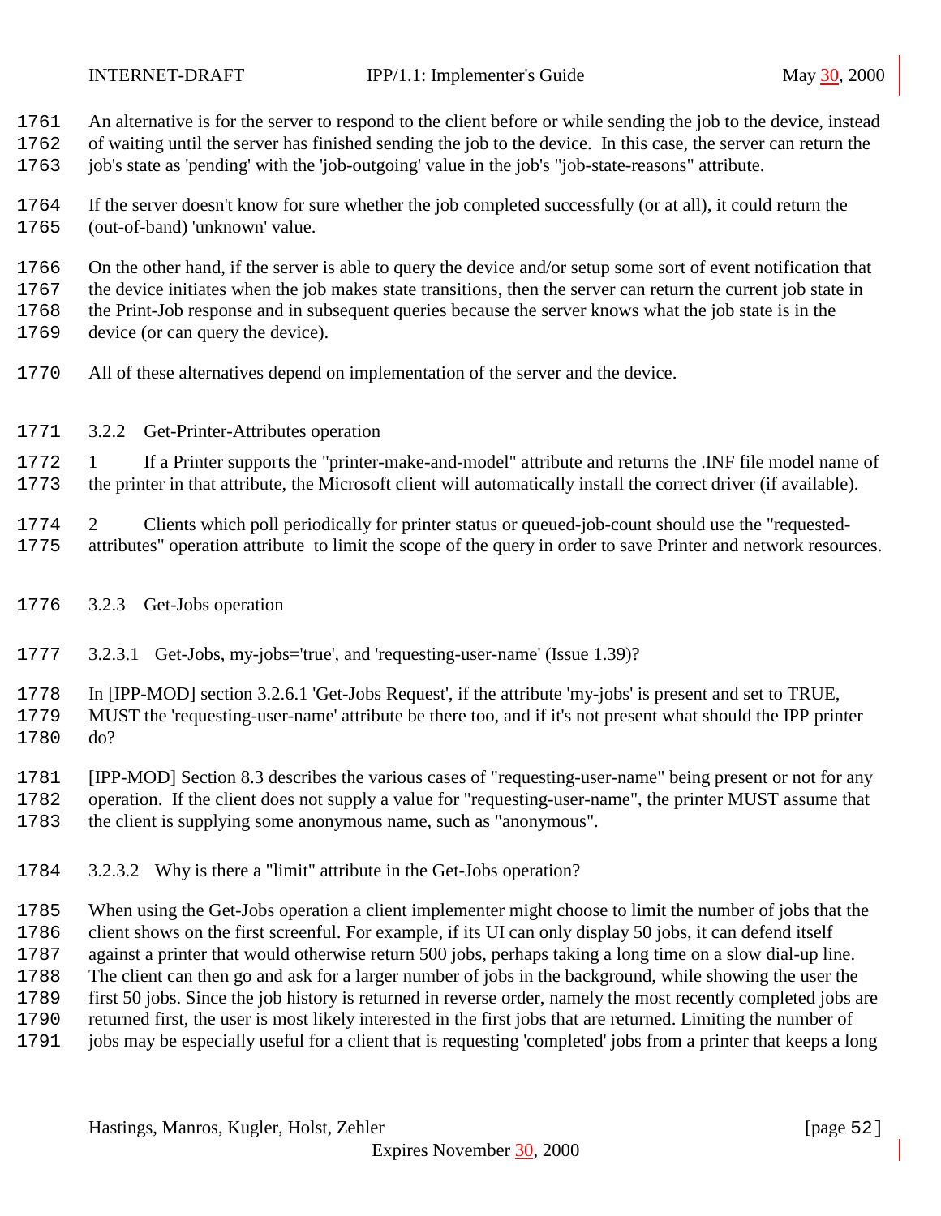An alternative is for the server to respond to the client before or while sending the job to the device, instead of waiting until the server has finished sending the job to the device. In this case, the server can return the job's state as 'pending' with the 'job-outgoing' value in the job's "job-state-reasons" attribute.

If the server doesn't know for sure whether the job completed successfully (or at all), it could return the (out-of-band) 'unknown' value.

On the other hand, if the server is able to query the device and/or setup some sort of event notification that the device initiates when the job makes state transitions, then the server can return the current job state in the Print-Job response and in subsequent queries because the server knows what the job state is in the device (or can query the device).

All of these alternatives depend on implementation of the server and the device.

### 3.2.2 Get-Printer-Attributes operation

1. If a Printer supports the "printer-make-and-model" attribute and returns the .INF file model name of the printer in that attribute, the Microsoft client will automatically install the correct driver (if available).

2. Clients which poll periodically for printer status or queued-job-count should use the "requested-attributes" operation attribute to limit the scope of the query in order to save Printer and network resources.

### 3.2.3 Get-Jobs operation

#### 3.2.3.1 Get-Jobs, my-jobs='true', and 'requesting-user-name' (Issue 1.39)?

In [IPP-MOD] section 3.2.6.1 'Get-Jobs Request', if the attribute 'my-jobs' is present and set to TRUE, MUST the 'requesting-user-name' attribute be there too, and if it's not present what should the IPP printer do?

[IPP-MOD] Section 8.3 describes the various cases of "requesting-user-name" being present or not for any operation. If the client does not supply a value for "requesting-user-name", the printer MUST assume that the client is supplying some anonymous name, such as "anonymous".

#### 3.2.3.2 Why is there a "limit" attribute in the Get-Jobs operation?

When using the Get-Jobs operation a client implementer might choose to limit the number of jobs that the client shows on the first screenful. For example, if its UI can only display 50 jobs, it can defend itself against a printer that would otherwise return 500 jobs, perhaps taking a long time on a slow dial-up line. The client can then go and ask for a larger number of jobs in the background, while showing the user the first 50 jobs. Since the job history is returned in reverse order, namely the most recently completed jobs are returned first, the user is most likely interested in the first jobs that are returned. Limiting the number of jobs may be especially useful for a client that is requesting 'completed' jobs from a printer that keeps a long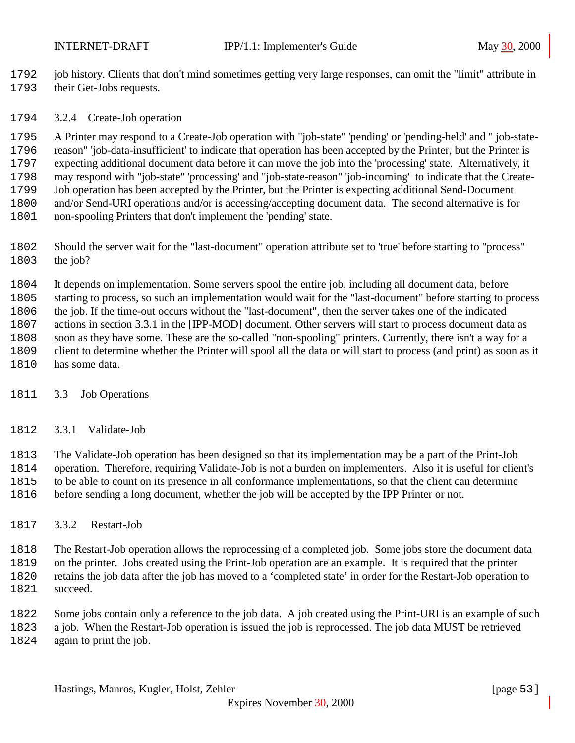job history. Clients that don't mind sometimes getting very large responses, can omit the "limit" attribute in their Get-Jobs requests.

### 3.2.4 Create-Job operation

A Printer may respond to a Create-Job operation with "job-state" 'pending' or 'pending-held' and " job-state-reason" 'job-data-insufficient' to indicate that operation has been accepted by the Printer, but the Printer is expecting additional document data before it can move the job into the 'processing' state. Alternatively, it may respond with "job-state" 'processing' and "job-state-reason" 'job-incoming' to indicate that the Create-Job operation has been accepted by the Printer, but the Printer is expecting additional Send-Document and/or Send-URI operations and/or is accessing/accepting document data. The second alternative is for non-spooling Printers that don't implement the 'pending' state.

Should the server wait for the "last-document" operation attribute set to 'true' before starting to "process" the job?

It depends on implementation. Some servers spool the entire job, including all document data, before starting to process, so such an implementation would wait for the "last-document" before starting to process the job. If the time-out occurs without the "last-document", then the server takes one of the indicated actions in section 3.3.1 in the [IPP-MOD] document. Other servers will start to process document data as soon as they have some. These are the so-called "non-spooling" printers. Currently, there isn't a way for a client to determine whether the Printer will spool all the data or will start to process (and print) as soon as it has some data.

## 3.3 Job Operations

### 3.3.1 Validate-Job

The Validate-Job operation has been designed so that its implementation may be a part of the Print-Job operation. Therefore, requiring Validate-Job is not a burden on implementers. Also it is useful for client's to be able to count on its presence in all conformance implementations, so that the client can determine before sending a long document, whether the job will be accepted by the IPP Printer or not.

### 3.3.2 Restart-Job

The Restart-Job operation allows the reprocessing of a completed job. Some jobs store the document data on the printer. Jobs created using the Print-Job operation are an example. It is required that the printer retains the job data after the job has moved to a ‘completed state’ in order for the Restart-Job operation to succeed.

Some jobs contain only a reference to the job data. A job created using the Print-URI is an example of such a job. When the Restart-Job operation is issued the job is reprocessed. The job data MUST be retrieved again to print the job.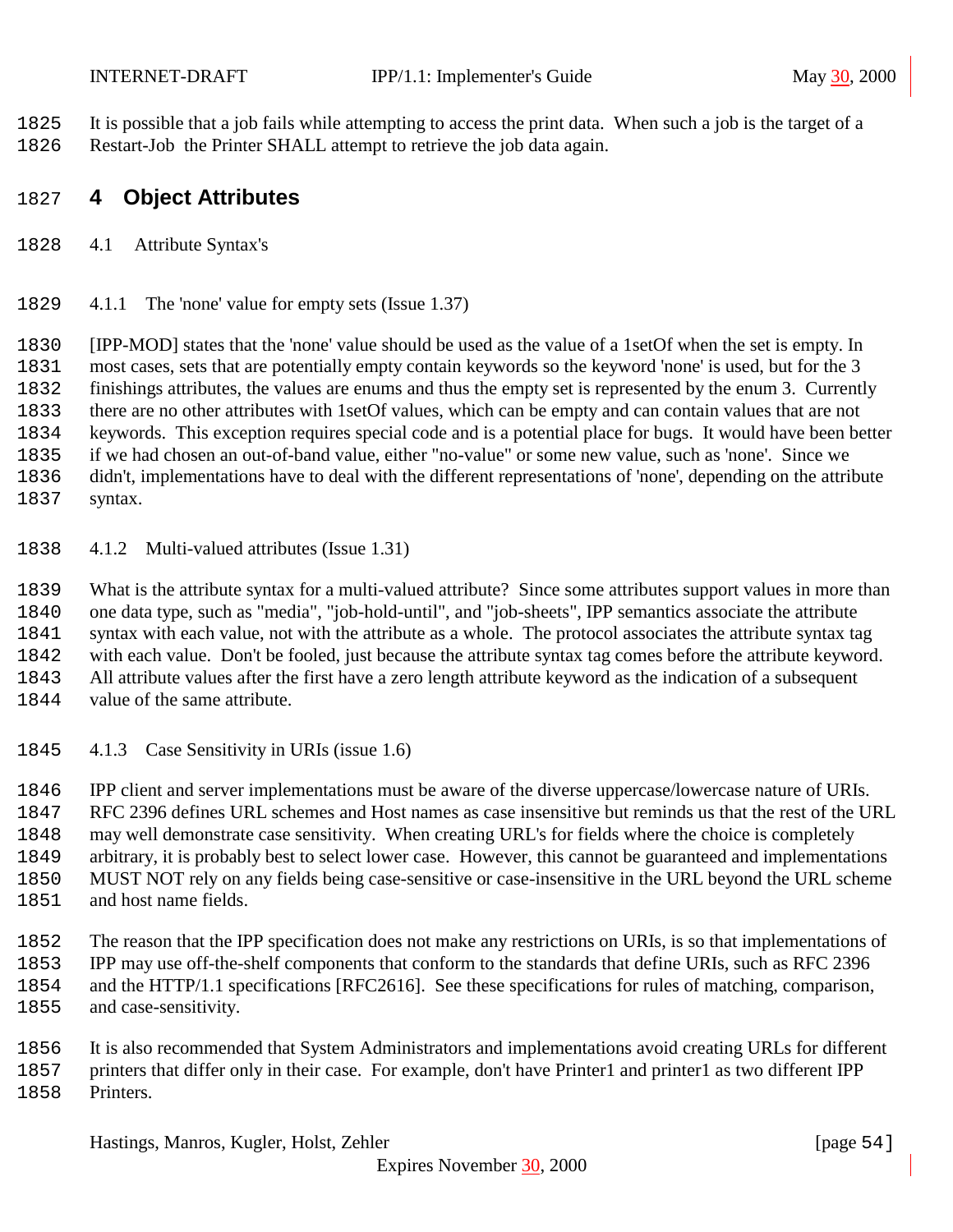It is possible that a job fails while attempting to access the print data. When such a job is the target of a Restart-Job the Printer SHALL attempt to retrieve the job data again.

# 4 Object Attributes

## 4.1 Attribute Syntax's

### 4.1.1 The 'none' value for empty sets (Issue 1.37)

[IPP-MOD] states that the 'none' value should be used as the value of a 1setOf when the set is empty. In most cases, sets that are potentially empty contain keywords so the keyword 'none' is used, but for the 3 finishings attributes, the values are enums and thus the empty set is represented by the enum 3. Currently there are no other attributes with 1setOf values, which can be empty and can contain values that are not keywords. This exception requires special code and is a potential place for bugs. It would have been better if we had chosen an out-of-band value, either "no-value" or some new value, such as 'none'. Since we didn't, implementations have to deal with the different representations of 'none', depending on the attribute syntax.

### 4.1.2 Multi-valued attributes (Issue 1.31)

What is the attribute syntax for a multi-valued attribute? Since some attributes support values in more than one data type, such as "media", "job-hold-until", and "job-sheets", IPP semantics associate the attribute syntax with each value, not with the attribute as a whole. The protocol associates the attribute syntax tag with each value. Don't be fooled, just because the attribute syntax tag comes before the attribute keyword. All attribute values after the first have a zero length attribute keyword as the indication of a subsequent value of the same attribute.

### 4.1.3 Case Sensitivity in URIs (issue 1.6)

IPP client and server implementations must be aware of the diverse uppercase/lowercase nature of URIs. RFC 2396 defines URL schemes and Host names as case insensitive but reminds us that the rest of the URL may well demonstrate case sensitivity. When creating URL's for fields where the choice is completely arbitrary, it is probably best to select lower case. However, this cannot be guaranteed and implementations MUST NOT rely on any fields being case-sensitive or case-insensitive in the URL beyond the URL scheme and host name fields.

The reason that the IPP specification does not make any restrictions on URIs, is so that implementations of IPP may use off-the-shelf components that conform to the standards that define URIs, such as RFC 2396 and the HTTP/1.1 specifications [RFC2616]. See these specifications for rules of matching, comparison, and case-sensitivity.

It is also recommended that System Administrators and implementations avoid creating URLs for different printers that differ only in their case. For example, don't have Printer1 and printer1 as two different IPP Printers.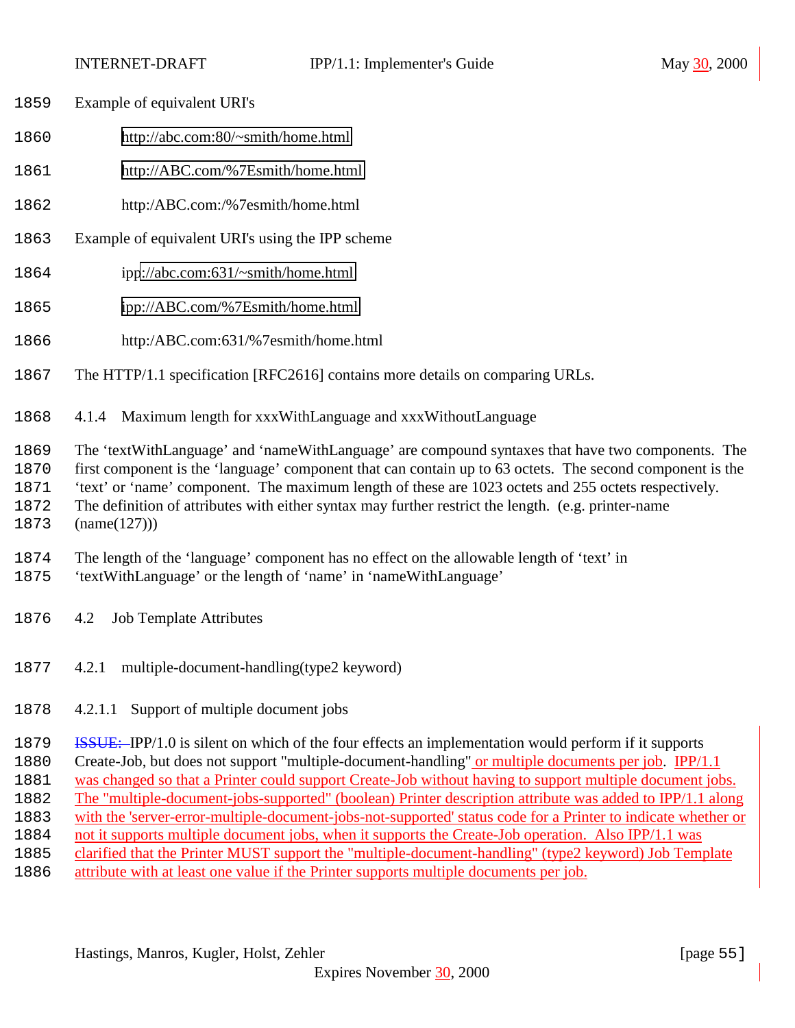Example of equivalent URI's

http://abc.com:80/~smith/home.html

http://ABC.com/%7Esmith/home.html

http:/ABC.com:/%7esmith/home.html

Example of equivalent URI's using the IPP scheme

ipp://abc.com:631/~smith/home.html

ipp://ABC.com/%7Esmith/home.html

http:/ABC.com:631/%7esmith/home.html

The HTTP/1.1 specification [RFC2616] contains more details on comparing URLs.

#### 4.1.4 Maximum length for xxxWithLanguage and xxxWithoutLanguage

The ‘textWithLanguage’ and ‘nameWithLanguage’ are compound syntaxes that have two components. The first component is the ‘language’ component that can contain up to 63 octets. The second component is the ‘text’ or ‘name’ component. The maximum length of these are 1023 octets and 255 octets respectively. The definition of attributes with either syntax may further restrict the length. (e.g. printer-name (name(127)))

The length of the ‘language’ component has no effect on the allowable length of ‘text’ in ‘textWithLanguage’ or the length of ‘name’ in ‘nameWithLanguage’

### 4.2 Job Template Attributes

#### 4.2.1 multiple-document-handling(type2 keyword)

##### 4.2.1.1 Support of multiple document jobs

~~ISSUE:~~ IPP/1.0 is silent on which of the four effects an implementation would perform if it supports Create-Job, but does not support "multiple-document-handling" or multiple documents per job. IPP/1.1 was changed so that a Printer could support Create-Job without having to support multiple document jobs. The "multiple-document-jobs-supported" (boolean) Printer description attribute was added to IPP/1.1 along with the 'server-error-multiple-document-jobs-not-supported' status code for a Printer to indicate whether or not it supports multiple document jobs, when it supports the Create-Job operation. Also IPP/1.1 was clarified that the Printer MUST support the "multiple-document-handling" (type2 keyword) Job Template attribute with at least one value if the Printer supports multiple documents per job.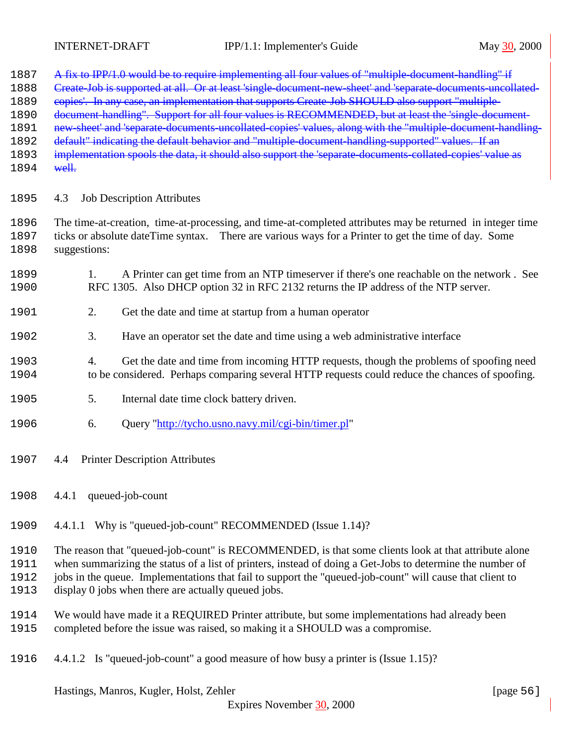~~A fix to IPP/1.0 would be to require implementing all four values of "multiple-document-handling" if Create-Job is supported at all. Or at least 'single-document-new-sheet' and 'separate-documents-uncollated-copies'. In any case, an implementation that supports Create-Job SHOULD also support "multiple-document-handling". Support for all four values is RECOMMENDED, but at least the 'single-document-new-sheet' and 'separate-documents-uncollated-copies' values, along with the "multiple-document-handling-default" indicating the default behavior and "multiple-document-handling-supported" values. If an implementation spools the data, it should also support the 'separate-documents-collated-copies' value as well.~~

## 4.3 Job Description Attributes

The time-at-creation, time-at-processing, and time-at-completed attributes may be returned in integer time ticks or absolute dateTime syntax. There are various ways for a Printer to get the time of day. Some suggestions:

1. A Printer can get time from an NTP timeserver if there's one reachable on the network . See RFC 1305. Also DHCP option 32 in RFC 2132 returns the IP address of the NTP server.

2. Get the date and time at startup from a human operator

3. Have an operator set the date and time using a web administrative interface

4. Get the date and time from incoming HTTP requests, though the problems of spoofing need to be considered. Perhaps comparing several HTTP requests could reduce the chances of spoofing.

5. Internal date time clock battery driven.

6. Query "http://tycho.usno.navy.mil/cgi-bin/timer.pl"

## 4.4 Printer Description Attributes

### 4.4.1 queued-job-count

#### 4.4.1.1 Why is "queued-job-count" RECOMMENDED (Issue 1.14)?

The reason that "queued-job-count" is RECOMMENDED, is that some clients look at that attribute alone when summarizing the status of a list of printers, instead of doing a Get-Jobs to determine the number of jobs in the queue. Implementations that fail to support the "queued-job-count" will cause that client to display 0 jobs when there are actually queued jobs.

We would have made it a REQUIRED Printer attribute, but some implementations had already been completed before the issue was raised, so making it a SHOULD was a compromise.

#### 4.4.1.2 Is "queued-job-count" a good measure of how busy a printer is (Issue 1.15)?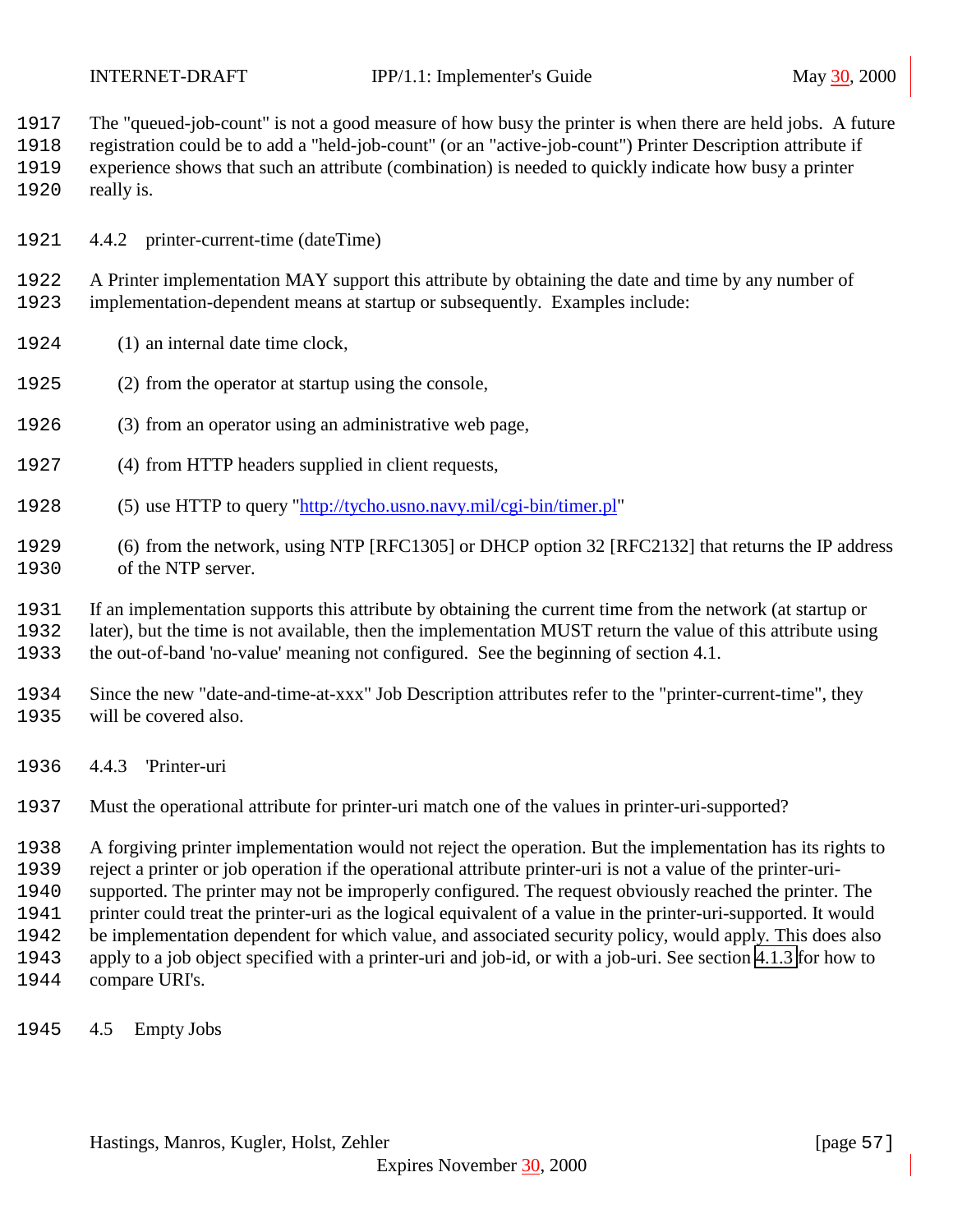The "queued-job-count" is not a good measure of how busy the printer is when there are held jobs. A future registration could be to add a "held-job-count" (or an "active-job-count") Printer Description attribute if experience shows that such an attribute (combination) is needed to quickly indicate how busy a printer really is.

#### 4.4.2 printer-current-time (dateTime)

A Printer implementation MAY support this attribute by obtaining the date and time by any number of implementation-dependent means at startup or subsequently. Examples include:

(1) an internal date time clock,

(2) from the operator at startup using the console,

(3) from an operator using an administrative web page,

(4) from HTTP headers supplied in client requests,

(5) use HTTP to query "http://tycho.usno.navy.mil/cgi-bin/timer.pl"

(6) from the network, using NTP [RFC1305] or DHCP option 32 [RFC2132] that returns the IP address of the NTP server.

If an implementation supports this attribute by obtaining the current time from the network (at startup or later), but the time is not available, then the implementation MUST return the value of this attribute using the out-of-band 'no-value' meaning not configured. See the beginning of section 4.1.

Since the new "date-and-time-at-xxx" Job Description attributes refer to the "printer-current-time", they will be covered also.

#### 4.4.3 'Printer-uri

Must the operational attribute for printer-uri match one of the values in printer-uri-supported?

A forgiving printer implementation would not reject the operation. But the implementation has its rights to reject a printer or job operation if the operational attribute printer-uri is not a value of the printer-uri-supported. The printer may not be improperly configured. The request obviously reached the printer. The printer could treat the printer-uri as the logical equivalent of a value in the printer-uri-supported. It would be implementation dependent for which value, and associated security policy, would apply. This does also apply to a job object specified with a printer-uri and job-id, or with a job-uri. See section 4.1.3 for how to compare URI's.

### 4.5 Empty Jobs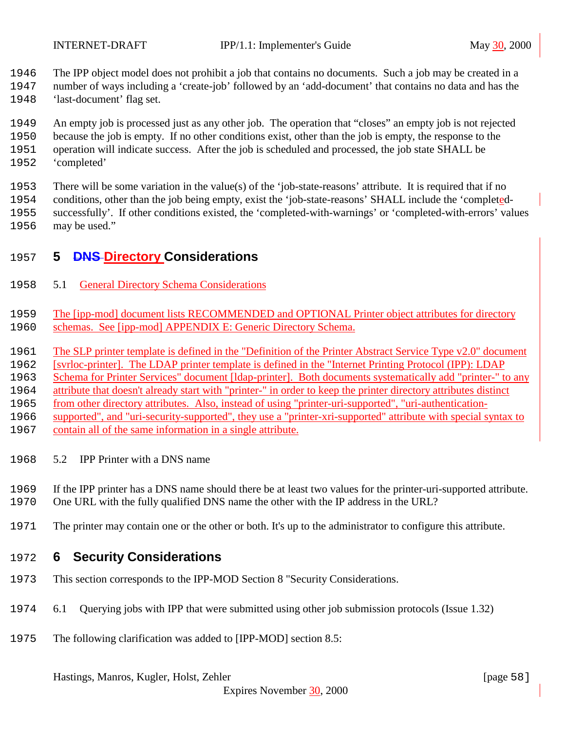The IPP object model does not prohibit a job that contains no documents. Such a job may be created in a number of ways including a 'create-job' followed by an 'add-document' that contains no data and has the 'last-document' flag set.

An empty job is processed just as any other job. The operation that "closes" an empty job is not rejected because the job is empty. If no other conditions exist, other than the job is empty, the response to the operation will indicate success. After the job is scheduled and processed, the job state SHALL be 'completed'

There will be some variation in the value(s) of the 'job-state-reasons' attribute. It is required that if no conditions, other than the job being empty, exist the 'job-state-reasons' SHALL include the 'completed-successfully'. If other conditions existed, the 'completed-with-warnings' or 'completed-with-errors' values may be used."

# 5 ~~DNS~~ Directory Considerations

## 5.1 General Directory Schema Considerations

The [ipp-mod] document lists RECOMMENDED and OPTIONAL Printer object attributes for directory schemas. See [ipp-mod] APPENDIX E: Generic Directory Schema.

The SLP printer template is defined in the "Definition of the Printer Abstract Service Type v2.0" document [svrloc-printer]. The LDAP printer template is defined in the "Internet Printing Protocol (IPP): LDAP Schema for Printer Services" document [ldap-printer]. Both documents systematically add "printer-" to any attribute that doesn't already start with "printer-" in order to keep the printer directory attributes distinct from other directory attributes. Also, instead of using "printer-uri-supported", "uri-authentication-supported", and "uri-security-supported", they use a "printer-xri-supported" attribute with special syntax to contain all of the same information in a single attribute.

## 5.2 IPP Printer with a DNS name

If the IPP printer has a DNS name should there be at least two values for the printer-uri-supported attribute. One URL with the fully qualified DNS name the other with the IP address in the URL?

The printer may contain one or the other or both. It's up to the administrator to configure this attribute.

# 6 Security Considerations

This section corresponds to the IPP-MOD Section 8 "Security Considerations.

## 6.1 Querying jobs with IPP that were submitted using other job submission protocols (Issue 1.32)

The following clarification was added to [IPP-MOD] section 8.5: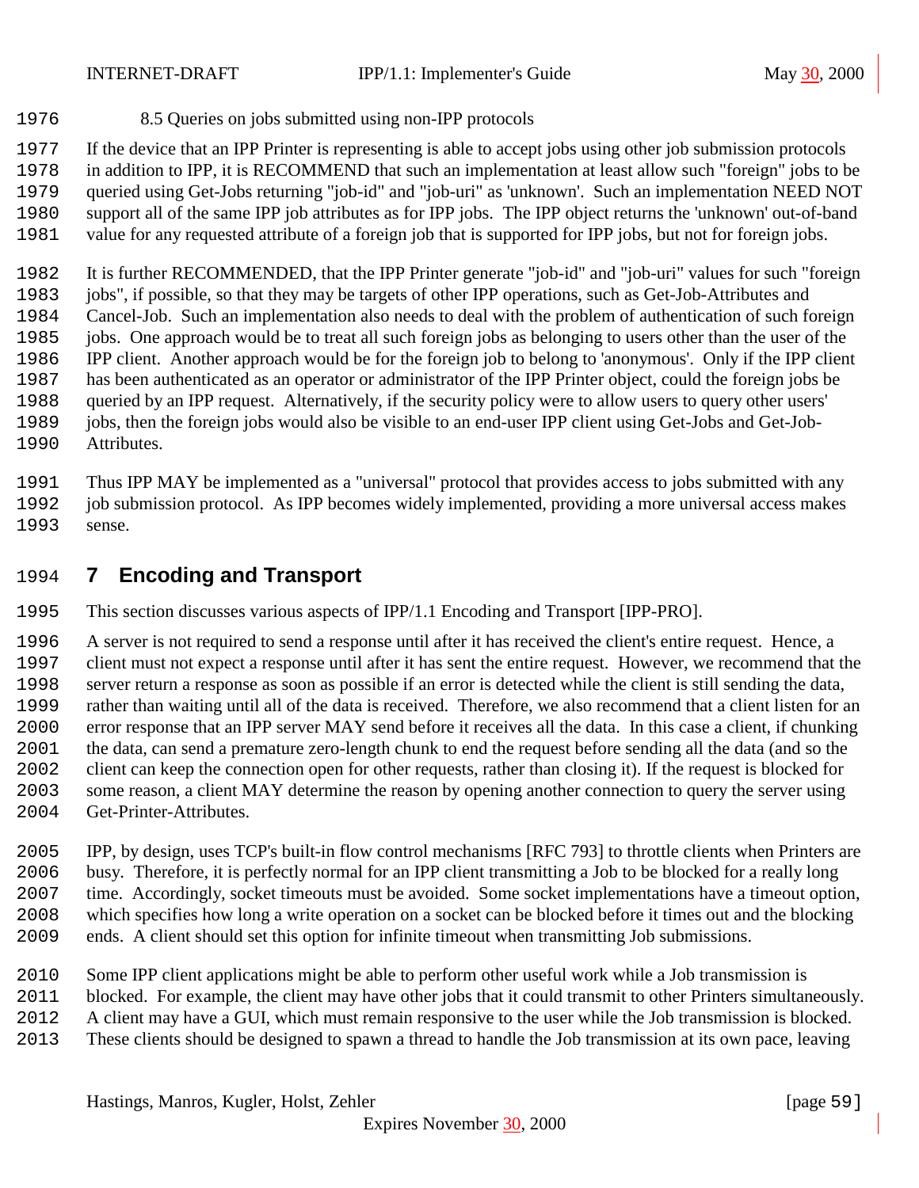### 8.5 Queries on jobs submitted using non-IPP protocols

If the device that an IPP Printer is representing is able to accept jobs using other job submission protocols in addition to IPP, it is RECOMMEND that such an implementation at least allow such "foreign" jobs to be queried using Get-Jobs returning "job-id" and "job-uri" as 'unknown'. Such an implementation NEED NOT support all of the same IPP job attributes as for IPP jobs. The IPP object returns the 'unknown' out-of-band value for any requested attribute of a foreign job that is supported for IPP jobs, but not for foreign jobs.

It is further RECOMMENDED, that the IPP Printer generate "job-id" and "job-uri" values for such "foreign jobs", if possible, so that they may be targets of other IPP operations, such as Get-Job-Attributes and Cancel-Job. Such an implementation also needs to deal with the problem of authentication of such foreign jobs. One approach would be to treat all such foreign jobs as belonging to users other than the user of the IPP client. Another approach would be for the foreign job to belong to 'anonymous'. Only if the IPP client has been authenticated as an operator or administrator of the IPP Printer object, could the foreign jobs be queried by an IPP request. Alternatively, if the security policy were to allow users to query other users' jobs, then the foreign jobs would also be visible to an end-user IPP client using Get-Jobs and Get-Job-Attributes.

Thus IPP MAY be implemented as a "universal" protocol that provides access to jobs submitted with any job submission protocol. As IPP becomes widely implemented, providing a more universal access makes sense.

# 7 Encoding and Transport

This section discusses various aspects of IPP/1.1 Encoding and Transport [IPP-PRO].

A server is not required to send a response until after it has received the client's entire request. Hence, a client must not expect a response until after it has sent the entire request. However, we recommend that the server return a response as soon as possible if an error is detected while the client is still sending the data, rather than waiting until all of the data is received. Therefore, we also recommend that a client listen for an error response that an IPP server MAY send before it receives all the data. In this case a client, if chunking the data, can send a premature zero-length chunk to end the request before sending all the data (and so the client can keep the connection open for other requests, rather than closing it). If the request is blocked for some reason, a client MAY determine the reason by opening another connection to query the server using Get-Printer-Attributes.

IPP, by design, uses TCP's built-in flow control mechanisms [RFC 793] to throttle clients when Printers are busy. Therefore, it is perfectly normal for an IPP client transmitting a Job to be blocked for a really long time. Accordingly, socket timeouts must be avoided. Some socket implementations have a timeout option, which specifies how long a write operation on a socket can be blocked before it times out and the blocking ends. A client should set this option for infinite timeout when transmitting Job submissions.

Some IPP client applications might be able to perform other useful work while a Job transmission is blocked. For example, the client may have other jobs that it could transmit to other Printers simultaneously. A client may have a GUI, which must remain responsive to the user while the Job transmission is blocked. These clients should be designed to spawn a thread to handle the Job transmission at its own pace, leaving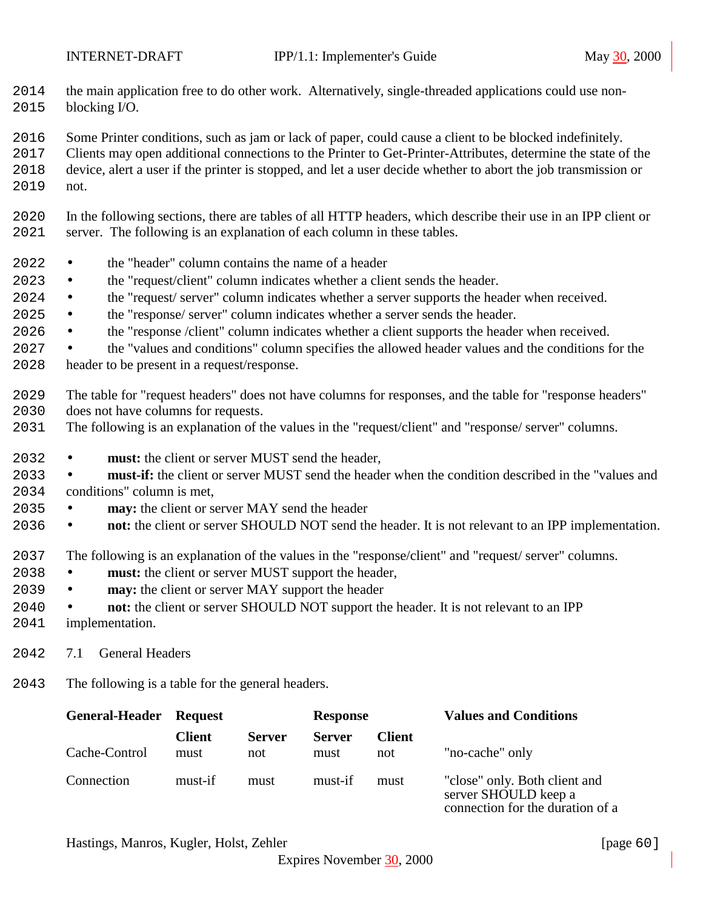the main application free to do other work. Alternatively, single-threaded applications could use non-blocking I/O.

Some Printer conditions, such as jam or lack of paper, could cause a client to be blocked indefinitely. Clients may open additional connections to the Printer to Get-Printer-Attributes, determine the state of the device, alert a user if the printer is stopped, and let a user decide whether to abort the job transmission or not.

In the following sections, there are tables of all HTTP headers, which describe their use in an IPP client or server. The following is an explanation of each column in these tables.

- the "header" column contains the name of a header
- the "request/client" column indicates whether a client sends the header.
- the "request/ server" column indicates whether a server supports the header when received.
- the "response/ server" column indicates whether a server sends the header.
- the "response /client" column indicates whether a client supports the header when received.
- the "values and conditions" column specifies the allowed header values and the conditions for the header to be present in a request/response.

The table for "request headers" does not have columns for responses, and the table for "response headers" does not have columns for requests.
The following is an explanation of the values in the "request/client" and "response/ server" columns.

- **must:** the client or server MUST send the header,
- **must-if:** the client or server MUST send the header when the condition described in the "values and conditions" column is met,
- **may:** the client or server MAY send the header
- **not:** the client or server SHOULD NOT send the header. It is not relevant to an IPP implementation.

The following is an explanation of the values in the "response/client" and "request/ server" columns.
- **must:** the client or server MUST support the header,
- **may:** the client or server MAY support the header
- **not:** the client or server SHOULD NOT support the header. It is not relevant to an IPP implementation.

## 7.1 General Headers

The following is a table for the general headers.

| General-Header | Request | | Response | | Values and Conditions |
|---|---|---|---|---|---|
| | Client | Server | Server | Client | |
| Cache-Control | must | not | must | not | "no-cache" only |
| Connection | must-if | must | must-if | must | "close" only. Both client and server SHOULD keep a connection for the duration of a |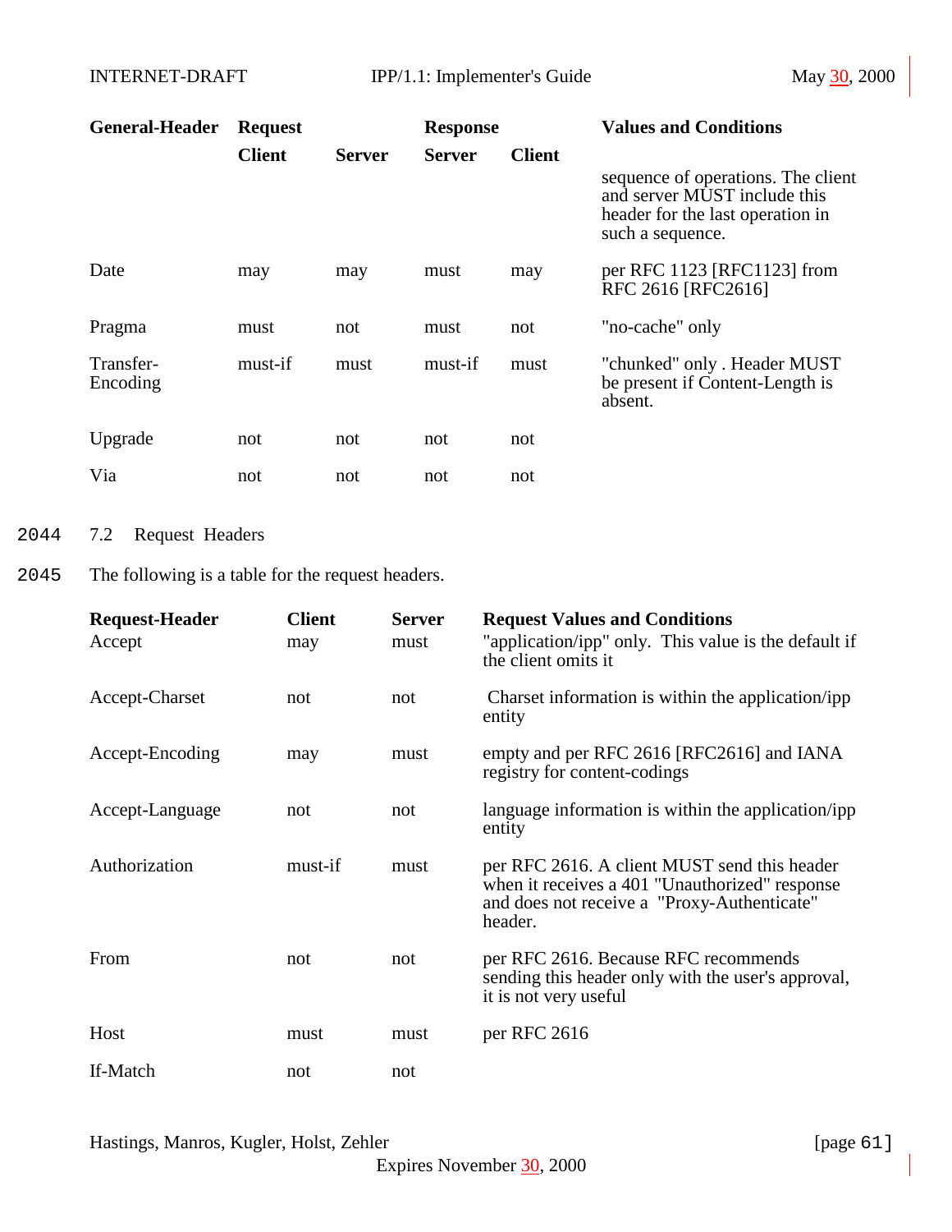| General-Header | Request | | Response | | Values and Conditions |
|---|---|---|---|---|---|
| | Client | Server | Server | Client | |
| | | | | | sequence of operations. The client and server MUST include this header for the last operation in such a sequence. |
| Date | may | may | must | may | per RFC 1123 [RFC1123] from RFC 2616 [RFC2616] |
| Pragma | must | not | must | not | "no-cache" only |
| Transfer-Encoding | must-if | must | must-if | must | "chunked" only . Header MUST be present if Content-Length is absent. |
| Upgrade | not | not | not | not | |
| Via | not | not | not | not | |

2044 7.2 Request Headers

2045 The following is a table for the request headers.

| Request-Header | Client | Server | Request Values and Conditions |
|---|---|---|---|
| Accept | may | must | "application/ipp" only. This value is the default if the client omits it |
| Accept-Charset | not | not | Charset information is within the application/ipp entity |
| Accept-Encoding | may | must | empty and per RFC 2616 [RFC2616] and IANA registry for content-codings |
| Accept-Language | not | not | language information is within the application/ipp entity |
| Authorization | must-if | must | per RFC 2616. A client MUST send this header when it receives a 401 "Unauthorized" response and does not receive a "Proxy-Authenticate" header. |
| From | not | not | per RFC 2616. Because RFC recommends sending this header only with the user's approval, it is not very useful |
| Host | must | must | per RFC 2616 |
| If-Match | not | not | |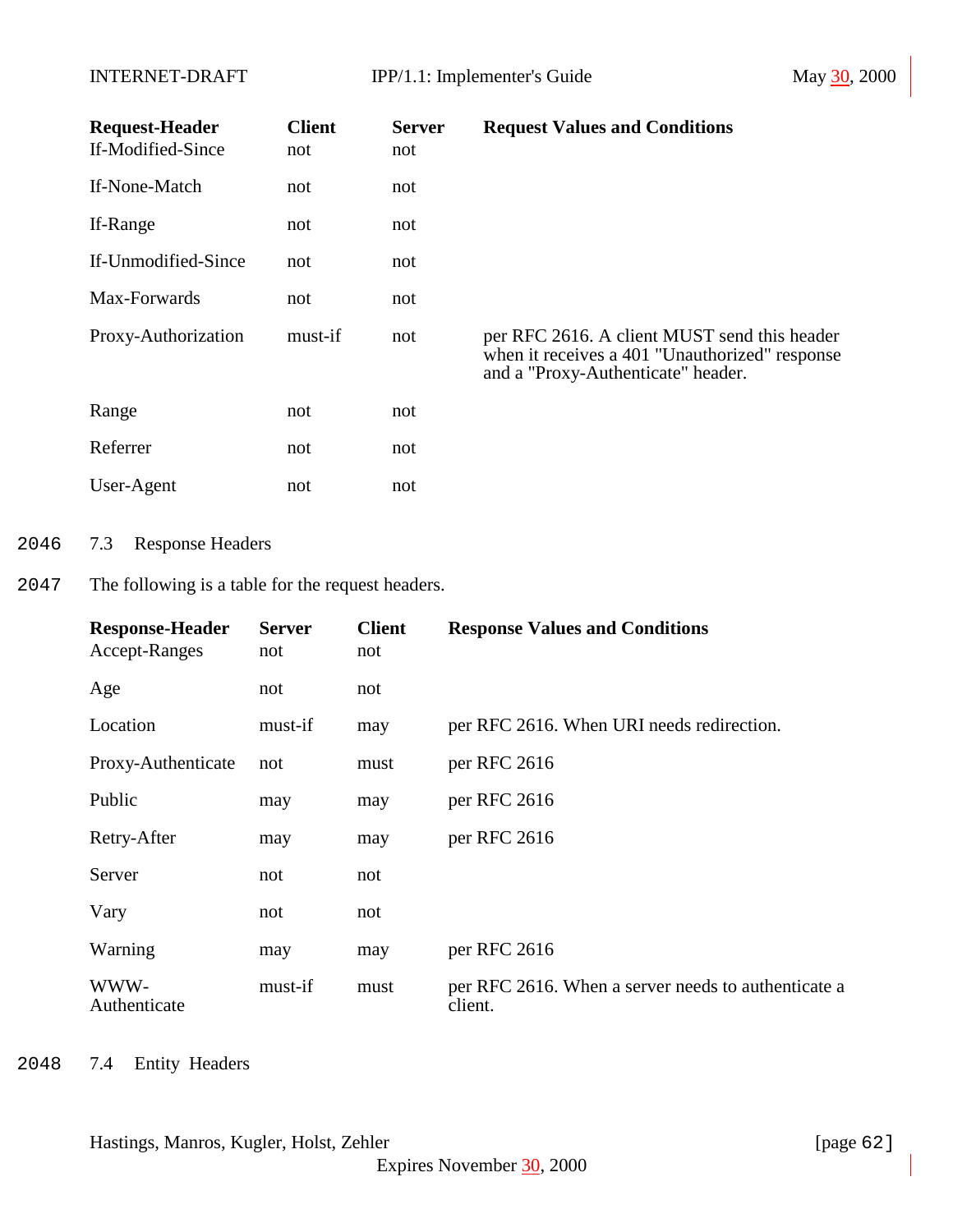| Request-Header | Client | Server | Request Values and Conditions |
|---|---|---|---|
| If-Modified-Since | not | not | |
| If-None-Match | not | not | |
| If-Range | not | not | |
| If-Unmodified-Since | not | not | |
| Max-Forwards | not | not | |
| Proxy-Authorization | must-if | not | per RFC 2616. A client MUST send this header when it receives a 401 "Unauthorized" response and a "Proxy-Authenticate" header. |
| Range | not | not | |
| Referrer | not | not | |
| User-Agent | not | not | |

2046 7.3 Response Headers

2047 The following is a table for the request headers.

| Response-Header | Server | Client | Response Values and Conditions |
|---|---|---|---|
| Accept-Ranges | not | not | |
| Age | not | not | |
| Location | must-if | may | per RFC 2616. When URI needs redirection. |
| Proxy-Authenticate | not | must | per RFC 2616 |
| Public | may | may | per RFC 2616 |
| Retry-After | may | may | per RFC 2616 |
| Server | not | not | |
| Vary | not | not | |
| Warning | may | may | per RFC 2616 |
| WWW-Authenticate | must-if | must | per RFC 2616. When a server needs to authenticate a client. |

2048 7.4 Entity Headers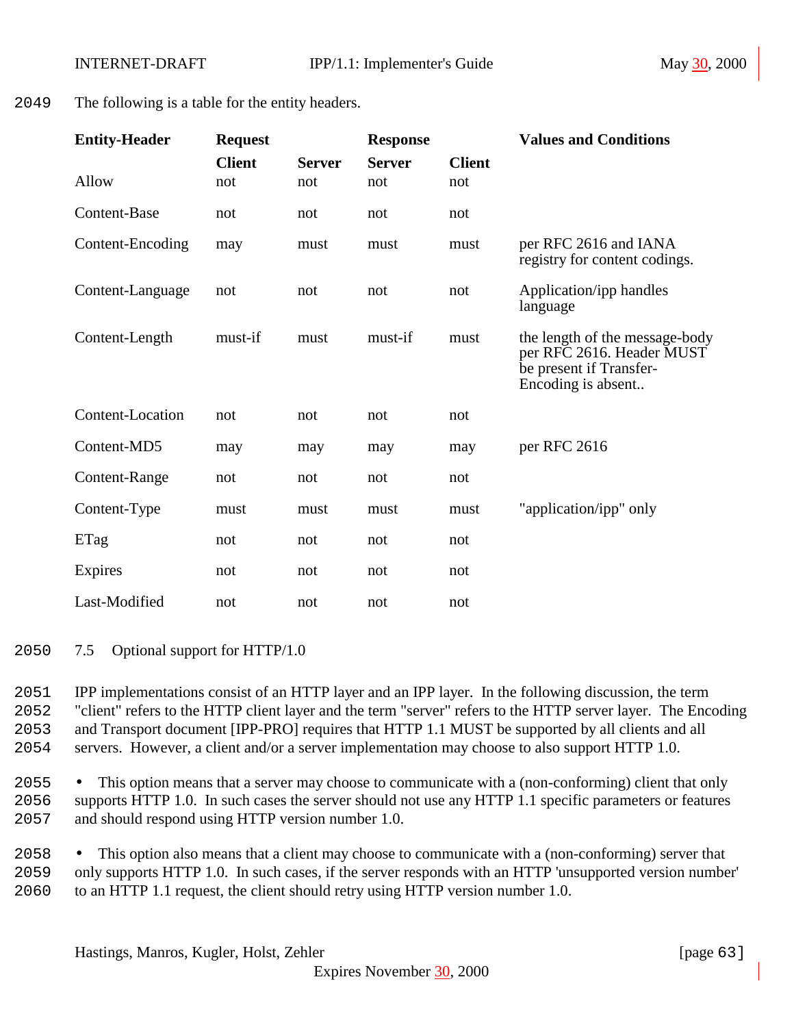The following is a table for the entity headers.

| Entity-Header | Request | | Response | | Values and Conditions |
|---|---|---|---|---|---|
| | Client | Server | Server | Client | |
| Allow | not | not | not | not | |
| Content-Base | not | not | not | not | |
| Content-Encoding | may | must | must | must | per RFC 2616 and IANA registry for content codings. |
| Content-Language | not | not | not | not | Application/ipp handles language |
| Content-Length | must-if | must | must-if | must | the length of the message-body per RFC 2616. Header MUST be present if Transfer-Encoding is absent.. |
| Content-Location | not | not | not | not | |
| Content-MD5 | may | may | may | may | per RFC 2616 |
| Content-Range | not | not | not | not | |
| Content-Type | must | must | must | must | "application/ipp" only |
| ETag | not | not | not | not | |
| Expires | not | not | not | not | |
| Last-Modified | not | not | not | not | |

## 7.5 Optional support for HTTP/1.0

IPP implementations consist of an HTTP layer and an IPP layer. In the following discussion, the term "client" refers to the HTTP client layer and the term "server" refers to the HTTP server layer. The Encoding and Transport document [IPP-PRO] requires that HTTP 1.1 MUST be supported by all clients and all servers. However, a client and/or a server implementation may choose to also support HTTP 1.0.

- This option means that a server may choose to communicate with a (non-conforming) client that only supports HTTP 1.0. In such cases the server should not use any HTTP 1.1 specific parameters or features and should respond using HTTP version number 1.0.

- This option also means that a client may choose to communicate with a (non-conforming) server that only supports HTTP 1.0. In such cases, if the server responds with an HTTP 'unsupported version number' to an HTTP 1.1 request, the client should retry using HTTP version number 1.0.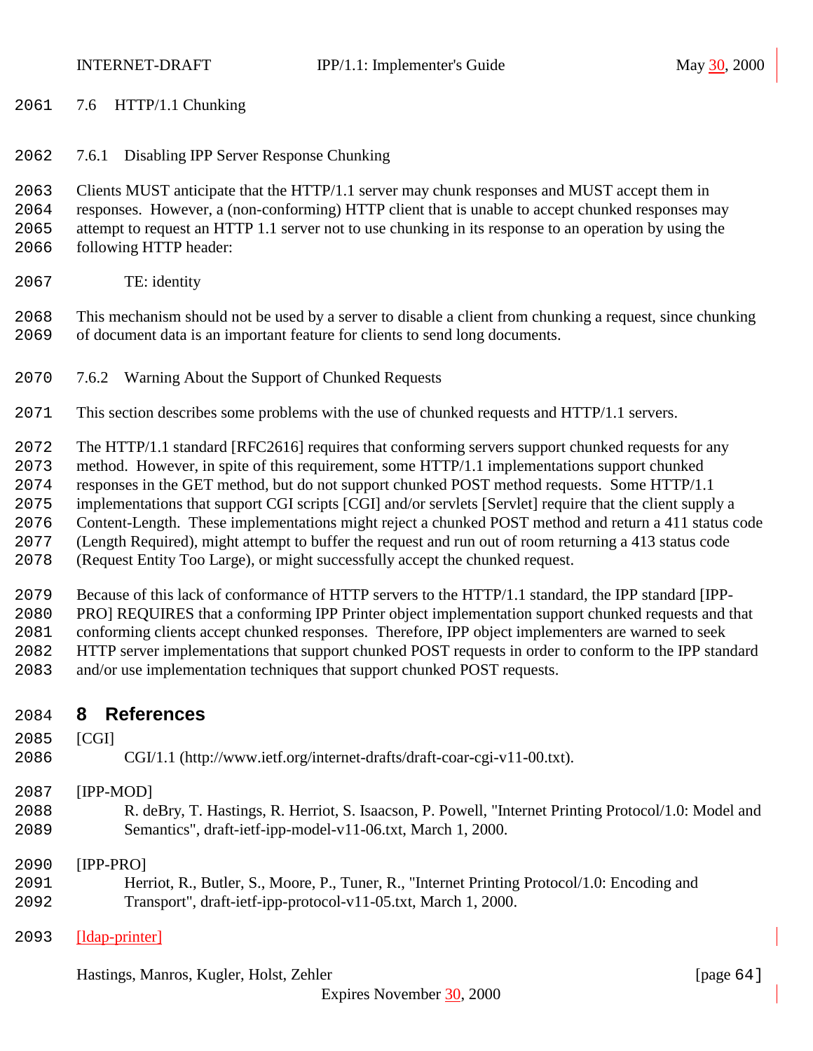## 7.6 HTTP/1.1 Chunking

### 7.6.1 Disabling IPP Server Response Chunking

Clients MUST anticipate that the HTTP/1.1 server may chunk responses and MUST accept them in responses. However, a (non-conforming) HTTP client that is unable to accept chunked responses may attempt to request an HTTP 1.1 server not to use chunking in its response to an operation by using the following HTTP header:

TE: identity

This mechanism should not be used by a server to disable a client from chunking a request, since chunking of document data is an important feature for clients to send long documents.

### 7.6.2 Warning About the Support of Chunked Requests

This section describes some problems with the use of chunked requests and HTTP/1.1 servers.

The HTTP/1.1 standard [RFC2616] requires that conforming servers support chunked requests for any method. However, in spite of this requirement, some HTTP/1.1 implementations support chunked responses in the GET method, but do not support chunked POST method requests. Some HTTP/1.1 implementations that support CGI scripts [CGI] and/or servlets [Servlet] require that the client supply a Content-Length. These implementations might reject a chunked POST method and return a 411 status code (Length Required), might attempt to buffer the request and run out of room returning a 413 status code (Request Entity Too Large), or might successfully accept the chunked request.

Because of this lack of conformance of HTTP servers to the HTTP/1.1 standard, the IPP standard [IPP-PRO] REQUIRES that a conforming IPP Printer object implementation support chunked requests and that conforming clients accept chunked responses. Therefore, IPP object implementers are warned to seek HTTP server implementations that support chunked POST requests in order to conform to the IPP standard and/or use implementation techniques that support chunked POST requests.

# 8 References

[CGI]
CGI/1.1 (http://www.ietf.org/internet-drafts/draft-coar-cgi-v11-00.txt).

[IPP-MOD]
R. deBry, T. Hastings, R. Herriot, S. Isaacson, P. Powell, "Internet Printing Protocol/1.0: Model and Semantics", draft-ietf-ipp-model-v11-06.txt, March 1, 2000.

[IPP-PRO]
Herriot, R., Butler, S., Moore, P., Tuner, R., "Internet Printing Protocol/1.0: Encoding and Transport", draft-ietf-ipp-protocol-v11-05.txt, March 1, 2000.

[ldap-printer]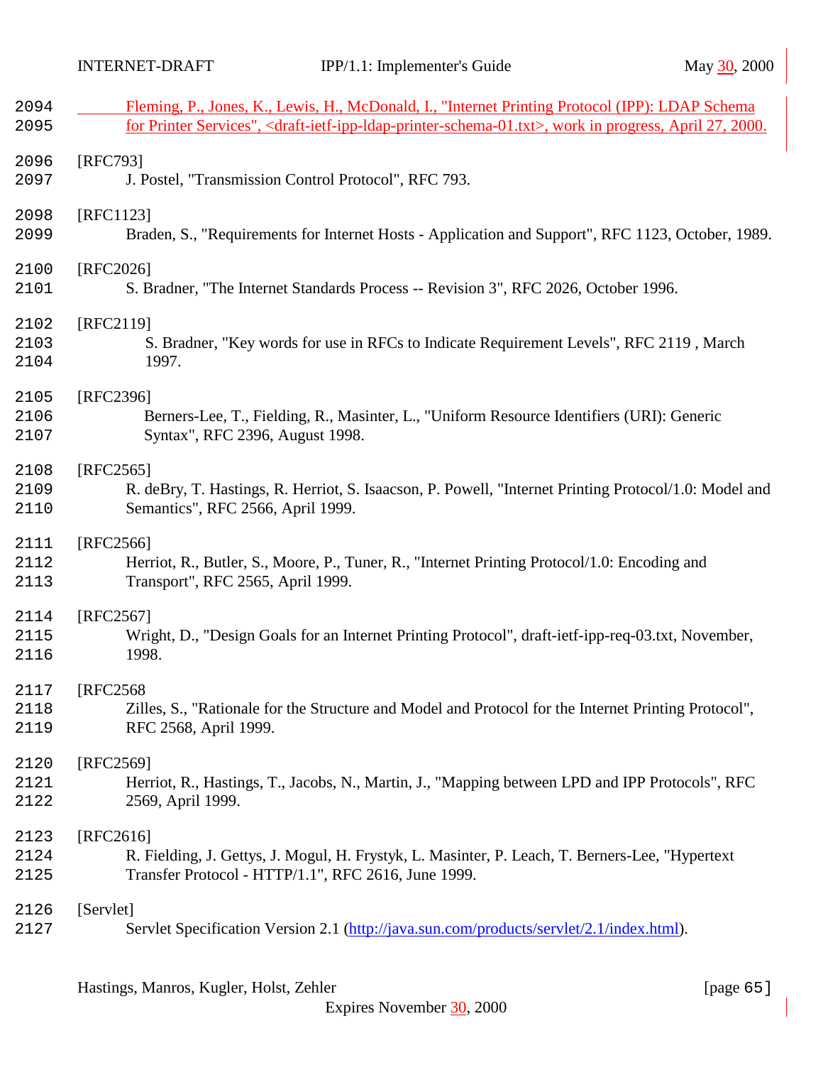Fleming, P., Jones, K., Lewis, H., McDonald, I., "Internet Printing Protocol (IPP): LDAP Schema for Printer Services", <draft-ietf-ipp-ldap-printer-schema-01.txt>, work in progress, April 27, 2000.

[RFC793]
J. Postel, "Transmission Control Protocol", RFC 793.

[RFC1123]
Braden, S., "Requirements for Internet Hosts - Application and Support", RFC 1123, October, 1989.

[RFC2026]
S. Bradner, "The Internet Standards Process -- Revision 3", RFC 2026, October 1996.

[RFC2119]
S. Bradner, "Key words for use in RFCs to Indicate Requirement Levels", RFC 2119 , March 1997.

[RFC2396]
Berners-Lee, T., Fielding, R., Masinter, L., "Uniform Resource Identifiers (URI): Generic Syntax", RFC 2396, August 1998.

[RFC2565]
R. deBry, T. Hastings, R. Herriot, S. Isaacson, P. Powell, "Internet Printing Protocol/1.0: Model and Semantics", RFC 2566, April 1999.

[RFC2566]
Herriot, R., Butler, S., Moore, P., Tuner, R., "Internet Printing Protocol/1.0: Encoding and Transport", RFC 2565, April 1999.

[RFC2567]
Wright, D., "Design Goals for an Internet Printing Protocol", draft-ietf-ipp-req-03.txt, November, 1998.

[RFC2568
Zilles, S., "Rationale for the Structure and Model and Protocol for the Internet Printing Protocol", RFC 2568, April 1999.

[RFC2569]
Herriot, R., Hastings, T., Jacobs, N., Martin, J., "Mapping between LPD and IPP Protocols", RFC 2569, April 1999.

[RFC2616]
R. Fielding, J. Gettys, J. Mogul, H. Frystyk, L. Masinter, P. Leach, T. Berners-Lee, "Hypertext Transfer Protocol - HTTP/1.1", RFC 2616, June 1999.

[Servlet]
Servlet Specification Version 2.1 (http://java.sun.com/products/servlet/2.1/index.html).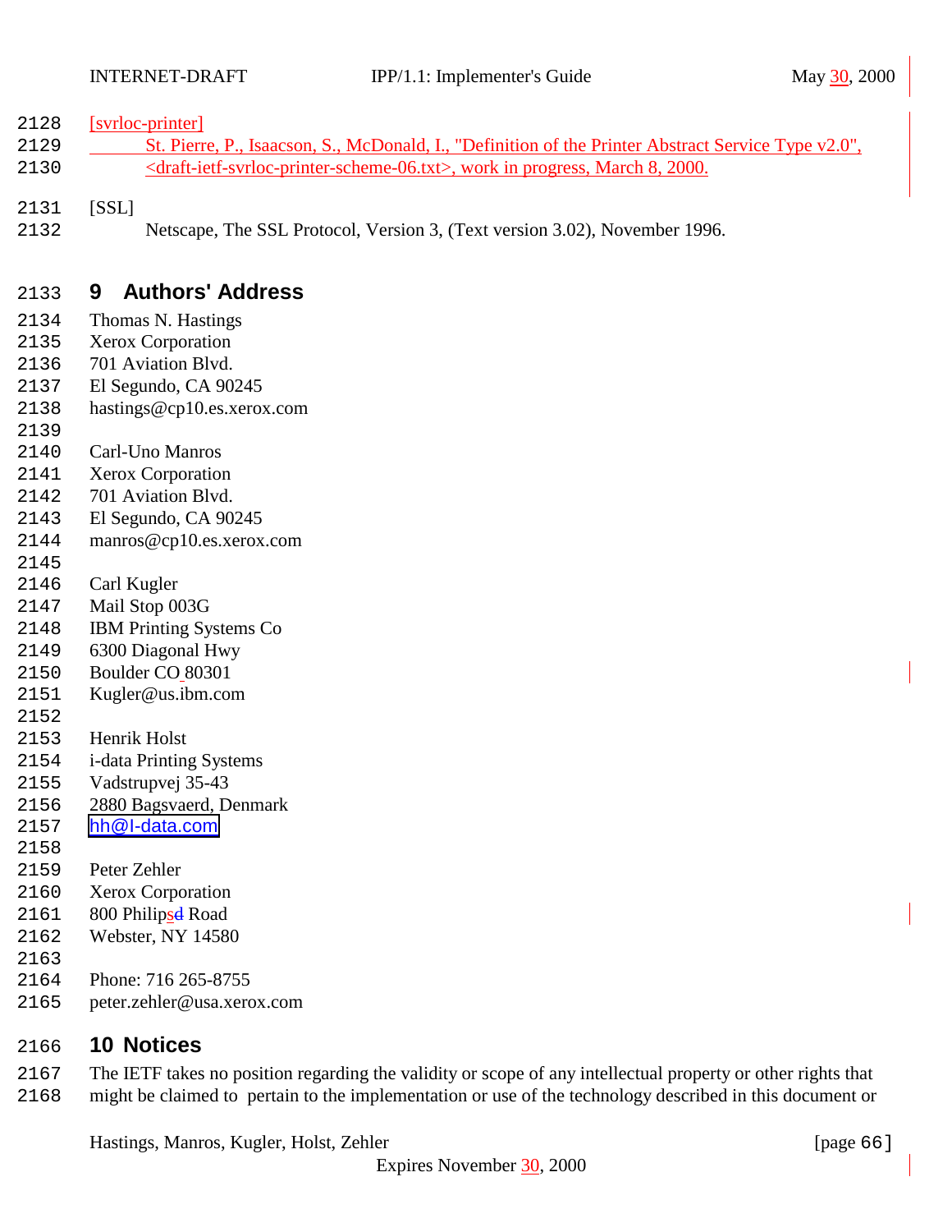[svrloc-printer]
St. Pierre, P., Isaacson, S., McDonald, I., "Definition of the Printer Abstract Service Type v2.0", <draft-ietf-svrloc-printer-scheme-06.txt>, work in progress, March 8, 2000.

[SSL]
Netscape, The SSL Protocol, Version 3, (Text version 3.02), November 1996.

# 9 Authors' Address

Thomas N. Hastings
Xerox Corporation
701 Aviation Blvd.
El Segundo, CA 90245
hastings@cp10.es.xerox.com

Carl-Uno Manros
Xerox Corporation
701 Aviation Blvd.
El Segundo, CA 90245
manros@cp10.es.xerox.com

Carl Kugler
Mail Stop 003G
IBM Printing Systems Co
6300 Diagonal Hwy
Boulder CO 80301
Kugler@us.ibm.com

Henrik Holst
i-data Printing Systems
Vadstrupvej 35-43
2880 Bagsvaerd, Denmark
hh@I-data.com

Peter Zehler
Xerox Corporation
800 Philips Road
Webster, NY 14580

Phone: 716 265-8755
peter.zehler@usa.xerox.com

# 10 Notices

The IETF takes no position regarding the validity or scope of any intellectual property or other rights that might be claimed to pertain to the implementation or use of the technology described in this document or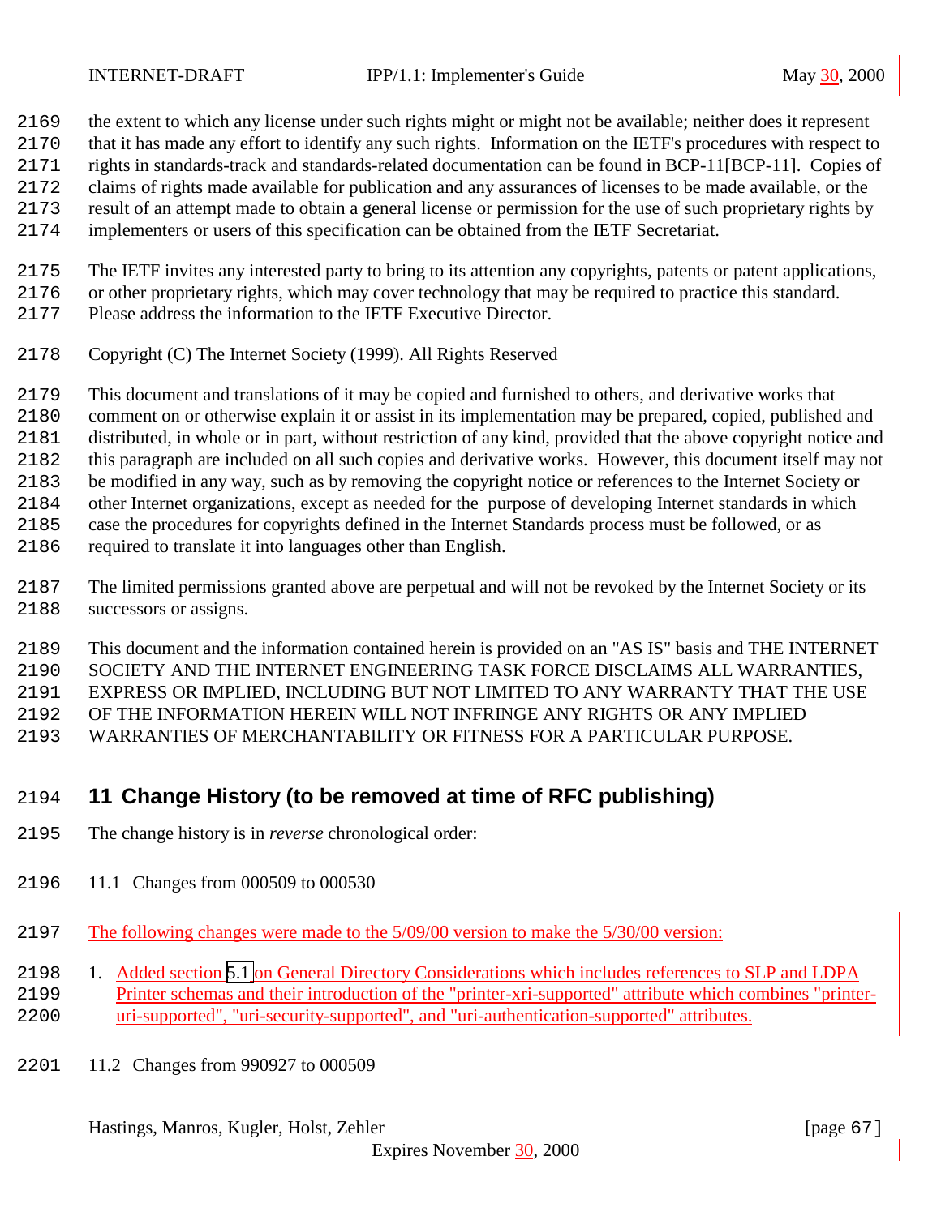the extent to which any license under such rights might or might not be available; neither does it represent that it has made any effort to identify any such rights. Information on the IETF's procedures with respect to rights in standards-track and standards-related documentation can be found in BCP-11[BCP-11]. Copies of claims of rights made available for publication and any assurances of licenses to be made available, or the result of an attempt made to obtain a general license or permission for the use of such proprietary rights by implementers or users of this specification can be obtained from the IETF Secretariat.

The IETF invites any interested party to bring to its attention any copyrights, patents or patent applications, or other proprietary rights, which may cover technology that may be required to practice this standard. Please address the information to the IETF Executive Director.

Copyright (C) The Internet Society (1999). All Rights Reserved

This document and translations of it may be copied and furnished to others, and derivative works that comment on or otherwise explain it or assist in its implementation may be prepared, copied, published and distributed, in whole or in part, without restriction of any kind, provided that the above copyright notice and this paragraph are included on all such copies and derivative works. However, this document itself may not be modified in any way, such as by removing the copyright notice or references to the Internet Society or other Internet organizations, except as needed for the purpose of developing Internet standards in which case the procedures for copyrights defined in the Internet Standards process must be followed, or as required to translate it into languages other than English.

The limited permissions granted above are perpetual and will not be revoked by the Internet Society or its successors or assigns.

This document and the information contained herein is provided on an "AS IS" basis and THE INTERNET SOCIETY AND THE INTERNET ENGINEERING TASK FORCE DISCLAIMS ALL WARRANTIES, EXPRESS OR IMPLIED, INCLUDING BUT NOT LIMITED TO ANY WARRANTY THAT THE USE OF THE INFORMATION HEREIN WILL NOT INFRINGE ANY RIGHTS OR ANY IMPLIED WARRANTIES OF MERCHANTABILITY OR FITNESS FOR A PARTICULAR PURPOSE.

# 11 Change History (to be removed at time of RFC publishing)

The change history is in *reverse* chronological order:

## 11.1 Changes from 000509 to 000530

The following changes were made to the 5/09/00 version to make the 5/30/00 version:

1. Added section 5.1 on General Directory Considerations which includes references to SLP and LDPA Printer schemas and their introduction of the "printer-xri-supported" attribute which combines "printer-uri-supported", "uri-security-supported", and "uri-authentication-supported" attributes.

## 11.2 Changes from 990927 to 000509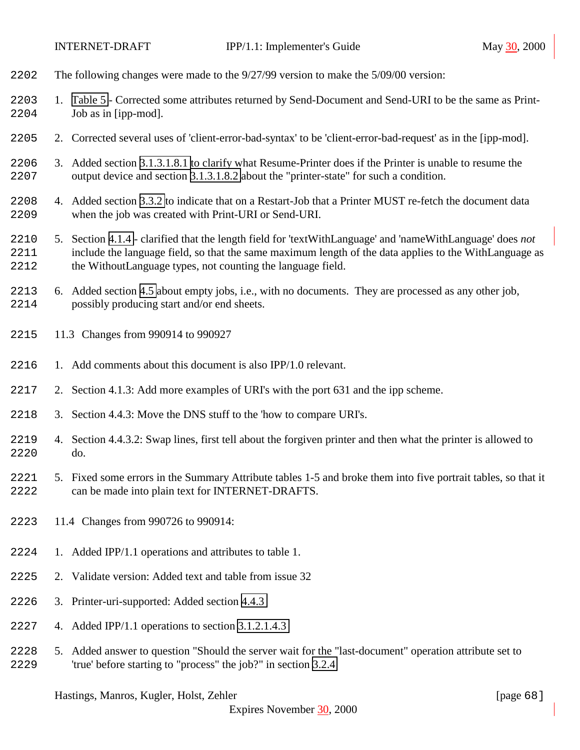The following changes were made to the 9/27/99 version to make the 5/09/00 version:

1. Table 5 - Corrected some attributes returned by Send-Document and Send-URI to be the same as Print-Job as in [ipp-mod].

2. Corrected several uses of 'client-error-bad-syntax' to be 'client-error-bad-request' as in the [ipp-mod].

3. Added section 3.1.3.1.8.1 to clarify what Resume-Printer does if the Printer is unable to resume the output device and section 3.1.3.1.8.2 about the "printer-state" for such a condition.

4. Added section 3.3.2 to indicate that on a Restart-Job that a Printer MUST re-fetch the document data when the job was created with Print-URI or Send-URI.

5. Section 4.1.4 - clarified that the length field for 'textWithLanguage' and 'nameWithLanguage' does *not* include the language field, so that the same maximum length of the data applies to the WithLanguage as the WithoutLanguage types, not counting the language field.

6. Added section 4.5 about empty jobs, i.e., with no documents. They are processed as any other job, possibly producing start and/or end sheets.

## 11.3 Changes from 990914 to 990927

1. Add comments about this document is also IPP/1.0 relevant.

2. Section 4.1.3: Add more examples of URI's with the port 631 and the ipp scheme.

3. Section 4.4.3: Move the DNS stuff to the 'how to compare URI's.

4. Section 4.4.3.2: Swap lines, first tell about the forgiven printer and then what the printer is allowed to do.

5. Fixed some errors in the Summary Attribute tables 1-5 and broke them into five portrait tables, so that it can be made into plain text for INTERNET-DRAFTS.

## 11.4 Changes from 990726 to 990914:

1. Added IPP/1.1 operations and attributes to table 1.

2. Validate version: Added text and table from issue 32

3. Printer-uri-supported: Added section 4.4.3

4. Added IPP/1.1 operations to section 3.1.2.1.4.3

5. Added answer to question "Should the server wait for the "last-document" operation attribute set to 'true' before starting to "process" the job?" in section 3.2.4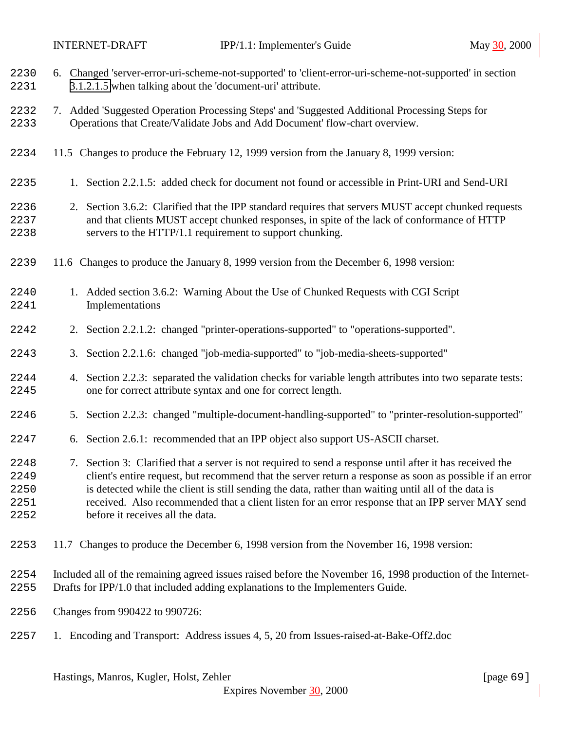6. Changed 'server-error-uri-scheme-not-supported' to 'client-error-uri-scheme-not-supported' in section 3.1.2.1.5 when talking about the 'document-uri' attribute.

7. Added 'Suggested Operation Processing Steps' and 'Suggested Additional Processing Steps for Operations that Create/Validate Jobs and Add Document' flow-chart overview.

## 11.5 Changes to produce the February 12, 1999 version from the January 8, 1999 version:

1. Section 2.2.1.5: added check for document not found or accessible in Print-URI and Send-URI

2. Section 3.6.2: Clarified that the IPP standard requires that servers MUST accept chunked requests and that clients MUST accept chunked responses, in spite of the lack of conformance of HTTP servers to the HTTP/1.1 requirement to support chunking.

## 11.6 Changes to produce the January 8, 1999 version from the December 6, 1998 version:

1. Added section 3.6.2: Warning About the Use of Chunked Requests with CGI Script Implementations

2. Section 2.2.1.2: changed "printer-operations-supported" to "operations-supported".

3. Section 2.2.1.6: changed "job-media-supported" to "job-media-sheets-supported"

4. Section 2.2.3: separated the validation checks for variable length attributes into two separate tests: one for correct attribute syntax and one for correct length.

5. Section 2.2.3: changed "multiple-document-handling-supported" to "printer-resolution-supported"

6. Section 2.6.1: recommended that an IPP object also support US-ASCII charset.

7. Section 3: Clarified that a server is not required to send a response until after it has received the client's entire request, but recommend that the server return a response as soon as possible if an error is detected while the client is still sending the data, rather than waiting until all of the data is received. Also recommended that a client listen for an error response that an IPP server MAY send before it receives all the data.

## 11.7 Changes to produce the December 6, 1998 version from the November 16, 1998 version:

Included all of the remaining agreed issues raised before the November 16, 1998 production of the Internet-Drafts for IPP/1.0 that included adding explanations to the Implementers Guide.

Changes from 990422 to 990726:

1. Encoding and Transport: Address issues 4, 5, 20 from Issues-raised-at-Bake-Off2.doc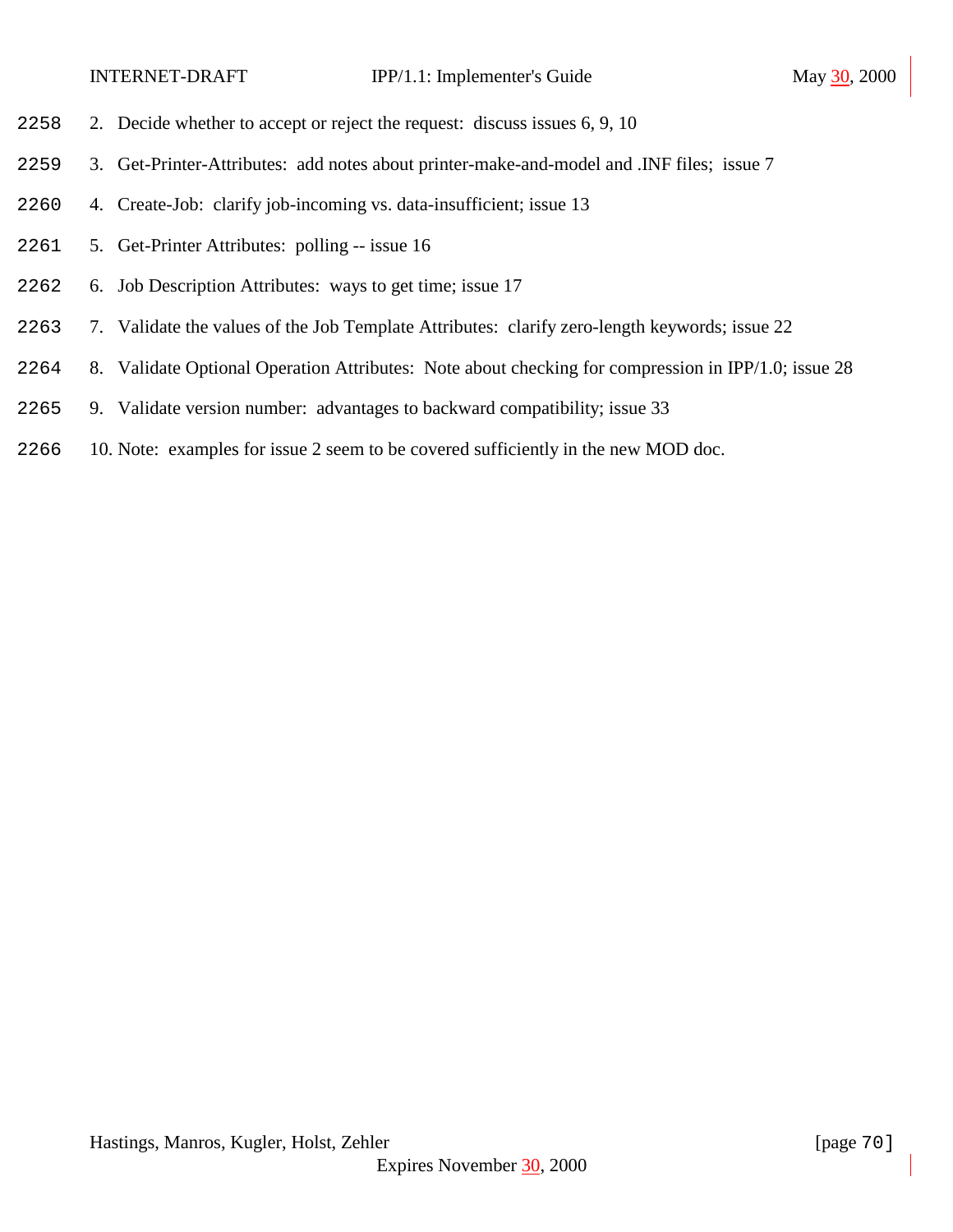2. Decide whether to accept or reject the request: discuss issues 6, 9, 10
3. Get-Printer-Attributes: add notes about printer-make-and-model and .INF files; issue 7
4. Create-Job: clarify job-incoming vs. data-insufficient; issue 13
5. Get-Printer Attributes: polling -- issue 16
6. Job Description Attributes: ways to get time; issue 17
7. Validate the values of the Job Template Attributes: clarify zero-length keywords; issue 22
8. Validate Optional Operation Attributes: Note about checking for compression in IPP/1.0; issue 28
9. Validate version number: advantages to backward compatibility; issue 33
10. Note: examples for issue 2 seem to be covered sufficiently in the new MOD doc.